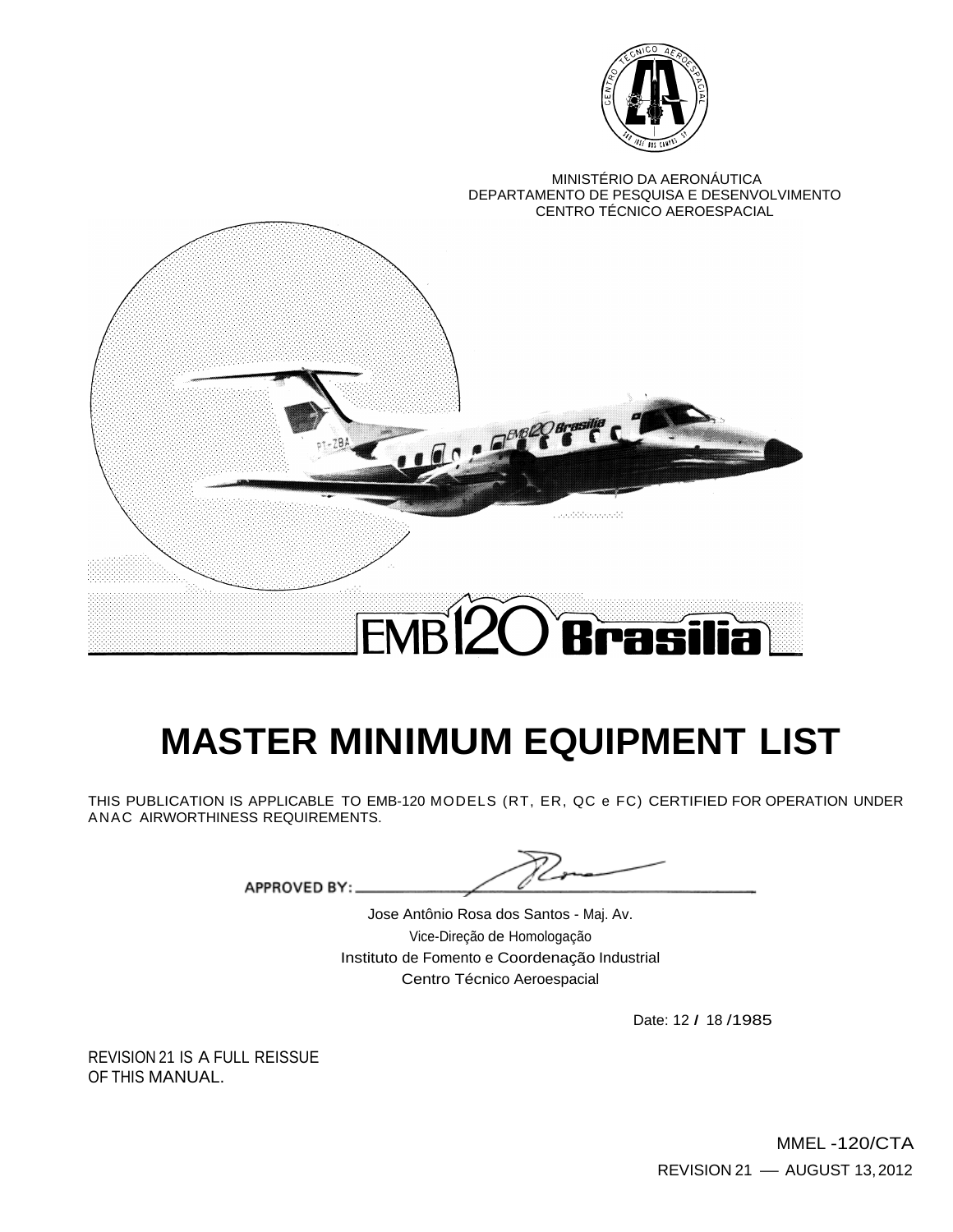MINISTÉRIO DA AERONÁUTICA
DEPARTAMENTO DE PESQUISA E DESENVOLVIMENTO
CENTRO TÉCNICO AEROESPACIAL

EMB120 Brasilia

# MASTER MINIMUM EQUIPMENT LIST

THIS PUBLICATION IS APPLICABLE TO EMB-120 MODELS (RT, ER, QC e FC) CERTIFIED FOR OPERATION UNDER ANAC AIRWORTHINESS REQUIREMENTS.

APPROVED BY:

Jose Antônio Rosa dos Santos - Maj. Av.
Vice-Direção de Homologação
Instituto de Fomento e Coordenação Industrial
Centro Técnico Aeroespacial

Date: 12 / 18 /1985

REVISION 21 IS A FULL REISSUE OF THIS MANUAL.

MMEL -120/CTA
REVISION 21 — AUGUST 13, 2012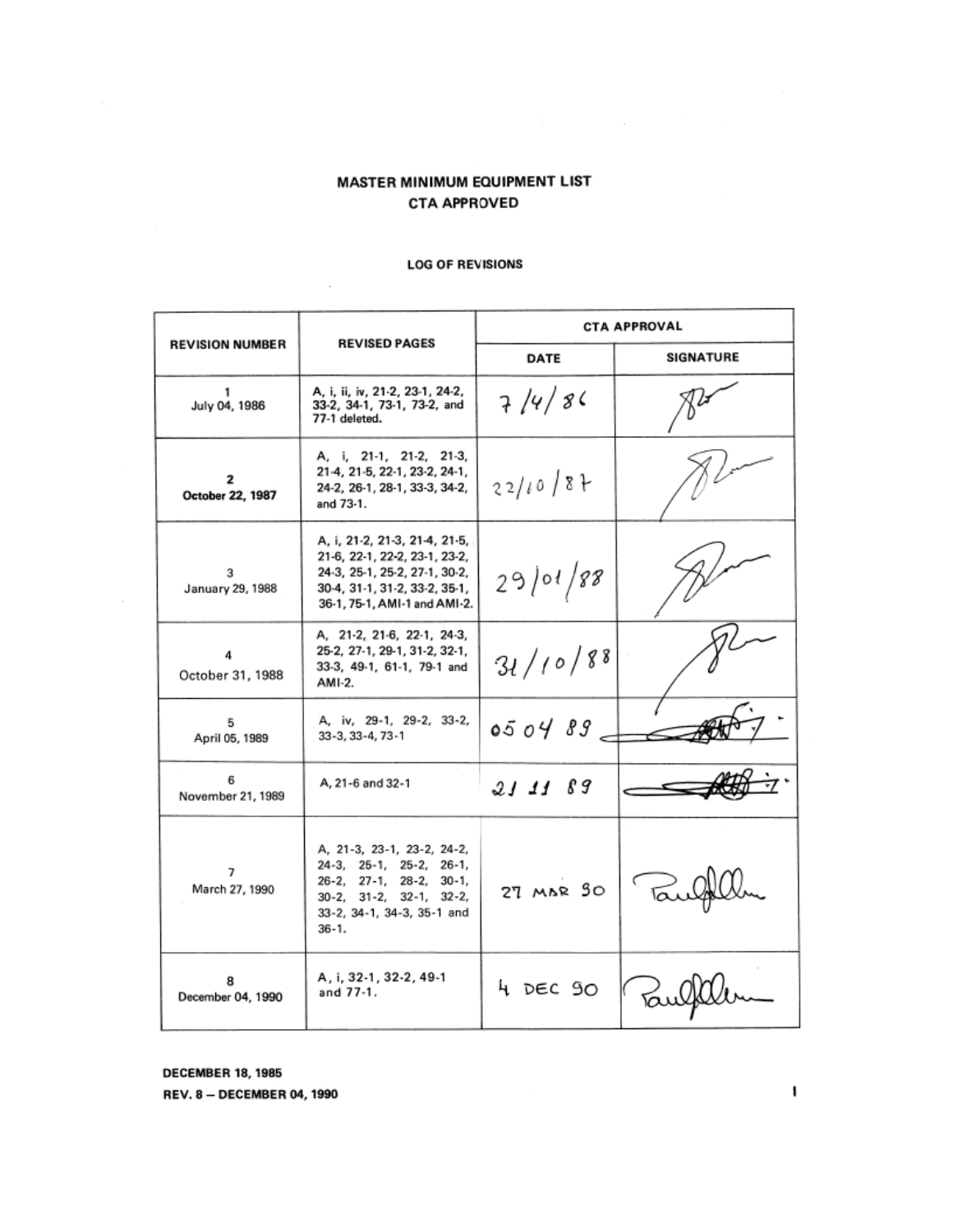# MASTER MINIMUM EQUIPMENT LIST
## CTA APPROVED

### LOG OF REVISIONS

| REVISION NUMBER | REVISED PAGES | CTA APPROVAL | |
|---|---|---|---|
| | | DATE | SIGNATURE |
| 1<br>July 04, 1986 | A, i, ii, iv, 21-2, 23-1, 24-2, 33-2, 34-1, 73-1, 73-2, and 77-1 deleted. | 7/4/86 | |
| **2**<br>**October 22, 1987** | A, i, 21-1, 21-2, 21-3, 21-4, 21-5, 22-1, 23-2, 24-1, 24-2, 26-1, 28-1, 33-3, 34-2, and 73-1. | 22/10/87 | |
| 3<br>January 29, 1988 | A, i, 21-2, 21-3, 21-4, 21-5, 21-6, 22-1, 22-2, 23-1, 23-2, 24-3, 25-1, 25-2, 27-1, 30-2, 30-4, 31-1, 31-2, 33-2, 35-1, 36-1, 75-1, AMI-1 and AMI-2. | 29/01/88 | |
| 4<br>October 31, 1988 | A, 21-2, 21-6, 22-1, 24-3, 25-2, 27-1, 29-1, 31-2, 32-1, 33-3, 49-1, 61-1, 79-1 and AMI-2. | 31/10/88 | |
| 5<br>April 05, 1989 | A, iv, 29-1, 29-2, 33-2, 33-3, 33-4, 73-1 | 05 04 89 | |
| 6<br>November 21, 1989 | A, 21-6 and 32-1 | 21 11 89 | |
| 7<br>March 27, 1990 | A, 21-3, 23-1, 23-2, 24-2, 24-3, 25-1, 25-2, 26-1, 26-2, 27-1, 28-2, 30-1, 30-2, 31-2, 32-1, 32-2, 33-2, 34-1, 34-3, 35-1 and 36-1. | 27 MAR 90 | |
| 8<br>December 04, 1990 | A, i, 32-1, 32-2, 49-1 and 77-1. | 4 DEC 90 | |

**DECEMBER 18, 1985**
**REV. 8 – DECEMBER 04, 1990**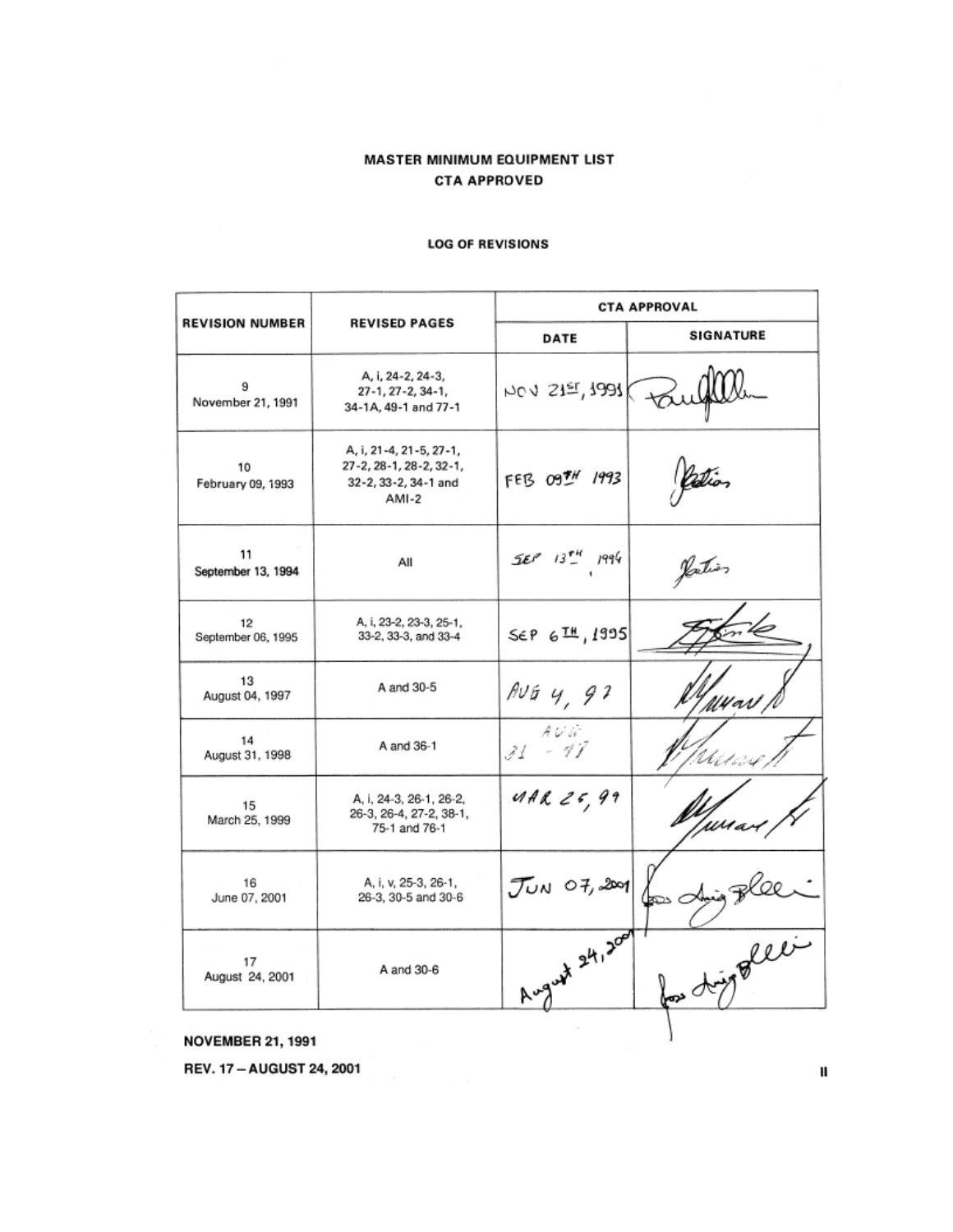# MASTER MINIMUM EQUIPMENT LIST
## CTA APPROVED

### LOG OF REVISIONS

| REVISION NUMBER | REVISED PAGES | CTA APPROVAL | |
|---|---|---|---|
| | | DATE | SIGNATURE |
| 9<br>November 21, 1991 | A, i, 24-2, 24-3, 27-1, 27-2, 34-1, 34-1A, 49-1 and 77-1 | NOV 21ST, 1991 | |
| 10<br>February 09, 1993 | A, i, 21-4, 21-5, 27-1, 27-2, 28-1, 28-2, 32-1, 32-2, 33-2, 34-1 and AMI-2 | FEB 09TH 1993 | |
| 11<br>September 13, 1994 | All | SEP 13TH 1994 | |
| 12<br>September 06, 1995 | A, i, 23-2, 23-3, 25-1, 33-2, 33-3, and 33-4 | SEP 6TH, 1995 | |
| 13<br>August 04, 1997 | A and 30-5 | AUG 4, 97 | |
| 14<br>August 31, 1998 | A and 36-1 | AUG 31 - 98 | |
| 15<br>March 25, 1999 | A, i, 24-3, 26-1, 26-2, 26-3, 26-4, 27-2, 38-1, 75-1 and 76-1 | MAR 25, 99 | |
| 16<br>June 07, 2001 | A, i, v, 25-3, 26-1, 26-3, 30-5 and 30-6 | JUN 07, 2001 | |
| 17<br>August 24, 2001 | A and 30-6 | August 24, 2001 | |

**NOVEMBER 21, 1991**

**REV. 17 – AUGUST 24, 2001**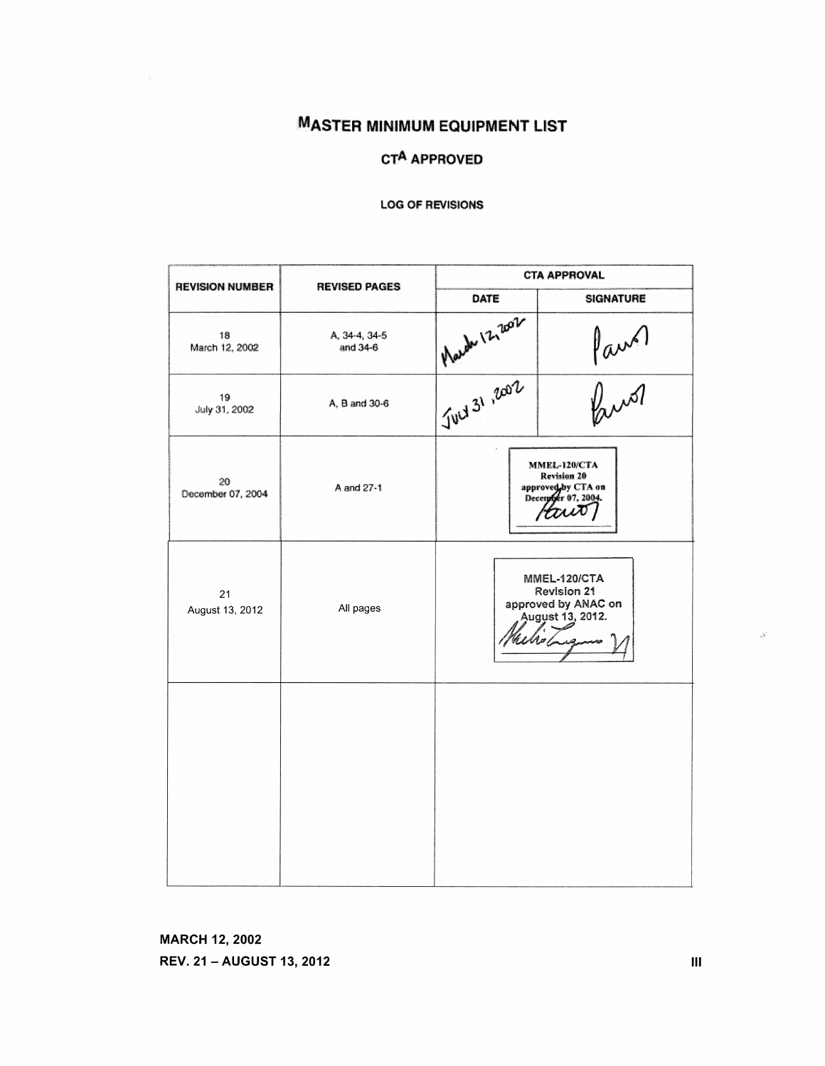# MASTER MINIMUM EQUIPMENT LIST

## CTA APPROVED

### LOG OF REVISIONS

| REVISION NUMBER | REVISED PAGES | CTA APPROVAL | |
|---|---|---|---|
| | | DATE | SIGNATURE |
| 18<br>March 12, 2002 | A, 34-4, 34-5<br>and 34-6 | March 12, 2002 | Paulo |
| 19<br>July 31, 2002 | A, B and 30-6 | July 31, 2002 | Paulo |
| 20<br>December 07, 2004 | A and 27-1 | MMEL-120/CTA<br>Revision 20<br>approved by CTA on<br>December 07, 2004. | |
| 21<br>August 13, 2012 | All pages | MMEL-120/CTA<br>Revision 21<br>approved by ANAC on<br>August 13, 2012. | |
| | | | |

**MARCH 12, 2002**
**REV. 21 – AUGUST 13, 2012**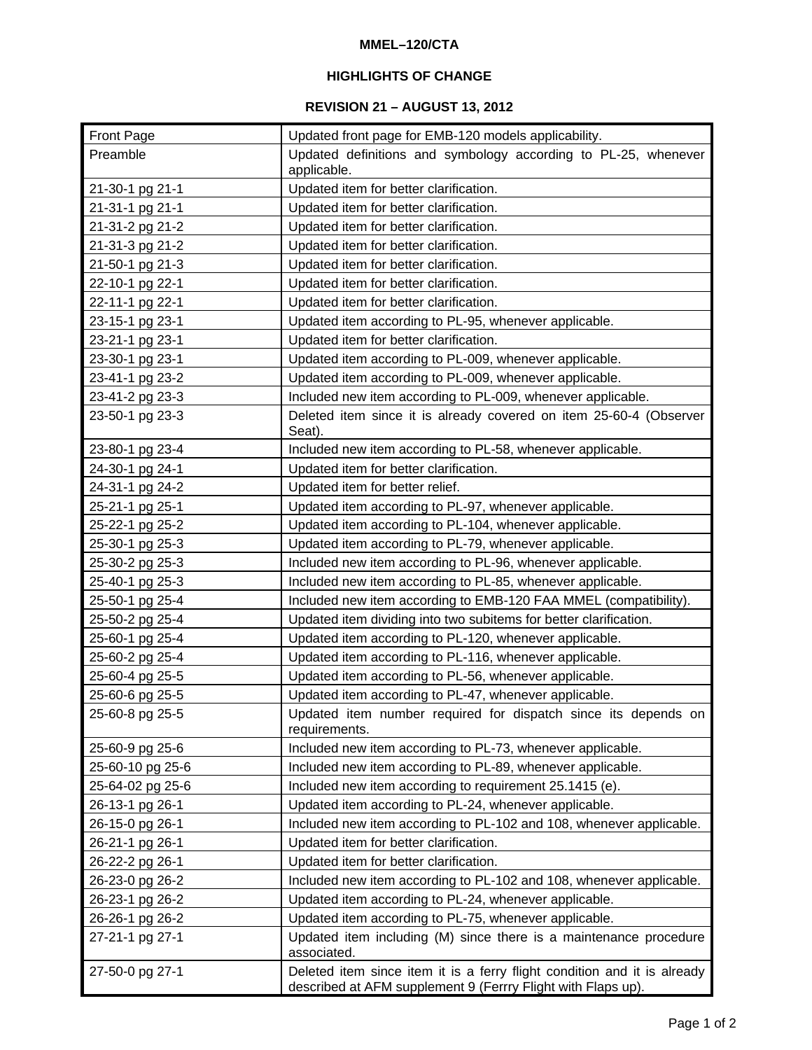**MMEL–120/CTA**

**HIGHLIGHTS OF CHANGE**

**REVISION 21 – AUGUST 13, 2012**

| | |
|---|---|
| Front Page | Updated front page for EMB-120 models applicability. |
| Preamble | Updated definitions and symbology according to PL-25, whenever applicable. |
| 21-30-1 pg 21-1 | Updated item for better clarification. |
| 21-31-1 pg 21-1 | Updated item for better clarification. |
| 21-31-2 pg 21-2 | Updated item for better clarification. |
| 21-31-3 pg 21-2 | Updated item for better clarification. |
| 21-50-1 pg 21-3 | Updated item for better clarification. |
| 22-10-1 pg 22-1 | Updated item for better clarification. |
| 22-11-1 pg 22-1 | Updated item for better clarification. |
| 23-15-1 pg 23-1 | Updated item according to PL-95, whenever applicable. |
| 23-21-1 pg 23-1 | Updated item for better clarification. |
| 23-30-1 pg 23-1 | Updated item according to PL-009, whenever applicable. |
| 23-41-1 pg 23-2 | Updated item according to PL-009, whenever applicable. |
| 23-41-2 pg 23-3 | Included new item according to PL-009, whenever applicable. |
| 23-50-1 pg 23-3 | Deleted item since it is already covered on item 25-60-4 (Observer Seat). |
| 23-80-1 pg 23-4 | Included new item according to PL-58, whenever applicable. |
| 24-30-1 pg 24-1 | Updated item for better clarification. |
| 24-31-1 pg 24-2 | Updated item for better relief. |
| 25-21-1 pg 25-1 | Updated item according to PL-97, whenever applicable. |
| 25-22-1 pg 25-2 | Updated item according to PL-104, whenever applicable. |
| 25-30-1 pg 25-3 | Updated item according to PL-79, whenever applicable. |
| 25-30-2 pg 25-3 | Included new item according to PL-96, whenever applicable. |
| 25-40-1 pg 25-3 | Included new item according to PL-85, whenever applicable. |
| 25-50-1 pg 25-4 | Included new item according to EMB-120 FAA MMEL (compatibility). |
| 25-50-2 pg 25-4 | Updated item dividing into two subitems for better clarification. |
| 25-60-1 pg 25-4 | Updated item according to PL-120, whenever applicable. |
| 25-60-2 pg 25-4 | Updated item according to PL-116, whenever applicable. |
| 25-60-4 pg 25-5 | Updated item according to PL-56, whenever applicable. |
| 25-60-6 pg 25-5 | Updated item according to PL-47, whenever applicable. |
| 25-60-8 pg 25-5 | Updated item number required for dispatch since its depends on requirements. |
| 25-60-9 pg 25-6 | Included new item according to PL-73, whenever applicable. |
| 25-60-10 pg 25-6 | Included new item according to PL-89, whenever applicable. |
| 25-64-02 pg 25-6 | Included new item according to requirement 25.1415 (e). |
| 26-13-1 pg 26-1 | Updated item according to PL-24, whenever applicable. |
| 26-15-0 pg 26-1 | Included new item according to PL-102 and 108, whenever applicable. |
| 26-21-1 pg 26-1 | Updated item for better clarification. |
| 26-22-2 pg 26-1 | Updated item for better clarification. |
| 26-23-0 pg 26-2 | Included new item according to PL-102 and 108, whenever applicable. |
| 26-23-1 pg 26-2 | Updated item according to PL-24, whenever applicable. |
| 26-26-1 pg 26-2 | Updated item according to PL-75, whenever applicable. |
| 27-21-1 pg 27-1 | Updated item including (M) since there is a maintenance procedure associated. |
| 27-50-0 pg 27-1 | Deleted item since item it is a ferry flight condition and it is already described at AFM supplement 9 (Ferrry Flight with Flaps up). |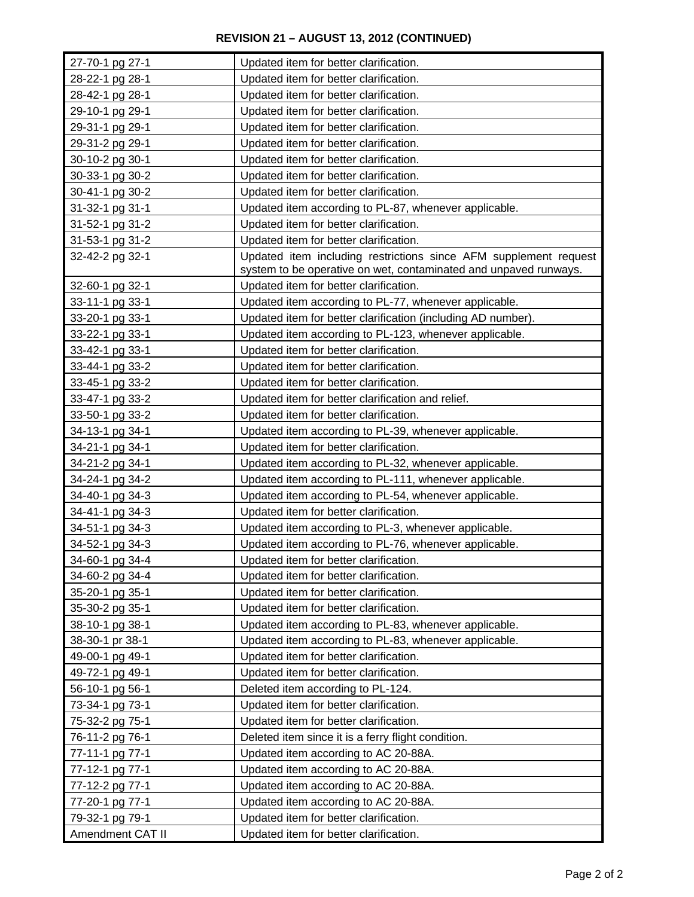**REVISION 21 – AUGUST 13, 2012 (CONTINUED)**

| | |
|---|---|
| 27-70-1 pg 27-1 | Updated item for better clarification. |
| 28-22-1 pg 28-1 | Updated item for better clarification. |
| 28-42-1 pg 28-1 | Updated item for better clarification. |
| 29-10-1 pg 29-1 | Updated item for better clarification. |
| 29-31-1 pg 29-1 | Updated item for better clarification. |
| 29-31-2 pg 29-1 | Updated item for better clarification. |
| 30-10-2 pg 30-1 | Updated item for better clarification. |
| 30-33-1 pg 30-2 | Updated item for better clarification. |
| 30-41-1 pg 30-2 | Updated item for better clarification. |
| 31-32-1 pg 31-1 | Updated item according to PL-87, whenever applicable. |
| 31-52-1 pg 31-2 | Updated item for better clarification. |
| 31-53-1 pg 31-2 | Updated item for better clarification. |
| 32-42-2 pg 32-1 | Updated item including restrictions since AFM supplement request system to be operative on wet, contaminated and unpaved runways. |
| 32-60-1 pg 32-1 | Updated item for better clarification. |
| 33-11-1 pg 33-1 | Updated item according to PL-77, whenever applicable. |
| 33-20-1 pg 33-1 | Updated item for better clarification (including AD number). |
| 33-22-1 pg 33-1 | Updated item according to PL-123, whenever applicable. |
| 33-42-1 pg 33-1 | Updated item for better clarification. |
| 33-44-1 pg 33-2 | Updated item for better clarification. |
| 33-45-1 pg 33-2 | Updated item for better clarification. |
| 33-47-1 pg 33-2 | Updated item for better clarification and relief. |
| 33-50-1 pg 33-2 | Updated item for better clarification. |
| 34-13-1 pg 34-1 | Updated item according to PL-39, whenever applicable. |
| 34-21-1 pg 34-1 | Updated item for better clarification. |
| 34-21-2 pg 34-1 | Updated item according to PL-32, whenever applicable. |
| 34-24-1 pg 34-2 | Updated item according to PL-111, whenever applicable. |
| 34-40-1 pg 34-3 | Updated item according to PL-54, whenever applicable. |
| 34-41-1 pg 34-3 | Updated item for better clarification. |
| 34-51-1 pg 34-3 | Updated item according to PL-3, whenever applicable. |
| 34-52-1 pg 34-3 | Updated item according to PL-76, whenever applicable. |
| 34-60-1 pg 34-4 | Updated item for better clarification. |
| 34-60-2 pg 34-4 | Updated item for better clarification. |
| 35-20-1 pg 35-1 | Updated item for better clarification. |
| 35-30-2 pg 35-1 | Updated item for better clarification. |
| 38-10-1 pg 38-1 | Updated item according to PL-83, whenever applicable. |
| 38-30-1 pr 38-1 | Updated item according to PL-83, whenever applicable. |
| 49-00-1 pg 49-1 | Updated item for better clarification. |
| 49-72-1 pg 49-1 | Updated item for better clarification. |
| 56-10-1 pg 56-1 | Deleted item according to PL-124. |
| 73-34-1 pg 73-1 | Updated item for better clarification. |
| 75-32-2 pg 75-1 | Updated item for better clarification. |
| 76-11-2 pg 76-1 | Deleted item since it is a ferry flight condition. |
| 77-11-1 pg 77-1 | Updated item according to AC 20-88A. |
| 77-12-1 pg 77-1 | Updated item according to AC 20-88A. |
| 77-12-2 pg 77-1 | Updated item according to AC 20-88A. |
| 77-20-1 pg 77-1 | Updated item according to AC 20-88A. |
| 79-32-1 pg 79-1 | Updated item for better clarification. |
| Amendment CAT II | Updated item for better clarification. |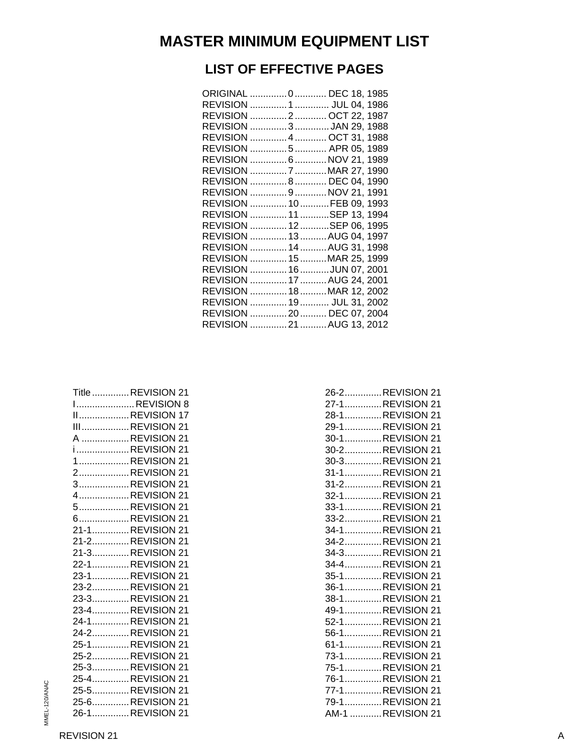# MASTER MINIMUM EQUIPMENT LIST

## LIST OF EFFECTIVE PAGES

| | | |
|---|---|---|
| ORIGINAL | 0 | DEC 18, 1985 |
| REVISION | 1 | JUL 04, 1986 |
| REVISION | 2 | OCT 22, 1987 |
| REVISION | 3 | JAN 29, 1988 |
| REVISION | 4 | OCT 31, 1988 |
| REVISION | 5 | APR 05, 1989 |
| REVISION | 6 | NOV 21, 1989 |
| REVISION | 7 | MAR 27, 1990 |
| REVISION | 8 | DEC 04, 1990 |
| REVISION | 9 | NOV 21, 1991 |
| REVISION | 10 | FEB 09, 1993 |
| REVISION | 11 | SEP 13, 1994 |
| REVISION | 12 | SEP 06, 1995 |
| REVISION | 13 | AUG 04, 1997 |
| REVISION | 14 | AUG 31, 1998 |
| REVISION | 15 | MAR 25, 1999 |
| REVISION | 16 | JUN 07, 2001 |
| REVISION | 17 | AUG 24, 2001 |
| REVISION | 18 | MAR 12, 2002 |
| REVISION | 19 | JUL 31, 2002 |
| REVISION | 20 | DEC 07, 2004 |
| REVISION | 21 | AUG 13, 2012 |

| Page | Revision |
|---|---|
| Title | REVISION 21 |
| I | REVISION 8 |
| II | REVISION 17 |
| III | REVISION 21 |
| A | REVISION 21 |
| i | REVISION 21 |
| 1 | REVISION 21 |
| 2 | REVISION 21 |
| 3 | REVISION 21 |
| 4 | REVISION 21 |
| 5 | REVISION 21 |
| 6 | REVISION 21 |
| 21-1 | REVISION 21 |
| 21-2 | REVISION 21 |
| 21-3 | REVISION 21 |
| 22-1 | REVISION 21 |
| 23-1 | REVISION 21 |
| 23-2 | REVISION 21 |
| 23-3 | REVISION 21 |
| 23-4 | REVISION 21 |
| 24-1 | REVISION 21 |
| 24-2 | REVISION 21 |
| 25-1 | REVISION 21 |
| 25-2 | REVISION 21 |
| 25-3 | REVISION 21 |
| 25-4 | REVISION 21 |
| 25-5 | REVISION 21 |
| 25-6 | REVISION 21 |
| 26-1 | REVISION 21 |
| 26-2 | REVISION 21 |
| 27-1 | REVISION 21 |
| 28-1 | REVISION 21 |
| 29-1 | REVISION 21 |
| 30-1 | REVISION 21 |
| 30-2 | REVISION 21 |
| 30-3 | REVISION 21 |
| 31-1 | REVISION 21 |
| 31-2 | REVISION 21 |
| 32-1 | REVISION 21 |
| 33-1 | REVISION 21 |
| 33-2 | REVISION 21 |
| 34-1 | REVISION 21 |
| 34-2 | REVISION 21 |
| 34-3 | REVISION 21 |
| 34-4 | REVISION 21 |
| 35-1 | REVISION 21 |
| 36-1 | REVISION 21 |
| 38-1 | REVISION 21 |
| 49-1 | REVISION 21 |
| 52-1 | REVISION 21 |
| 56-1 | REVISION 21 |
| 61-1 | REVISION 21 |
| 73-1 | REVISION 21 |
| 75-1 | REVISION 21 |
| 76-1 | REVISION 21 |
| 77-1 | REVISION 21 |
| 79-1 | REVISION 21 |
| AM-1 | REVISION 21 |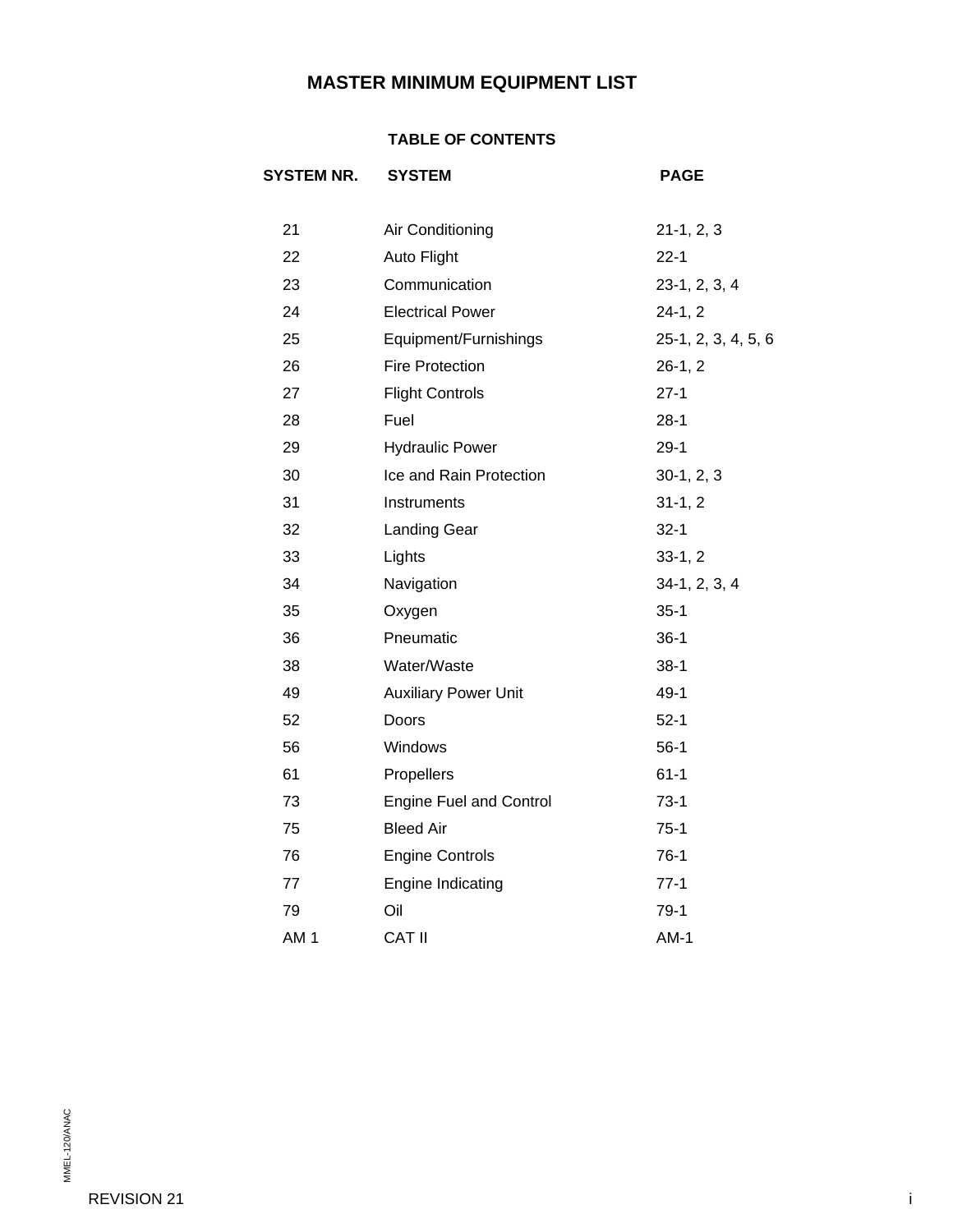# MASTER MINIMUM EQUIPMENT LIST

## TABLE OF CONTENTS

| SYSTEM NR. | SYSTEM | PAGE |
|---|---|---|
| 21 | Air Conditioning | 21-1, 2, 3 |
| 22 | Auto Flight | 22-1 |
| 23 | Communication | 23-1, 2, 3, 4 |
| 24 | Electrical Power | 24-1, 2 |
| 25 | Equipment/Furnishings | 25-1, 2, 3, 4, 5, 6 |
| 26 | Fire Protection | 26-1, 2 |
| 27 | Flight Controls | 27-1 |
| 28 | Fuel | 28-1 |
| 29 | Hydraulic Power | 29-1 |
| 30 | Ice and Rain Protection | 30-1, 2, 3 |
| 31 | Instruments | 31-1, 2 |
| 32 | Landing Gear | 32-1 |
| 33 | Lights | 33-1, 2 |
| 34 | Navigation | 34-1, 2, 3, 4 |
| 35 | Oxygen | 35-1 |
| 36 | Pneumatic | 36-1 |
| 38 | Water/Waste | 38-1 |
| 49 | Auxiliary Power Unit | 49-1 |
| 52 | Doors | 52-1 |
| 56 | Windows | 56-1 |
| 61 | Propellers | 61-1 |
| 73 | Engine Fuel and Control | 73-1 |
| 75 | Bleed Air | 75-1 |
| 76 | Engine Controls | 76-1 |
| 77 | Engine Indicating | 77-1 |
| 79 | Oil | 79-1 |
| AM 1 | CAT II | AM-1 |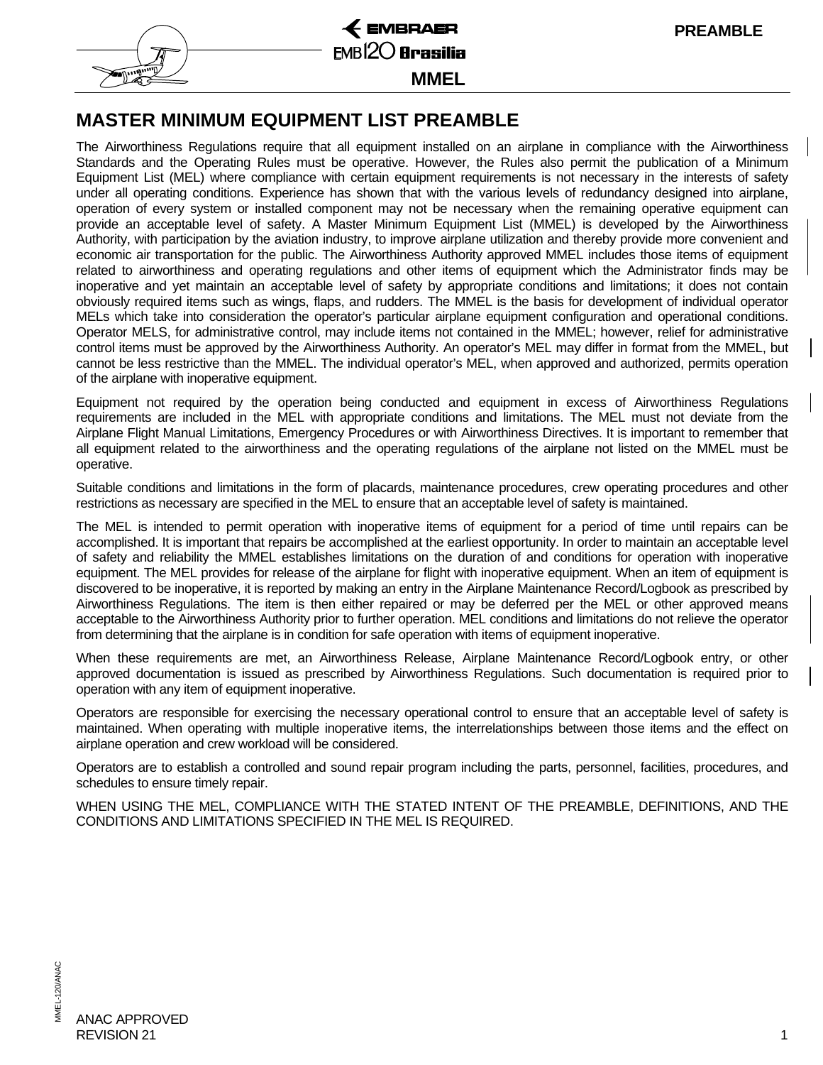# MASTER MINIMUM EQUIPMENT LIST PREAMBLE

The Airworthiness Regulations require that all equipment installed on an airplane in compliance with the Airworthiness Standards and the Operating Rules must be operative. However, the Rules also permit the publication of a Minimum Equipment List (MEL) where compliance with certain equipment requirements is not necessary in the interests of safety under all operating conditions. Experience has shown that with the various levels of redundancy designed into airplane, operation of every system or installed component may not be necessary when the remaining operative equipment can provide an acceptable level of safety. A Master Minimum Equipment List (MMEL) is developed by the Airworthiness Authority, with participation by the aviation industry, to improve airplane utilization and thereby provide more convenient and economic air transportation for the public. The Airworthiness Authority approved MMEL includes those items of equipment related to airworthiness and operating regulations and other items of equipment which the Administrator finds may be inoperative and yet maintain an acceptable level of safety by appropriate conditions and limitations; it does not contain obviously required items such as wings, flaps, and rudders. The MMEL is the basis for development of individual operator MELs which take into consideration the operator's particular airplane equipment configuration and operational conditions. Operator MELS, for administrative control, may include items not contained in the MMEL; however, relief for administrative control items must be approved by the Airworthiness Authority. An operator's MEL may differ in format from the MMEL, but cannot be less restrictive than the MMEL. The individual operator's MEL, when approved and authorized, permits operation of the airplane with inoperative equipment.

Equipment not required by the operation being conducted and equipment in excess of Airworthiness Regulations requirements are included in the MEL with appropriate conditions and limitations. The MEL must not deviate from the Airplane Flight Manual Limitations, Emergency Procedures or with Airworthiness Directives. It is important to remember that all equipment related to the airworthiness and the operating regulations of the airplane not listed on the MMEL must be operative.

Suitable conditions and limitations in the form of placards, maintenance procedures, crew operating procedures and other restrictions as necessary are specified in the MEL to ensure that an acceptable level of safety is maintained.

The MEL is intended to permit operation with inoperative items of equipment for a period of time until repairs can be accomplished. It is important that repairs be accomplished at the earliest opportunity. In order to maintain an acceptable level of safety and reliability the MMEL establishes limitations on the duration of and conditions for operation with inoperative equipment. The MEL provides for release of the airplane for flight with inoperative equipment. When an item of equipment is discovered to be inoperative, it is reported by making an entry in the Airplane Maintenance Record/Logbook as prescribed by Airworthiness Regulations. The item is then either repaired or may be deferred per the MEL or other approved means acceptable to the Airworthiness Authority prior to further operation. MEL conditions and limitations do not relieve the operator from determining that the airplane is in condition for safe operation with items of equipment inoperative.

When these requirements are met, an Airworthiness Release, Airplane Maintenance Record/Logbook entry, or other approved documentation is issued as prescribed by Airworthiness Regulations. Such documentation is required prior to operation with any item of equipment inoperative.

Operators are responsible for exercising the necessary operational control to ensure that an acceptable level of safety is maintained. When operating with multiple inoperative items, the interrelationships between those items and the effect on airplane operation and crew workload will be considered.

Operators are to establish a controlled and sound repair program including the parts, personnel, facilities, procedures, and schedules to ensure timely repair.

WHEN USING THE MEL, COMPLIANCE WITH THE STATED INTENT OF THE PREAMBLE, DEFINITIONS, AND THE CONDITIONS AND LIMITATIONS SPECIFIED IN THE MEL IS REQUIRED.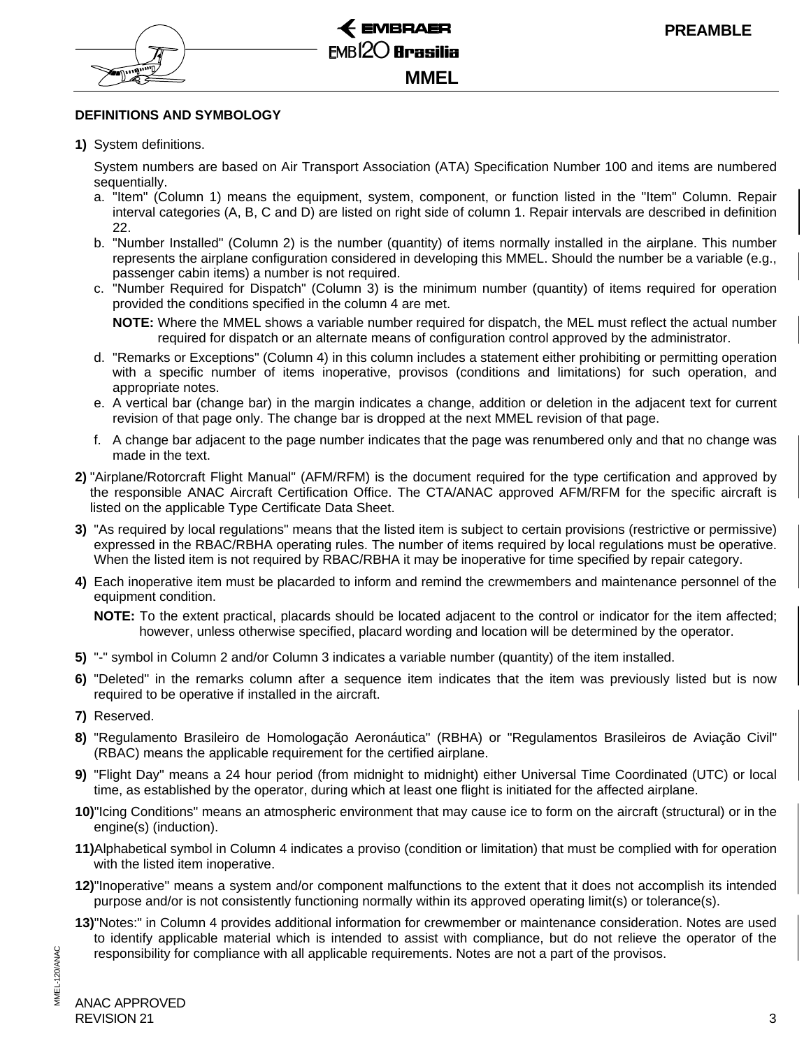## DEFINITIONS AND SYMBOLOGY

**1)** System definitions.

System numbers are based on Air Transport Association (ATA) Specification Number 100 and items are numbered sequentially.

a. "Item" (Column 1) means the equipment, system, component, or function listed in the "Item" Column. Repair interval categories (A, B, C and D) are listed on right side of column 1. Repair intervals are described in definition 22.

b. "Number Installed" (Column 2) is the number (quantity) of items normally installed in the airplane. This number represents the airplane configuration considered in developing this MMEL. Should the number be a variable (e.g., passenger cabin items) a number is not required.

c. "Number Required for Dispatch" (Column 3) is the minimum number (quantity) of items required for operation provided the conditions specified in the column 4 are met.

**NOTE:** Where the MMEL shows a variable number required for dispatch, the MEL must reflect the actual number required for dispatch or an alternate means of configuration control approved by the administrator.

d. "Remarks or Exceptions" (Column 4) in this column includes a statement either prohibiting or permitting operation with a specific number of items inoperative, provisos (conditions and limitations) for such operation, and appropriate notes.

e. A vertical bar (change bar) in the margin indicates a change, addition or deletion in the adjacent text for current revision of that page only. The change bar is dropped at the next MMEL revision of that page.

f. A change bar adjacent to the page number indicates that the page was renumbered only and that no change was made in the text.

**2)** "Airplane/Rotorcraft Flight Manual" (AFM/RFM) is the document required for the type certification and approved by the responsible ANAC Aircraft Certification Office. The CTA/ANAC approved AFM/RFM for the specific aircraft is listed on the applicable Type Certificate Data Sheet.

**3)** "As required by local regulations" means that the listed item is subject to certain provisions (restrictive or permissive) expressed in the RBAC/RBHA operating rules. The number of items required by local regulations must be operative. When the listed item is not required by RBAC/RBHA it may be inoperative for time specified by repair category.

**4)** Each inoperative item must be placarded to inform and remind the crewmembers and maintenance personnel of the equipment condition.

**NOTE:** To the extent practical, placards should be located adjacent to the control or indicator for the item affected; however, unless otherwise specified, placard wording and location will be determined by the operator.

**5)** "-" symbol in Column 2 and/or Column 3 indicates a variable number (quantity) of the item installed.

**6)** "Deleted" in the remarks column after a sequence item indicates that the item was previously listed but is now required to be operative if installed in the aircraft.

**7)** Reserved.

**8)** "Regulamento Brasileiro de Homologação Aeronáutica" (RBHA) or "Regulamentos Brasileiros de Aviação Civil" (RBAC) means the applicable requirement for the certified airplane.

**9)** "Flight Day" means a 24 hour period (from midnight to midnight) either Universal Time Coordinated (UTC) or local time, as established by the operator, during which at least one flight is initiated for the affected airplane.

**10)** "Icing Conditions" means an atmospheric environment that may cause ice to form on the aircraft (structural) or in the engine(s) (induction).

**11)** Alphabetical symbol in Column 4 indicates a proviso (condition or limitation) that must be complied with for operation with the listed item inoperative.

**12)** "Inoperative" means a system and/or component malfunctions to the extent that it does not accomplish its intended purpose and/or is not consistently functioning normally within its approved operating limit(s) or tolerance(s).

**13)** "Notes:" in Column 4 provides additional information for crewmember or maintenance consideration. Notes are used to identify applicable material which is intended to assist with compliance, but do not relieve the operator of the responsibility for compliance with all applicable requirements. Notes are not a part of the provisos.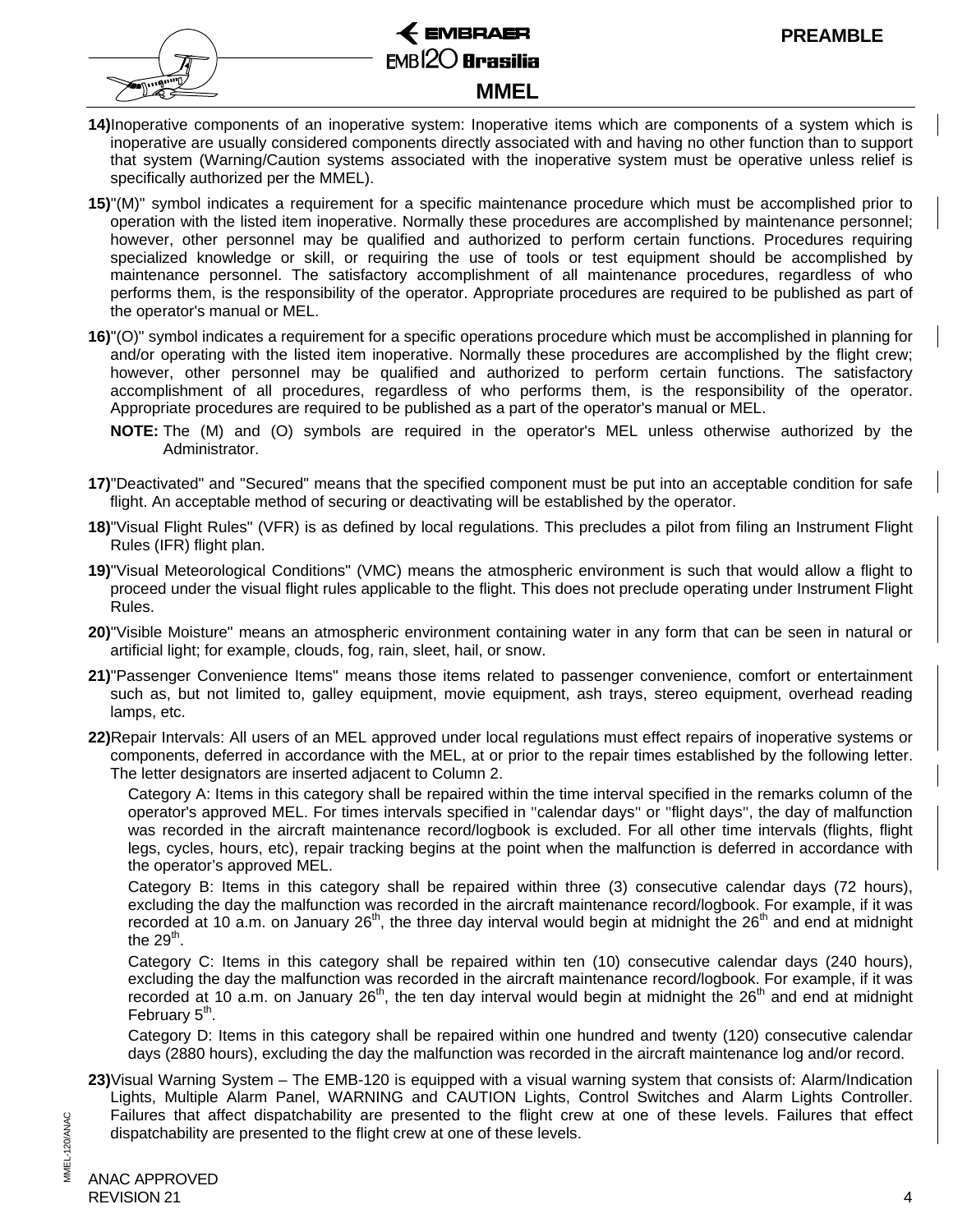14) Inoperative components of an inoperative system: Inoperative items which are components of a system which is inoperative are usually considered components directly associated with and having no other function than to support that system (Warning/Caution systems associated with the inoperative system must be operative unless relief is specifically authorized per the MMEL).

15) "(M)" symbol indicates a requirement for a specific maintenance procedure which must be accomplished prior to operation with the listed item inoperative. Normally these procedures are accomplished by maintenance personnel; however, other personnel may be qualified and authorized to perform certain functions. Procedures requiring specialized knowledge or skill, or requiring the use of tools or test equipment should be accomplished by maintenance personnel. The satisfactory accomplishment of all maintenance procedures, regardless of who performs them, is the responsibility of the operator. Appropriate procedures are required to be published as part of the operator's manual or MEL.

16) "(O)" symbol indicates a requirement for a specific operations procedure which must be accomplished in planning for and/or operating with the listed item inoperative. Normally these procedures are accomplished by the flight crew; however, other personnel may be qualified and authorized to perform certain functions. The satisfactory accomplishment of all procedures, regardless of who performs them, is the responsibility of the operator. Appropriate procedures are required to be published as a part of the operator's manual or MEL.

**NOTE:** The (M) and (O) symbols are required in the operator's MEL unless otherwise authorized by the Administrator.

17) "Deactivated" and "Secured" means that the specified component must be put into an acceptable condition for safe flight. An acceptable method of securing or deactivating will be established by the operator.

18) "Visual Flight Rules" (VFR) is as defined by local regulations. This precludes a pilot from filing an Instrument Flight Rules (IFR) flight plan.

19) "Visual Meteorological Conditions" (VMC) means the atmospheric environment is such that would allow a flight to proceed under the visual flight rules applicable to the flight. This does not preclude operating under Instrument Flight Rules.

20) "Visible Moisture" means an atmospheric environment containing water in any form that can be seen in natural or artificial light; for example, clouds, fog, rain, sleet, hail, or snow.

21) "Passenger Convenience Items" means those items related to passenger convenience, comfort or entertainment such as, but not limited to, galley equipment, movie equipment, ash trays, stereo equipment, overhead reading lamps, etc.

22) Repair Intervals: All users of an MEL approved under local regulations must effect repairs of inoperative systems or components, deferred in accordance with the MEL, at or prior to the repair times established by the following letter. The letter designators are inserted adjacent to Column 2.

Category A: Items in this category shall be repaired within the time interval specified in the remarks column of the operator's approved MEL. For times intervals specified in "calendar days" or "flight days", the day of malfunction was recorded in the aircraft maintenance record/logbook is excluded. For all other time intervals (flights, flight legs, cycles, hours, etc), repair tracking begins at the point when the malfunction is deferred in accordance with the operator's approved MEL.

Category B: Items in this category shall be repaired within three (3) consecutive calendar days (72 hours), excluding the day the malfunction was recorded in the aircraft maintenance record/logbook. For example, if it was recorded at 10 a.m. on January 26th, the three day interval would begin at midnight the 26th and end at midnight the 29th.

Category C: Items in this category shall be repaired within ten (10) consecutive calendar days (240 hours), excluding the day the malfunction was recorded in the aircraft maintenance record/logbook. For example, if it was recorded at 10 a.m. on January 26th, the ten day interval would begin at midnight the 26th and end at midnight February 5th.

Category D: Items in this category shall be repaired within one hundred and twenty (120) consecutive calendar days (2880 hours), excluding the day the malfunction was recorded in the aircraft maintenance log and/or record.

23) Visual Warning System – The EMB-120 is equipped with a visual warning system that consists of: Alarm/Indication Lights, Multiple Alarm Panel, WARNING and CAUTION Lights, Control Switches and Alarm Lights Controller. Failures that affect dispatchability are presented to the flight crew at one of these levels. Failures that effect dispatchability are presented to the flight crew at one of these levels.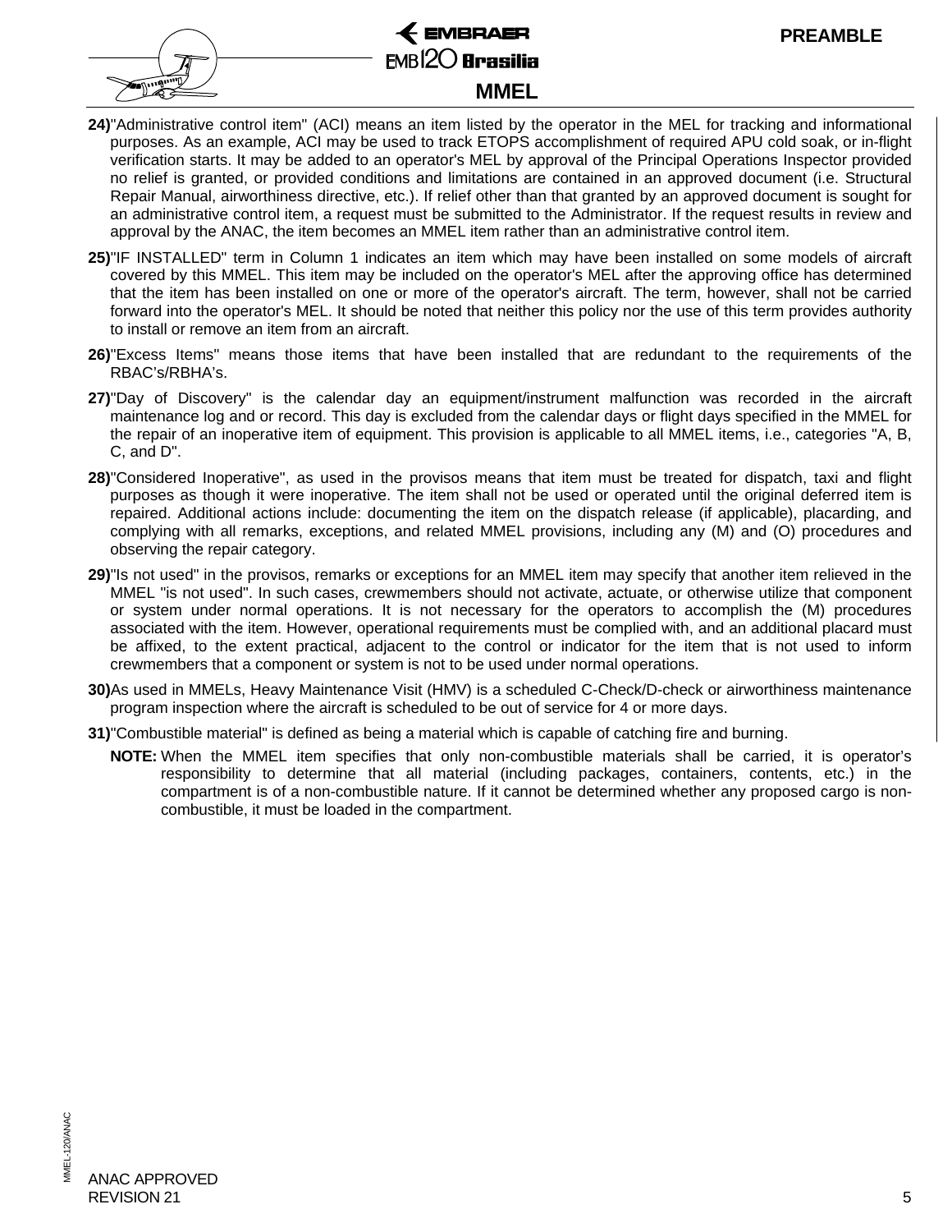24) "Administrative control item" (ACI) means an item listed by the operator in the MEL for tracking and informational purposes. As an example, ACI may be used to track ETOPS accomplishment of required APU cold soak, or in-flight verification starts. It may be added to an operator's MEL by approval of the Principal Operations Inspector provided no relief is granted, or provided conditions and limitations are contained in an approved document (i.e. Structural Repair Manual, airworthiness directive, etc.). If relief other than that granted by an approved document is sought for an administrative control item, a request must be submitted to the Administrator. If the request results in review and approval by the ANAC, the item becomes an MMEL item rather than an administrative control item.

25) "IF INSTALLED" term in Column 1 indicates an item which may have been installed on some models of aircraft covered by this MMEL. This item may be included on the operator's MEL after the approving office has determined that the item has been installed on one or more of the operator's aircraft. The term, however, shall not be carried forward into the operator's MEL. It should be noted that neither this policy nor the use of this term provides authority to install or remove an item from an aircraft.

26) "Excess Items" means those items that have been installed that are redundant to the requirements of the RBAC's/RBHA's.

27) "Day of Discovery" is the calendar day an equipment/instrument malfunction was recorded in the aircraft maintenance log and or record. This day is excluded from the calendar days or flight days specified in the MMEL for the repair of an inoperative item of equipment. This provision is applicable to all MMEL items, i.e., categories "A, B, C, and D".

28) "Considered Inoperative", as used in the provisos means that item must be treated for dispatch, taxi and flight purposes as though it were inoperative. The item shall not be used or operated until the original deferred item is repaired. Additional actions include: documenting the item on the dispatch release (if applicable), placarding, and complying with all remarks, exceptions, and related MMEL provisions, including any (M) and (O) procedures and observing the repair category.

29) "Is not used" in the provisos, remarks or exceptions for an MMEL item may specify that another item relieved in the MMEL "is not used". In such cases, crewmembers should not activate, actuate, or otherwise utilize that component or system under normal operations. It is not necessary for the operators to accomplish the (M) procedures associated with the item. However, operational requirements must be complied with, and an additional placard must be affixed, to the extent practical, adjacent to the control or indicator for the item that is not used to inform crewmembers that a component or system is not to be used under normal operations.

30) As used in MMELs, Heavy Maintenance Visit (HMV) is a scheduled C-Check/D-check or airworthiness maintenance program inspection where the aircraft is scheduled to be out of service for 4 or more days.

31) "Combustible material" is defined as being a material which is capable of catching fire and burning.

**NOTE:** When the MMEL item specifies that only non-combustible materials shall be carried, it is operator's responsibility to determine that all material (including packages, containers, contents, etc.) in the compartment is of a non-combustible nature. If it cannot be determined whether any proposed cargo is non-combustible, it must be loaded in the compartment.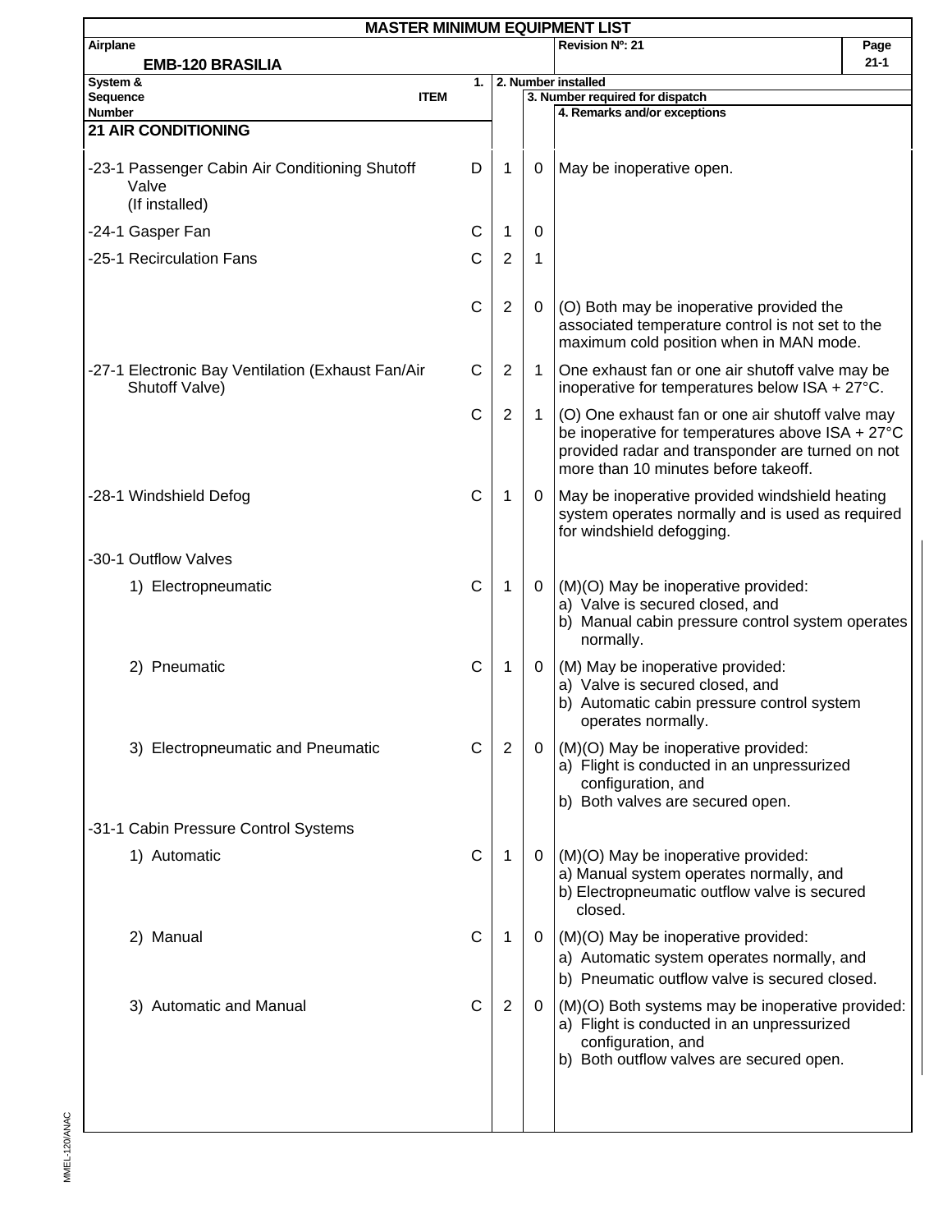# MASTER MINIMUM EQUIPMENT LIST

**Airplane:** EMB-120 BRASILIA | **Revision Nº: 21**

| System & Sequence Number / ITEM | | 1. Number installed | 3. Number required for dispatch | 4. Remarks and/or exceptions |
|---|---|---|---|---|
| **21 AIR CONDITIONING** | | | | |
| -23-1 Passenger Cabin Air Conditioning Shutoff Valve (If installed) | D | 1 | 0 | May be inoperative open. |
| -24-1 Gasper Fan | C | 1 | 0 | |
| -25-1 Recirculation Fans | C | 2 | 1 | |
| | C | 2 | 0 | (O) Both may be inoperative provided the associated temperature control is not set to the maximum cold position when in MAN mode. |
| -27-1 Electronic Bay Ventilation (Exhaust Fan/Air Shutoff Valve) | C | 2 | 1 | One exhaust fan or one air shutoff valve may be inoperative for temperatures below ISA + 27°C. |
| | C | 2 | 1 | (O) One exhaust fan or one air shutoff valve may be inoperative for temperatures above ISA + 27°C provided radar and transponder are turned on not more than 10 minutes before takeoff. |
| -28-1 Windshield Defog | C | 1 | 0 | May be inoperative provided windshield heating system operates normally and is used as required for windshield defogging. |
| -30-1 Outflow Valves | | | | |
| 1) Electropneumatic | C | 1 | 0 | (M)(O) May be inoperative provided:<br>a) Valve is secured closed, and<br>b) Manual cabin pressure control system operates normally. |
| 2) Pneumatic | C | 1 | 0 | (M) May be inoperative provided:<br>a) Valve is secured closed, and<br>b) Automatic cabin pressure control system operates normally. |
| 3) Electropneumatic and Pneumatic | C | 2 | 0 | (M)(O) May be inoperative provided:<br>a) Flight is conducted in an unpressurized configuration, and<br>b) Both valves are secured open. |
| -31-1 Cabin Pressure Control Systems | | | | |
| 1) Automatic | C | 1 | 0 | (M)(O) May be inoperative provided:<br>a) Manual system operates normally, and<br>b) Electropneumatic outflow valve is secured closed. |
| 2) Manual | C | 1 | 0 | (M)(O) May be inoperative provided:<br>a) Automatic system operates normally, and<br>b) Pneumatic outflow valve is secured closed. |
| 3) Automatic and Manual | C | 2 | 0 | (M)(O) Both systems may be inoperative provided:<br>a) Flight is conducted in an unpressurized configuration, and<br>b) Both outflow valves are secured open. |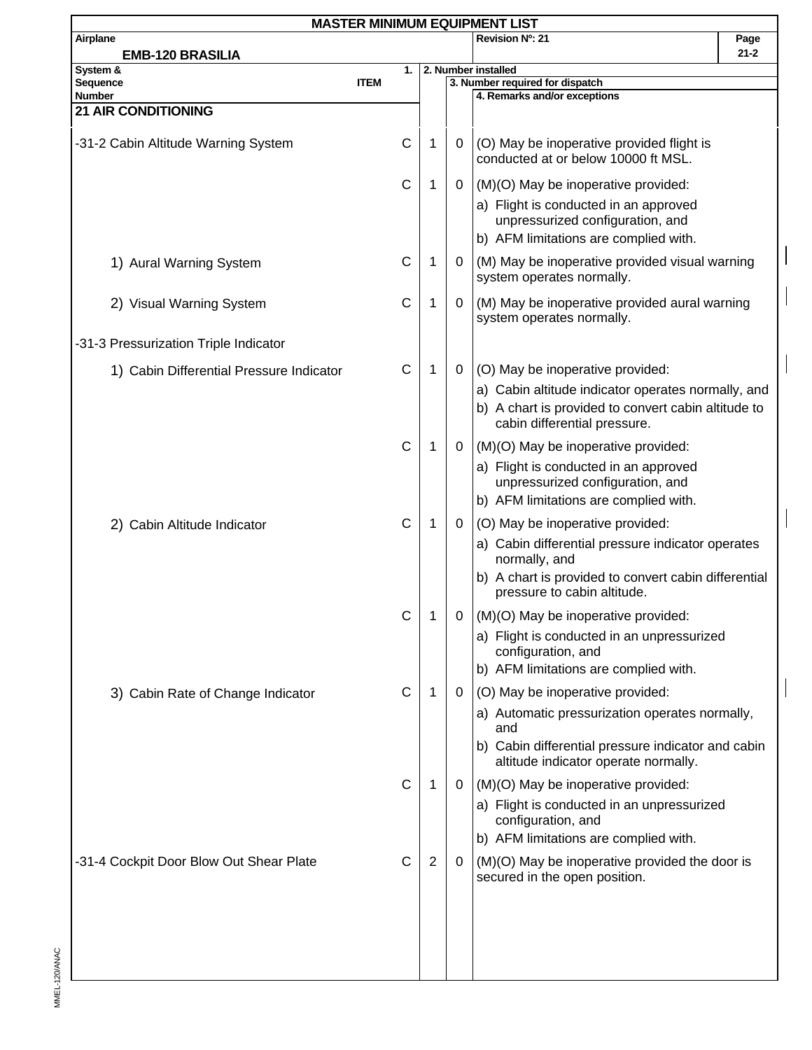# MASTER MINIMUM EQUIPMENT LIST

**Airplane:** EMB-120 BRASILIA | **Revision Nº:** 21 | **Page** 21-2

| System & Sequence Number / ITEM | 1. | 2. Number installed | 3. Number required for dispatch | 4. Remarks and/or exceptions |
|---|---|---|---|---|
| **21 AIR CONDITIONING** | | | | |
| -31-2 Cabin Altitude Warning System | C | 1 | 0 | (O) May be inoperative provided flight is conducted at or below 10000 ft MSL. |
| | C | 1 | 0 | (M)(O) May be inoperative provided:<br>a) Flight is conducted in an approved unpressurized configuration, and<br>b) AFM limitations are complied with. |
| 1) Aural Warning System | C | 1 | 0 | (M) May be inoperative provided visual warning system operates normally. |
| 2) Visual Warning System | C | 1 | 0 | (M) May be inoperative provided aural warning system operates normally. |
| -31-3 Pressurization Triple Indicator | | | | |
| 1) Cabin Differential Pressure Indicator | C | 1 | 0 | (O) May be inoperative provided:<br>a) Cabin altitude indicator operates normally, and<br>b) A chart is provided to convert cabin altitude to cabin differential pressure. |
| | C | 1 | 0 | (M)(O) May be inoperative provided:<br>a) Flight is conducted in an approved unpressurized configuration, and<br>b) AFM limitations are complied with. |
| 2) Cabin Altitude Indicator | C | 1 | 0 | (O) May be inoperative provided:<br>a) Cabin differential pressure indicator operates normally, and<br>b) A chart is provided to convert cabin differential pressure to cabin altitude. |
| | C | 1 | 0 | (M)(O) May be inoperative provided:<br>a) Flight is conducted in an unpressurized configuration, and<br>b) AFM limitations are complied with. |
| 3) Cabin Rate of Change Indicator | C | 1 | 0 | (O) May be inoperative provided:<br>a) Automatic pressurization operates normally, and<br>b) Cabin differential pressure indicator and cabin altitude indicator operate normally. |
| | C | 1 | 0 | (M)(O) May be inoperative provided:<br>a) Flight is conducted in an unpressurized configuration, and<br>b) AFM limitations are complied with. |
| -31-4 Cockpit Door Blow Out Shear Plate | C | 2 | 0 | (M)(O) May be inoperative provided the door is secured in the open position. |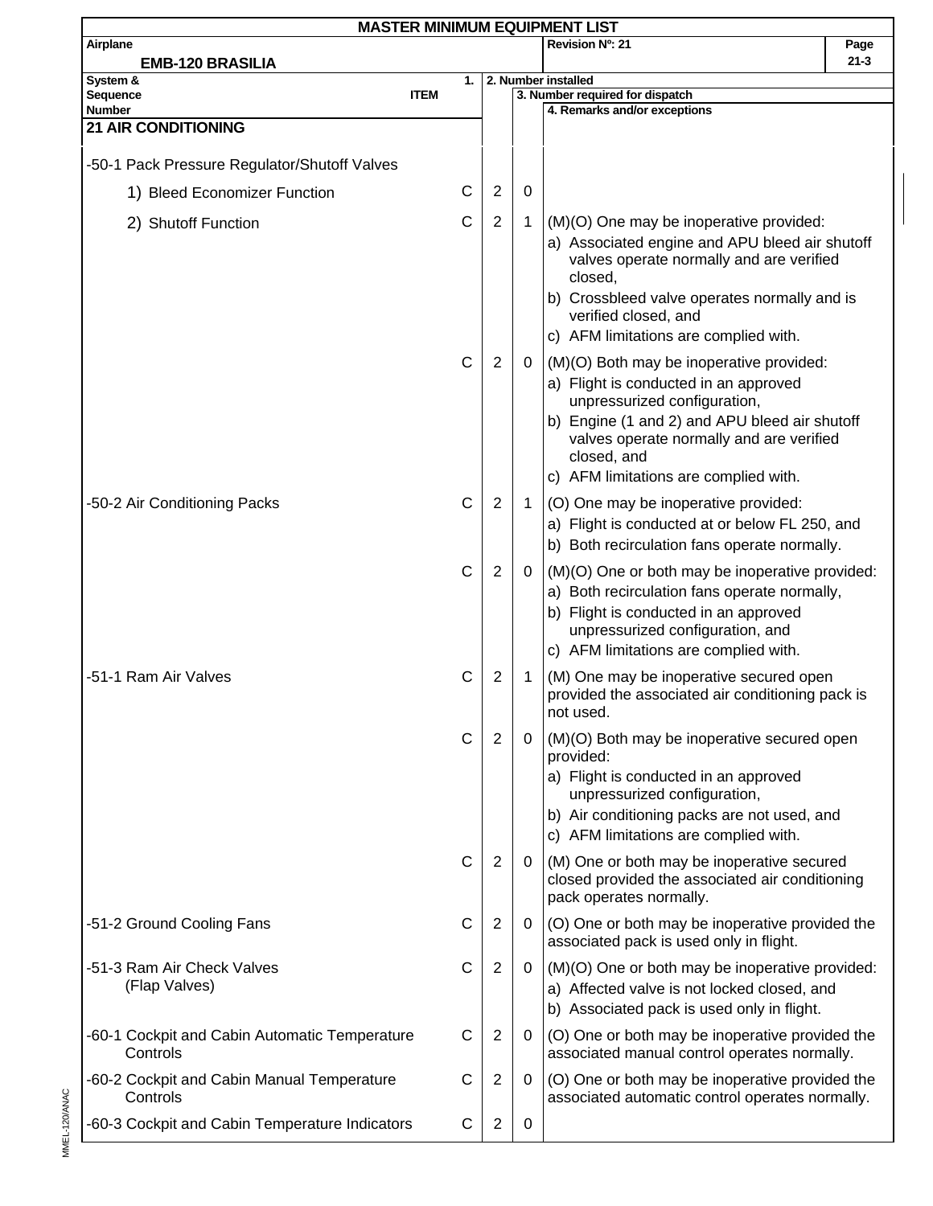# MASTER MINIMUM EQUIPMENT LIST

**Airplane:** EMB-120 BRASILIA

**Revision Nº: 21**

| System & Sequence Number ITEM | 1. | 2. Number installed | 3. Number required for dispatch | 4. Remarks and/or exceptions |
|---|---|---|---|---|
| **21 AIR CONDITIONING** | | | | |
| -50-1 Pack Pressure Regulator/Shutoff Valves | | | | |
| 1) Bleed Economizer Function | C | 2 | 0 | |
| 2) Shutoff Function | C | 2 | 1 | (M)(O) One may be inoperative provided:<br>a) Associated engine and APU bleed air shutoff valves operate normally and are verified closed,<br>b) Crossbleed valve operates normally and is verified closed, and<br>c) AFM limitations are complied with. |
| | C | 2 | 0 | (M)(O) Both may be inoperative provided:<br>a) Flight is conducted in an approved unpressurized configuration,<br>b) Engine (1 and 2) and APU bleed air shutoff valves operate normally and are verified closed, and<br>c) AFM limitations are complied with. |
| -50-2 Air Conditioning Packs | C | 2 | 1 | (O) One may be inoperative provided:<br>a) Flight is conducted at or below FL 250, and<br>b) Both recirculation fans operate normally. |
| | C | 2 | 0 | (M)(O) One or both may be inoperative provided:<br>a) Both recirculation fans operate normally,<br>b) Flight is conducted in an approved unpressurized configuration, and<br>c) AFM limitations are complied with. |
| -51-1 Ram Air Valves | C | 2 | 1 | (M) One may be inoperative secured open provided the associated air conditioning pack is not used. |
| | C | 2 | 0 | (M)(O) Both may be inoperative secured open provided:<br>a) Flight is conducted in an approved unpressurized configuration,<br>b) Air conditioning packs are not used, and<br>c) AFM limitations are complied with. |
| | C | 2 | 0 | (M) One or both may be inoperative secured closed provided the associated air conditioning pack operates normally. |
| -51-2 Ground Cooling Fans | C | 2 | 0 | (O) One or both may be inoperative provided the associated pack is used only in flight. |
| -51-3 Ram Air Check Valves (Flap Valves) | C | 2 | 0 | (M)(O) One or both may be inoperative provided:<br>a) Affected valve is not locked closed, and<br>b) Associated pack is used only in flight. |
| -60-1 Cockpit and Cabin Automatic Temperature Controls | C | 2 | 0 | (O) One or both may be inoperative provided the associated manual control operates normally. |
| -60-2 Cockpit and Cabin Manual Temperature Controls | C | 2 | 0 | (O) One or both may be inoperative provided the associated automatic control operates normally. |
| -60-3 Cockpit and Cabin Temperature Indicators | C | 2 | 0 | |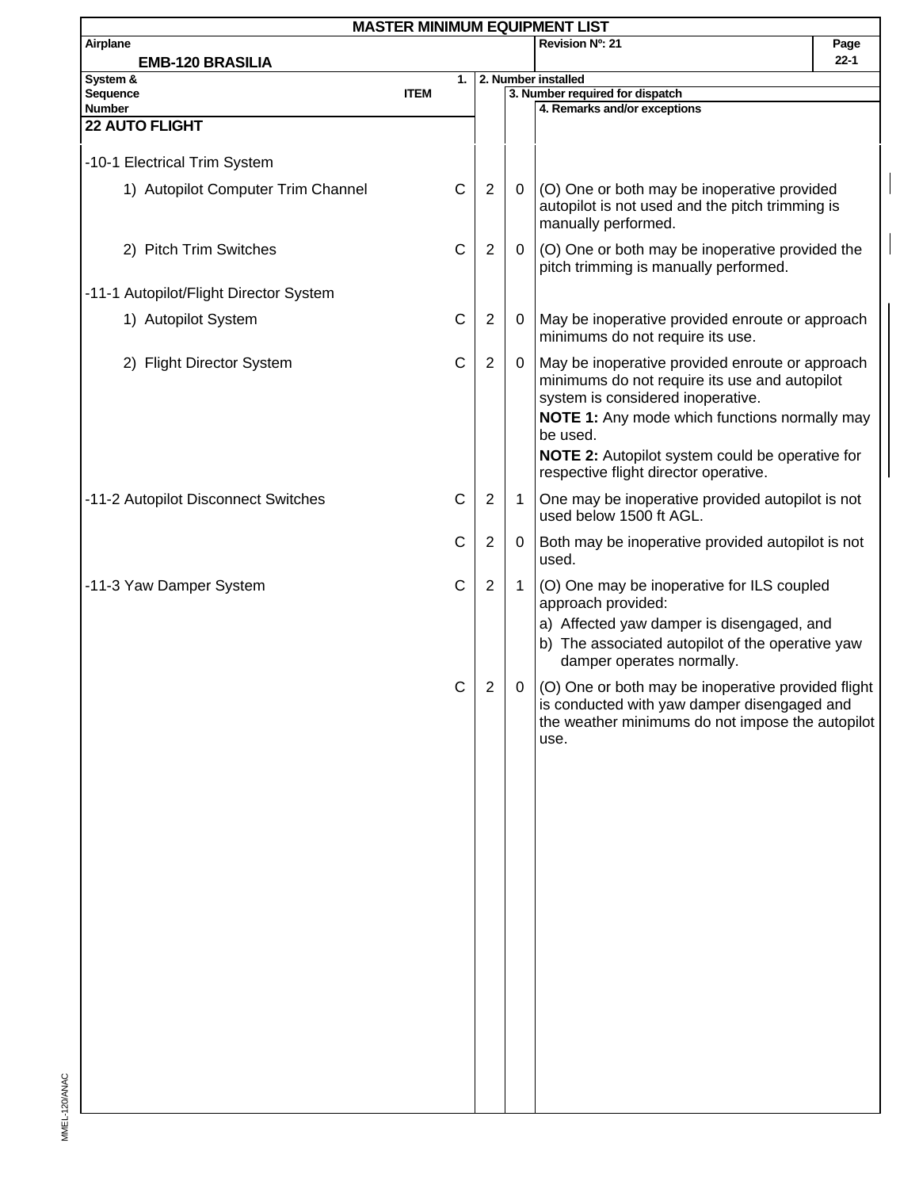# MASTER MINIMUM EQUIPMENT LIST

**Airplane:** EMB-120 BRASILIA

**Revision Nº: 21**

| System & Sequence Number / ITEM | 1. | 2. Number installed | 3. Number required for dispatch | 4. Remarks and/or exceptions |
|---|---|---|---|---|
| **22 AUTO FLIGHT** | | | | |
| -10-1 Electrical Trim System | | | | |
| 1) Autopilot Computer Trim Channel | C | 2 | 0 | (O) One or both may be inoperative provided autopilot is not used and the pitch trimming is manually performed. |
| 2) Pitch Trim Switches | C | 2 | 0 | (O) One or both may be inoperative provided the pitch trimming is manually performed. |
| -11-1 Autopilot/Flight Director System | | | | |
| 1) Autopilot System | C | 2 | 0 | May be inoperative provided enroute or approach minimums do not require its use. |
| 2) Flight Director System | C | 2 | 0 | May be inoperative provided enroute or approach minimums do not require its use and autopilot system is considered inoperative.<br>**NOTE 1:** Any mode which functions normally may be used.<br>**NOTE 2:** Autopilot system could be operative for respective flight director operative. |
| -11-2 Autopilot Disconnect Switches | C | 2 | 1 | One may be inoperative provided autopilot is not used below 1500 ft AGL. |
| | C | 2 | 0 | Both may be inoperative provided autopilot is not used. |
| -11-3 Yaw Damper System | C | 2 | 1 | (O) One may be inoperative for ILS coupled approach provided:<br>a) Affected yaw damper is disengaged, and<br>b) The associated autopilot of the operative yaw damper operates normally. |
| | C | 2 | 0 | (O) One or both may be inoperative provided flight is conducted with yaw damper disengaged and the weather minimums do not impose the autopilot use. |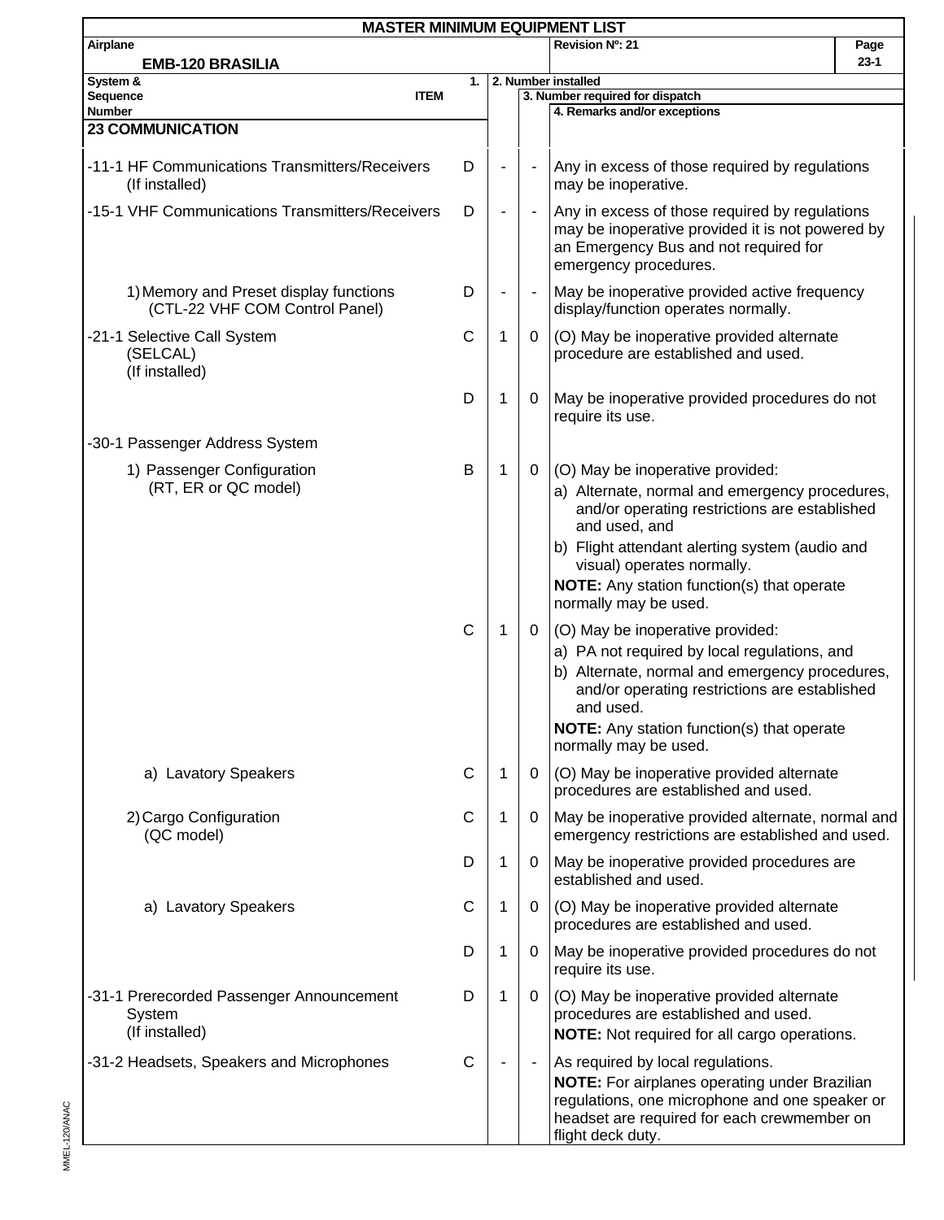# MASTER MINIMUM EQUIPMENT LIST

| Airplane | Revision Nº: 21 | Page |
|---|---|---|
| EMB-120 BRASILIA | | 23-1 |

| System & Sequence Number ITEM | 1. | 2. Number installed | 3. Number required for dispatch | 4. Remarks and/or exceptions |
|---|---|---|---|---|
| **23 COMMUNICATION** | | | | |
| -11-1 HF Communications Transmitters/Receivers (If installed) | D | - | - | Any in excess of those required by regulations may be inoperative. |
| -15-1 VHF Communications Transmitters/Receivers | D | - | - | Any in excess of those required by regulations may be inoperative provided it is not powered by an Emergency Bus and not required for emergency procedures. |
| 1) Memory and Preset display functions (CTL-22 VHF COM Control Panel) | D | - | - | May be inoperative provided active frequency display/function operates normally. |
| -21-1 Selective Call System (SELCAL) (If installed) | C | 1 | 0 | (O) May be inoperative provided alternate procedure are established and used. |
| | D | 1 | 0 | May be inoperative provided procedures do not require its use. |
| -30-1 Passenger Address System | | | | |
| 1) Passenger Configuration (RT, ER or QC model) | B | 1 | 0 | (O) May be inoperative provided:<br>a) Alternate, normal and emergency procedures, and/or operating restrictions are established and used, and<br>b) Flight attendant alerting system (audio and visual) operates normally.<br>**NOTE:** Any station function(s) that operate normally may be used. |
| | C | 1 | 0 | (O) May be inoperative provided:<br>a) PA not required by local regulations, and<br>b) Alternate, normal and emergency procedures, and/or operating restrictions are established and used.<br>**NOTE:** Any station function(s) that operate normally may be used. |
| a) Lavatory Speakers | C | 1 | 0 | (O) May be inoperative provided alternate procedures are established and used. |
| 2) Cargo Configuration (QC model) | C | 1 | 0 | May be inoperative provided alternate, normal and emergency restrictions are established and used. |
| | D | 1 | 0 | May be inoperative provided procedures are established and used. |
| a) Lavatory Speakers | C | 1 | 0 | (O) May be inoperative provided alternate procedures are established and used. |
| | D | 1 | 0 | May be inoperative provided procedures do not require its use. |
| -31-1 Prerecorded Passenger Announcement System (If installed) | D | 1 | 0 | (O) May be inoperative provided alternate procedures are established and used.<br>**NOTE:** Not required for all cargo operations. |
| -31-2 Headsets, Speakers and Microphones | C | - | - | As required by local regulations.<br>**NOTE:** For airplanes operating under Brazilian regulations, one microphone and one speaker or headset are required for each crewmember on flight deck duty. |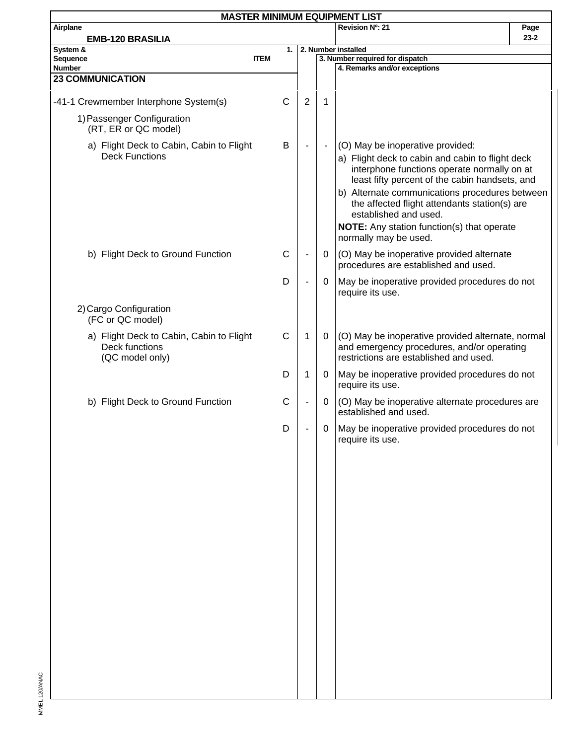# MASTER MINIMUM EQUIPMENT LIST

| Airplane | Revision Nº: 21 |
|---|---|
| EMB-120 BRASILIA | |

| System & Sequence Number / ITEM | 1. | 2. Number installed | 3. Number required for dispatch | 4. Remarks and/or exceptions |
|---|---|---|---|---|
| **23 COMMUNICATION** | | | | |
| -41-1 Crewmember Interphone System(s) | C | 2 | 1 | |
| 1) Passenger Configuration (RT, ER or QC model) | | | | |
| a) Flight Deck to Cabin, Cabin to Flight Deck Functions | B | - | - | (O) May be inoperative provided:<br>a) Flight deck to cabin and cabin to flight deck interphone functions operate normally on at least fifty percent of the cabin handsets, and<br>b) Alternate communications procedures between the affected flight attendants station(s) are established and used.<br>**NOTE:** Any station function(s) that operate normally may be used. |
| b) Flight Deck to Ground Function | C | - | 0 | (O) May be inoperative provided alternate procedures are established and used. |
| | D | - | 0 | May be inoperative provided procedures do not require its use. |
| 2) Cargo Configuration (FC or QC model) | | | | |
| a) Flight Deck to Cabin, Cabin to Flight Deck functions (QC model only) | C | 1 | 0 | (O) May be inoperative provided alternate, normal and emergency procedures, and/or operating restrictions are established and used. |
| | D | 1 | 0 | May be inoperative provided procedures do not require its use. |
| b) Flight Deck to Ground Function | C | - | 0 | (O) May be inoperative alternate procedures are established and used. |
| | D | - | 0 | May be inoperative provided procedures do not require its use. |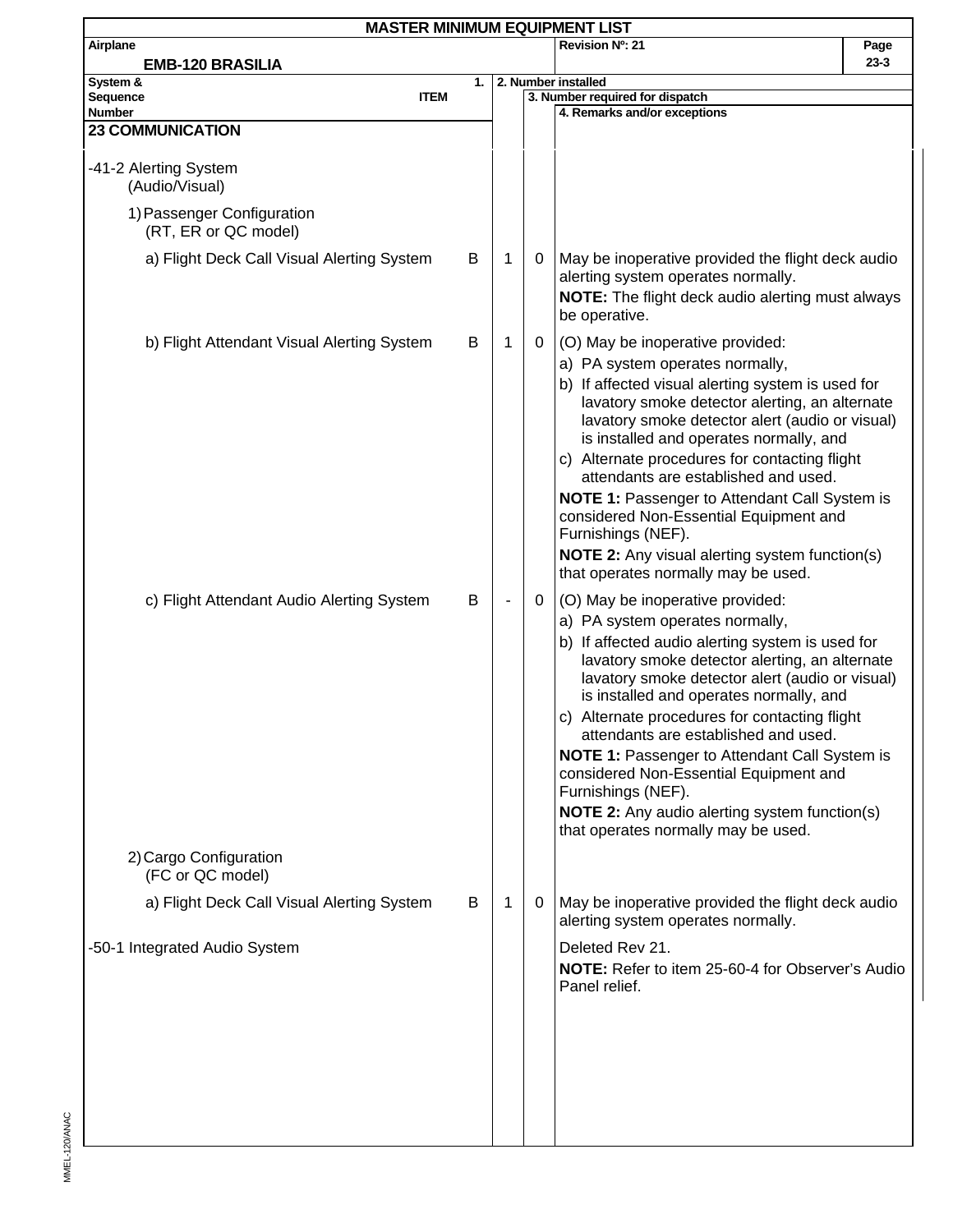# MASTER MINIMUM EQUIPMENT LIST

**Airplane:** EMB-120 BRASILIA

**Revision Nº: 21**

| System & Sequence Number / ITEM | 1. | 2. Number installed | 3. Number required for dispatch | 4. Remarks and/or exceptions |
|---|---|---|---|---|
| **23 COMMUNICATION** | | | | |
| -41-2 Alerting System (Audio/Visual) | | | | |
| 1) Passenger Configuration (RT, ER or QC model) | | | | |
| a) Flight Deck Call Visual Alerting System | B | 1 | 0 | May be inoperative provided the flight deck audio alerting system operates normally.<br>**NOTE:** The flight deck audio alerting must always be operative. |
| b) Flight Attendant Visual Alerting System | B | 1 | 0 | (O) May be inoperative provided:<br>a) PA system operates normally,<br>b) If affected visual alerting system is used for lavatory smoke detector alerting, an alternate lavatory smoke detector alert (audio or visual) is installed and operates normally, and<br>c) Alternate procedures for contacting flight attendants are established and used.<br>**NOTE 1:** Passenger to Attendant Call System is considered Non-Essential Equipment and Furnishings (NEF).<br>**NOTE 2:** Any visual alerting system function(s) that operates normally may be used. |
| c) Flight Attendant Audio Alerting System | B | - | 0 | (O) May be inoperative provided:<br>a) PA system operates normally,<br>b) If affected audio alerting system is used for lavatory smoke detector alerting, an alternate lavatory smoke detector alert (audio or visual) is installed and operates normally, and<br>c) Alternate procedures for contacting flight attendants are established and used.<br>**NOTE 1:** Passenger to Attendant Call System is considered Non-Essential Equipment and Furnishings (NEF).<br>**NOTE 2:** Any audio alerting system function(s) that operates normally may be used. |
| 2) Cargo Configuration (FC or QC model) | | | | |
| a) Flight Deck Call Visual Alerting System | B | 1 | 0 | May be inoperative provided the flight deck audio alerting system operates normally. |
| -50-1 Integrated Audio System | | | | Deleted Rev 21.<br>**NOTE:** Refer to item 25-60-4 for Observer's Audio Panel relief. |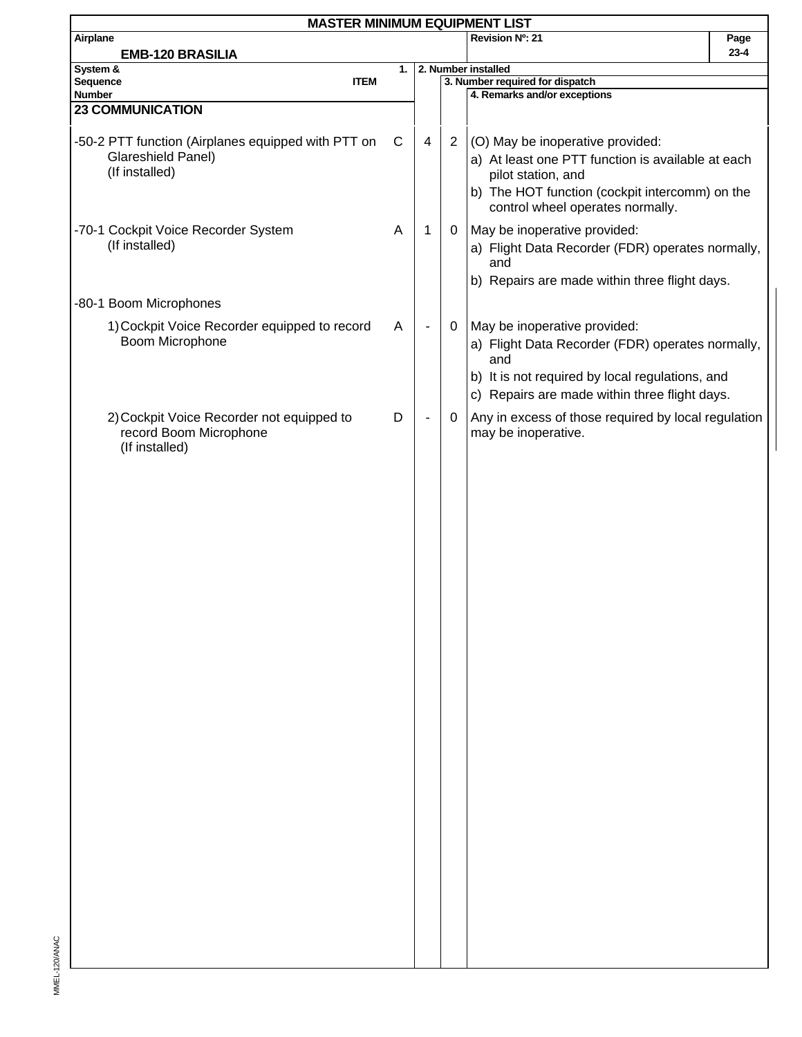# MASTER MINIMUM EQUIPMENT LIST

**Airplane:** EMB-120 BRASILIA

**Revision Nº: 21**

| System & Sequence Number / ITEM | 1. | 2. Number installed | 3. Number required for dispatch | 4. Remarks and/or exceptions |
|---|---|---|---|---|
| **23 COMMUNICATION** | | | | |
| -50-2 PTT function (Airplanes equipped with PTT on Glareshield Panel) (If installed) | C | 4 | 2 | (O) May be inoperative provided:<br>a) At least one PTT function is available at each pilot station, and<br>b) The HOT function (cockpit intercomm) on the control wheel operates normally. |
| -70-1 Cockpit Voice Recorder System (If installed) | A | 1 | 0 | May be inoperative provided:<br>a) Flight Data Recorder (FDR) operates normally, and<br>b) Repairs are made within three flight days. |
| -80-1 Boom Microphones | | | | |
| 1) Cockpit Voice Recorder equipped to record Boom Microphone | A | - | 0 | May be inoperative provided:<br>a) Flight Data Recorder (FDR) operates normally, and<br>b) It is not required by local regulations, and<br>c) Repairs are made within three flight days. |
| 2) Cockpit Voice Recorder not equipped to record Boom Microphone (If installed) | D | - | 0 | Any in excess of those required by local regulation may be inoperative. |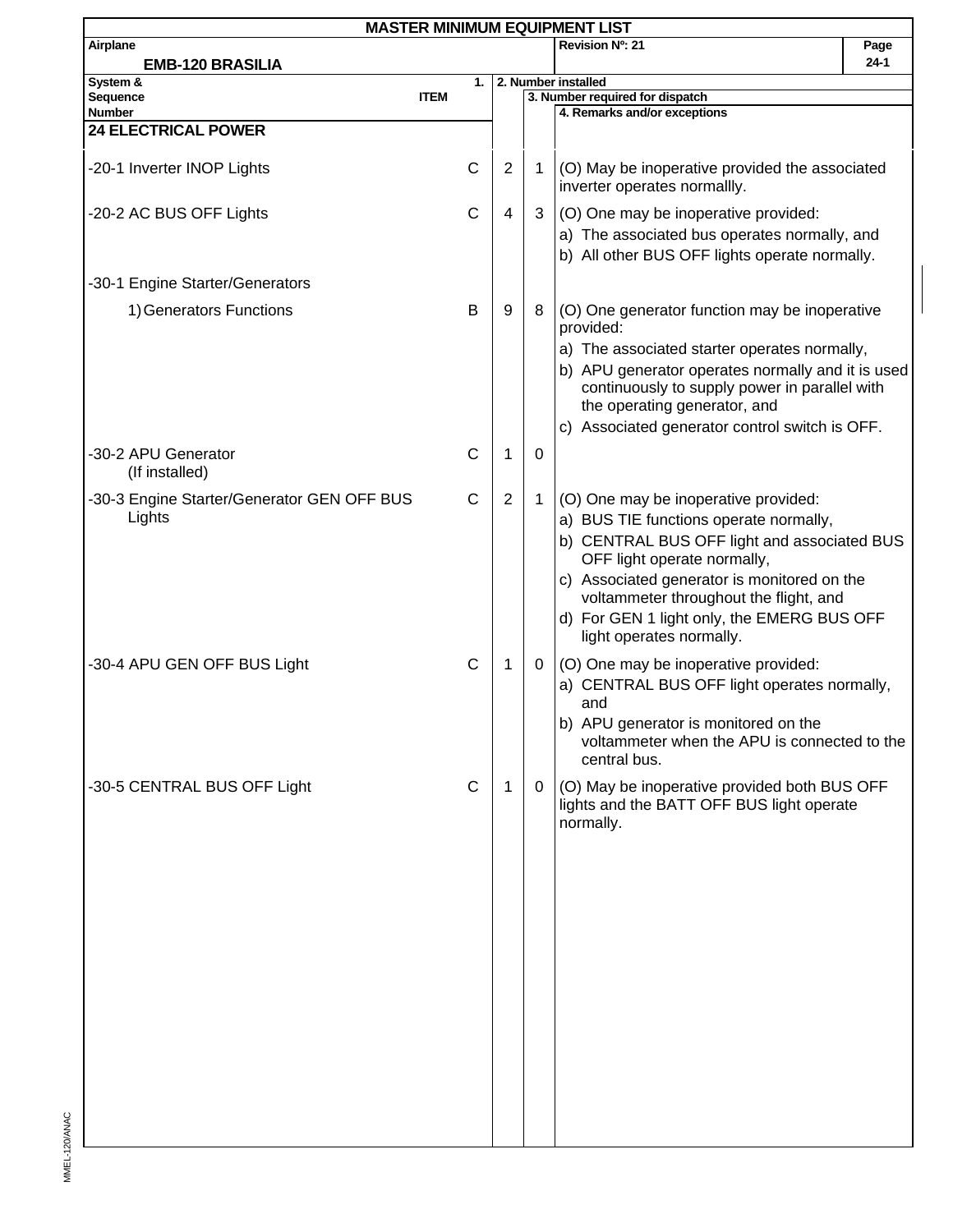# MASTER MINIMUM EQUIPMENT LIST

| Airplane | Revision Nº: 21 | Page |
|---|---|---|
| EMB-120 BRASILIA | | 24-1 |

| System & Sequence Number | ITEM | 1. | 2. Number installed | 3. Number required for dispatch | 4. Remarks and/or exceptions |
|---|---|---|---|---|---|
| **24 ELECTRICAL POWER** | | | | | |
| -20-1 Inverter INOP Lights | | C | 2 | 1 | (O) May be inoperative provided the associated inverter operates normallly. |
| -20-2 AC BUS OFF Lights | | C | 4 | 3 | (O) One may be inoperative provided:<br>a) The associated bus operates normally, and<br>b) All other BUS OFF lights operate normally. |
| -30-1 Engine Starter/Generators | | | | | |
| 1) Generators Functions | | B | 9 | 8 | (O) One generator function may be inoperative provided:<br>a) The associated starter operates normally,<br>b) APU generator operates normally and it is used continuously to supply power in parallel with the operating generator, and<br>c) Associated generator control switch is OFF. |
| -30-2 APU Generator (If installed) | | C | 1 | 0 | |
| -30-3 Engine Starter/Generator GEN OFF BUS Lights | | C | 2 | 1 | (O) One may be inoperative provided:<br>a) BUS TIE functions operate normally,<br>b) CENTRAL BUS OFF light and associated BUS OFF light operate normally,<br>c) Associated generator is monitored on the voltammeter throughout the flight, and<br>d) For GEN 1 light only, the EMERG BUS OFF light operates normally. |
| -30-4 APU GEN OFF BUS Light | | C | 1 | 0 | (O) One may be inoperative provided:<br>a) CENTRAL BUS OFF light operates normally, and<br>b) APU generator is monitored on the voltammeter when the APU is connected to the central bus. |
| -30-5 CENTRAL BUS OFF Light | | C | 1 | 0 | (O) May be inoperative provided both BUS OFF lights and the BATT OFF BUS light operate normally. |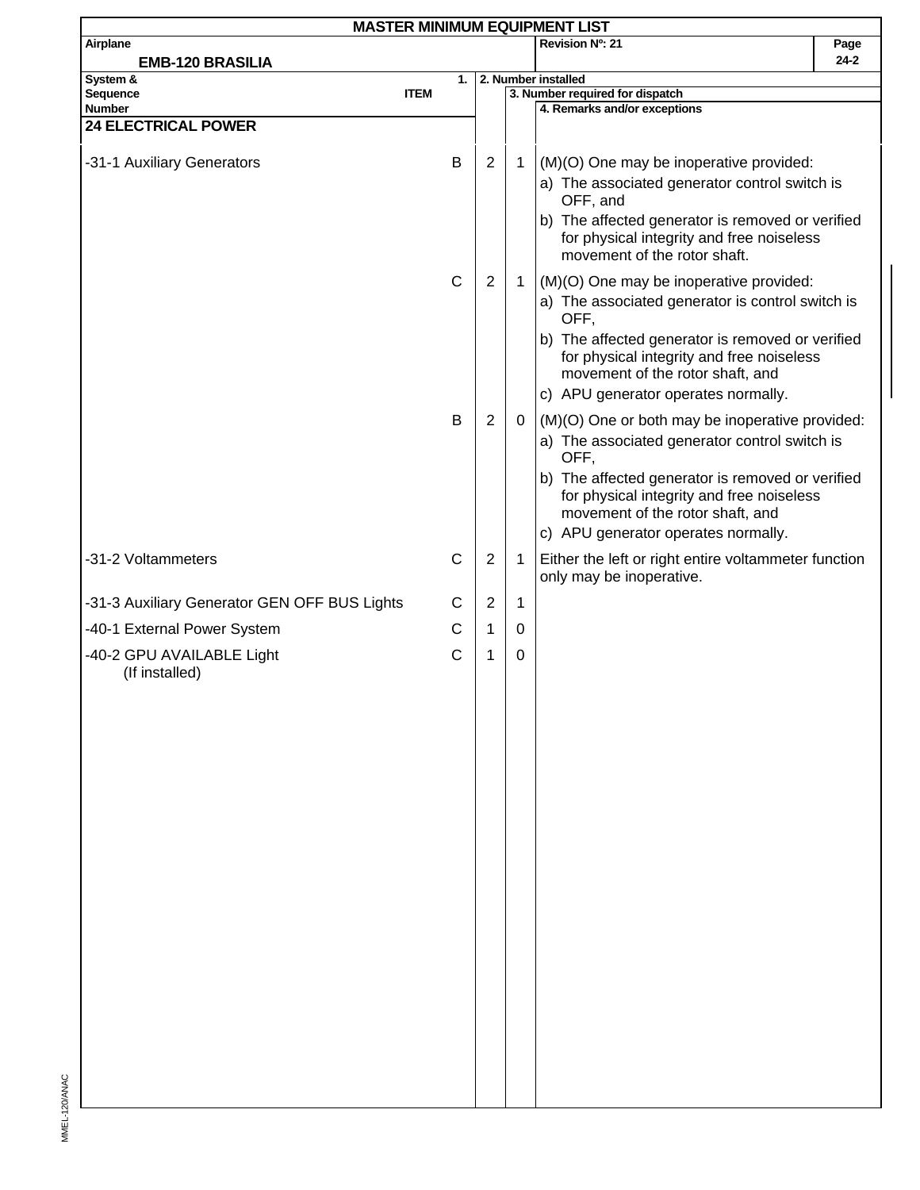**MASTER MINIMUM EQUIPMENT LIST**

| Airplane | Revision Nº: 21 | Page |
|---|---|---|
| **EMB-120 BRASILIA** | | 24-2 |

| System & Sequence Number ITEM | 1. | 2. Number installed | 3. Number required for dispatch | 4. Remarks and/or exceptions |
|---|---|---|---|---|
| **24 ELECTRICAL POWER** | | | | |
| -31-1 Auxiliary Generators | B | 2 | 1 | (M)(O) One may be inoperative provided:<br>a) The associated generator control switch is OFF, and<br>b) The affected generator is removed or verified for physical integrity and free noiseless movement of the rotor shaft. |
| | C | 2 | 1 | (M)(O) One may be inoperative provided:<br>a) The associated generator is control switch is OFF,<br>b) The affected generator is removed or verified for physical integrity and free noiseless movement of the rotor shaft, and<br>c) APU generator operates normally. |
| | B | 2 | 0 | (M)(O) One or both may be inoperative provided:<br>a) The associated generator control switch is OFF,<br>b) The affected generator is removed or verified for physical integrity and free noiseless movement of the rotor shaft, and<br>c) APU generator operates normally. |
| -31-2 Voltammeters | C | 2 | 1 | Either the left or right entire voltammeter function only may be inoperative. |
| -31-3 Auxiliary Generator GEN OFF BUS Lights | C | 2 | 1 | |
| -40-1 External Power System | C | 1 | 0 | |
| -40-2 GPU AVAILABLE Light (If installed) | C | 1 | 0 | |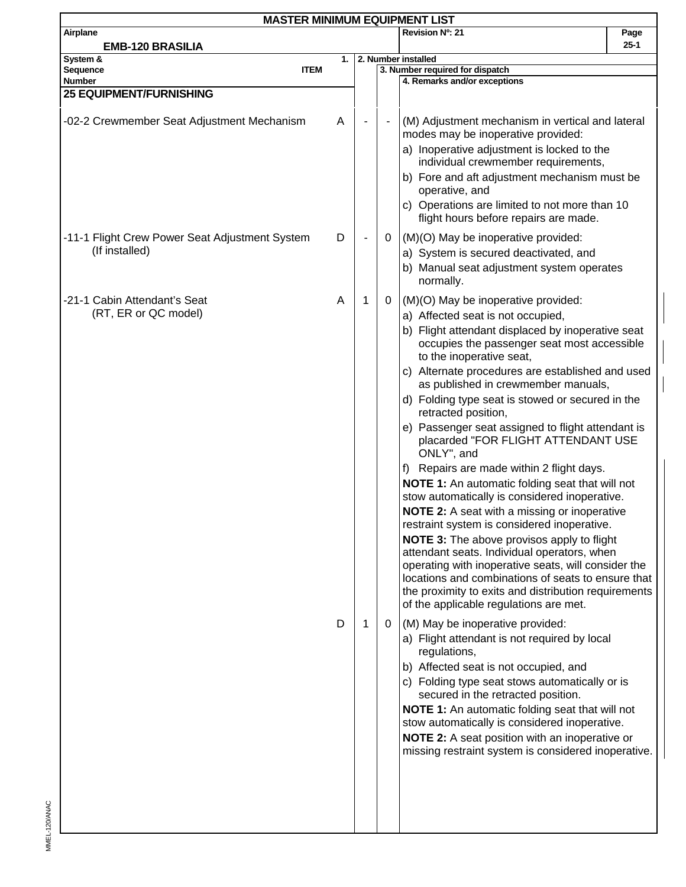# MASTER MINIMUM EQUIPMENT LIST

**Airplane:** EMB-120 BRASILIA

**Revision Nº: 21**

| System & Sequence Number ITEM | 1. | 2. Number installed | 3. Number required for dispatch | 4. Remarks and/or exceptions |
|---|---|---|---|---|
| **25 EQUIPMENT/FURNISHING** | | | | |
| -02-2 Crewmember Seat Adjustment Mechanism | A | - | - | (M) Adjustment mechanism in vertical and lateral modes may be inoperative provided:<br>a) Inoperative adjustment is locked to the individual crewmember requirements,<br>b) Fore and aft adjustment mechanism must be operative, and<br>c) Operations are limited to not more than 10 flight hours before repairs are made. |
| -11-1 Flight Crew Power Seat Adjustment System (If installed) | D | - | 0 | (M)(O) May be inoperative provided:<br>a) System is secured deactivated, and<br>b) Manual seat adjustment system operates normally. |
| -21-1 Cabin Attendant's Seat (RT, ER or QC model) | A | 1 | 0 | (M)(O) May be inoperative provided:<br>a) Affected seat is not occupied,<br>b) Flight attendant displaced by inoperative seat occupies the passenger seat most accessible to the inoperative seat,<br>c) Alternate procedures are established and used as published in crewmember manuals,<br>d) Folding type seat is stowed or secured in the retracted position,<br>e) Passenger seat assigned to flight attendant is placarded "FOR FLIGHT ATTENDANT USE ONLY", and<br>f) Repairs are made within 2 flight days.<br>**NOTE 1:** An automatic folding seat that will not stow automatically is considered inoperative.<br>**NOTE 2:** A seat with a missing or inoperative restraint system is considered inoperative.<br>**NOTE 3:** The above provisos apply to flight attendant seats. Individual operators, when operating with inoperative seats, will consider the locations and combinations of seats to ensure that the proximity to exits and distribution requirements of the applicable regulations are met. |
| | D | 1 | 0 | (M) May be inoperative provided:<br>a) Flight attendant is not required by local regulations,<br>b) Affected seat is not occupied, and<br>c) Folding type seat stows automatically or is secured in the retracted position.<br>**NOTE 1:** An automatic folding seat that will not stow automatically is considered inoperative.<br>**NOTE 2:** A seat position with an inoperative or missing restraint system is considered inoperative. |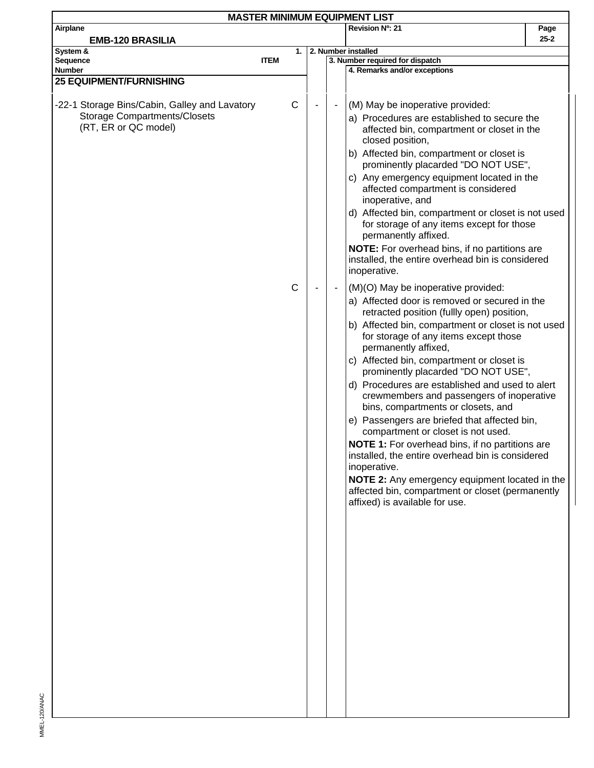# MASTER MINIMUM EQUIPMENT LIST

| Airplane | Revision Nº: 21 | Page |
|---|---|---|
| **EMB-120 BRASILIA** | | 25-2 |

| System & Sequence Number | ITEM | 1. | 2. Number installed | 3. Number required for dispatch | 4. Remarks and/or exceptions |
|---|---|---|---|---|---|
| **25 EQUIPMENT/FURNISHING** | | | | | |
| -22-1 | Storage Bins/Cabin, Galley and Lavatory Storage Compartments/Closets (RT, ER or QC model) | C | - | - | (M) May be inoperative provided:<br>a) Procedures are established to secure the affected bin, compartment or closet in the closed position,<br>b) Affected bin, compartment or closet is prominently placarded "DO NOT USE",<br>c) Any emergency equipment located in the affected compartment is considered inoperative, and<br>d) Affected bin, compartment or closet is not used for storage of any items except for those permanently affixed.<br>**NOTE:** For overhead bins, if no partitions are installed, the entire overhead bin is considered inoperative. |
| | | C | - | - | (M)(O) May be inoperative provided:<br>a) Affected door is removed or secured in the retracted position (fullly open) position,<br>b) Affected bin, compartment or closet is not used for storage of any items except those permanently affixed,<br>c) Affected bin, compartment or closet is prominently placarded "DO NOT USE",<br>d) Procedures are established and used to alert crewmembers and passengers of inoperative bins, compartments or closets, and<br>e) Passengers are briefed that affected bin, compartment or closet is not used.<br>**NOTE 1:** For overhead bins, if no partitions are installed, the entire overhead bin is considered inoperative.<br>**NOTE 2:** Any emergency equipment located in the affected bin, compartment or closet (permanently affixed) is available for use. |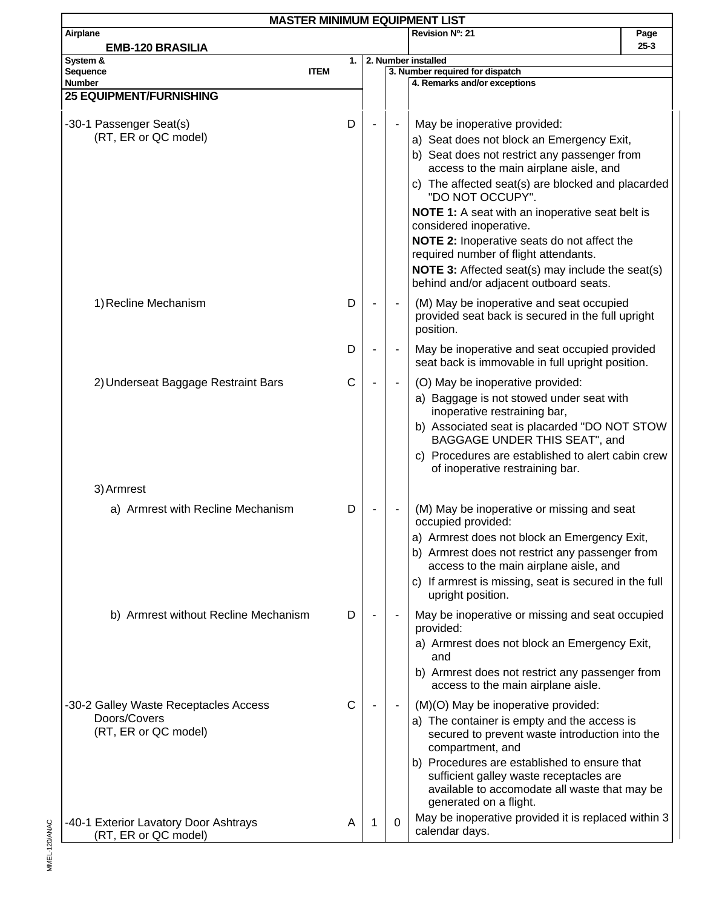# MASTER MINIMUM EQUIPMENT LIST

| Airplane | Revision Nº: 21 |
|---|---|
| EMB-120 BRASILIA | |

| System & Sequence Number ITEM | 1. | 2. Number installed | 3. Number required for dispatch | 4. Remarks and/or exceptions |
|---|---|---|---|---|
| **25 EQUIPMENT/FURNISHING** | | | | |
| -30-1 Passenger Seat(s) (RT, ER or QC model) | D | - | - | May be inoperative provided:<br>a) Seat does not block an Emergency Exit,<br>b) Seat does not restrict any passenger from access to the main airplane aisle, and<br>c) The affected seat(s) are blocked and placarded "DO NOT OCCUPY".<br>**NOTE 1:** A seat with an inoperative seat belt is considered inoperative.<br>**NOTE 2:** Inoperative seats do not affect the required number of flight attendants.<br>**NOTE 3:** Affected seat(s) may include the seat(s) behind and/or adjacent outboard seats. |
| 1) Recline Mechanism | D | - | - | (M) May be inoperative and seat occupied provided seat back is secured in the full upright position. |
| | D | - | - | May be inoperative and seat occupied provided seat back is immovable in full upright position. |
| 2) Underseat Baggage Restraint Bars | C | - | - | (O) May be inoperative provided:<br>a) Baggage is not stowed under seat with inoperative restraining bar,<br>b) Associated seat is placarded "DO NOT STOW BAGGAGE UNDER THIS SEAT", and<br>c) Procedures are established to alert cabin crew of inoperative restraining bar. |
| 3) Armrest | | | | |
| a) Armrest with Recline Mechanism | D | - | - | (M) May be inoperative or missing and seat occupied provided:<br>a) Armrest does not block an Emergency Exit,<br>b) Armrest does not restrict any passenger from access to the main airplane aisle, and<br>c) If armrest is missing, seat is secured in the full upright position. |
| b) Armrest without Recline Mechanism | D | - | - | May be inoperative or missing and seat occupied provided:<br>a) Armrest does not block an Emergency Exit, and<br>b) Armrest does not restrict any passenger from access to the main airplane aisle. |
| -30-2 Galley Waste Receptacles Access Doors/Covers (RT, ER or QC model) | C | - | - | (M)(O) May be inoperative provided:<br>a) The container is empty and the access is secured to prevent waste introduction into the compartment, and<br>b) Procedures are established to ensure that sufficient galley waste receptacles are available to accomodate all waste that may be generated on a flight. |
| -40-1 Exterior Lavatory Door Ashtrays (RT, ER or QC model) | A | 1 | 0 | May be inoperative provided it is replaced within 3 calendar days. |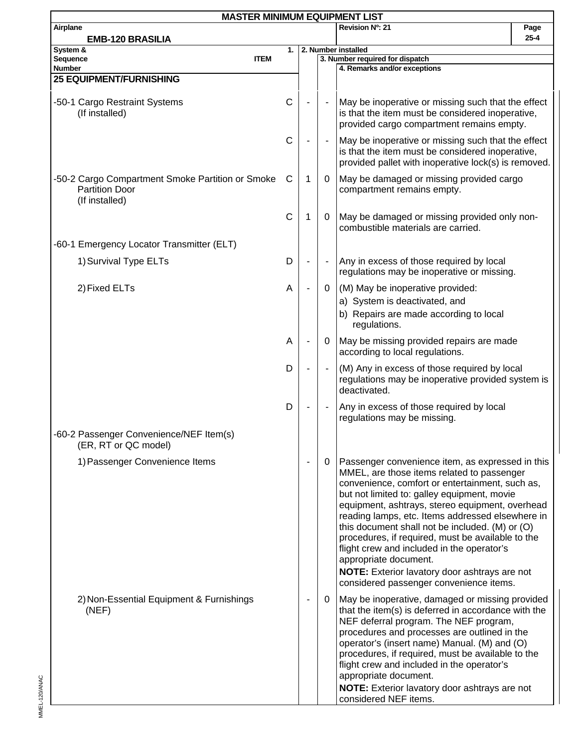# MASTER MINIMUM EQUIPMENT LIST

**Airplane:** EMB-120 BRASILIA
**Revision Nº: 21**

| System & Sequence Number ITEM | 1. | 2. Number installed | 3. Number required for dispatch | 4. Remarks and/or exceptions |
|---|---|---|---|---|
| **25 EQUIPMENT/FURNISHING** | | | | |
| -50-1 Cargo Restraint Systems (If installed) | C | - | - | May be inoperative or missing such that the effect is that the item must be considered inoperative, provided cargo compartment remains empty. |
| | C | - | - | May be inoperative or missing such that the effect is that the item must be considered inoperative, provided pallet with inoperative lock(s) is removed. |
| -50-2 Cargo Compartment Smoke Partition or Smoke Partition Door (If installed) | C | 1 | 0 | May be damaged or missing provided cargo compartment remains empty. |
| | C | 1 | 0 | May be damaged or missing provided only non-combustible materials are carried. |
| -60-1 Emergency Locator Transmitter (ELT) | | | | |
| 1) Survival Type ELTs | D | - | - | Any in excess of those required by local regulations may be inoperative or missing. |
| 2) Fixed ELTs | A | - | 0 | (M) May be inoperative provided:<br>a) System is deactivated, and<br>b) Repairs are made according to local regulations. |
| | A | - | 0 | May be missing provided repairs are made according to local regulations. |
| | D | - | - | (M) Any in excess of those required by local regulations may be inoperative provided system is deactivated. |
| | D | - | - | Any in excess of those required by local regulations may be missing. |
| -60-2 Passenger Convenience/NEF Item(s) (ER, RT or QC model) | | | | |
| 1) Passenger Convenience Items | | - | 0 | Passenger convenience item, as expressed in this MMEL, are those items related to passenger convenience, comfort or entertainment, such as, but not limited to: galley equipment, movie equipment, ashtrays, stereo equipment, overhead reading lamps, etc. Items addressed elsewhere in this document shall not be included. (M) or (O) procedures, if required, must be available to the flight crew and included in the operator's appropriate document.<br>**NOTE:** Exterior lavatory door ashtrays are not considered passenger convenience items. |
| 2) Non-Essential Equipment & Furnishings (NEF) | | - | 0 | May be inoperative, damaged or missing provided that the item(s) is deferred in accordance with the NEF deferral program. The NEF program, procedures and processes are outlined in the operator's (insert name) Manual. (M) and (O) procedures, if required, must be available to the flight crew and included in the operator's appropriate document.<br>**NOTE:** Exterior lavatory door ashtrays are not considered NEF items. |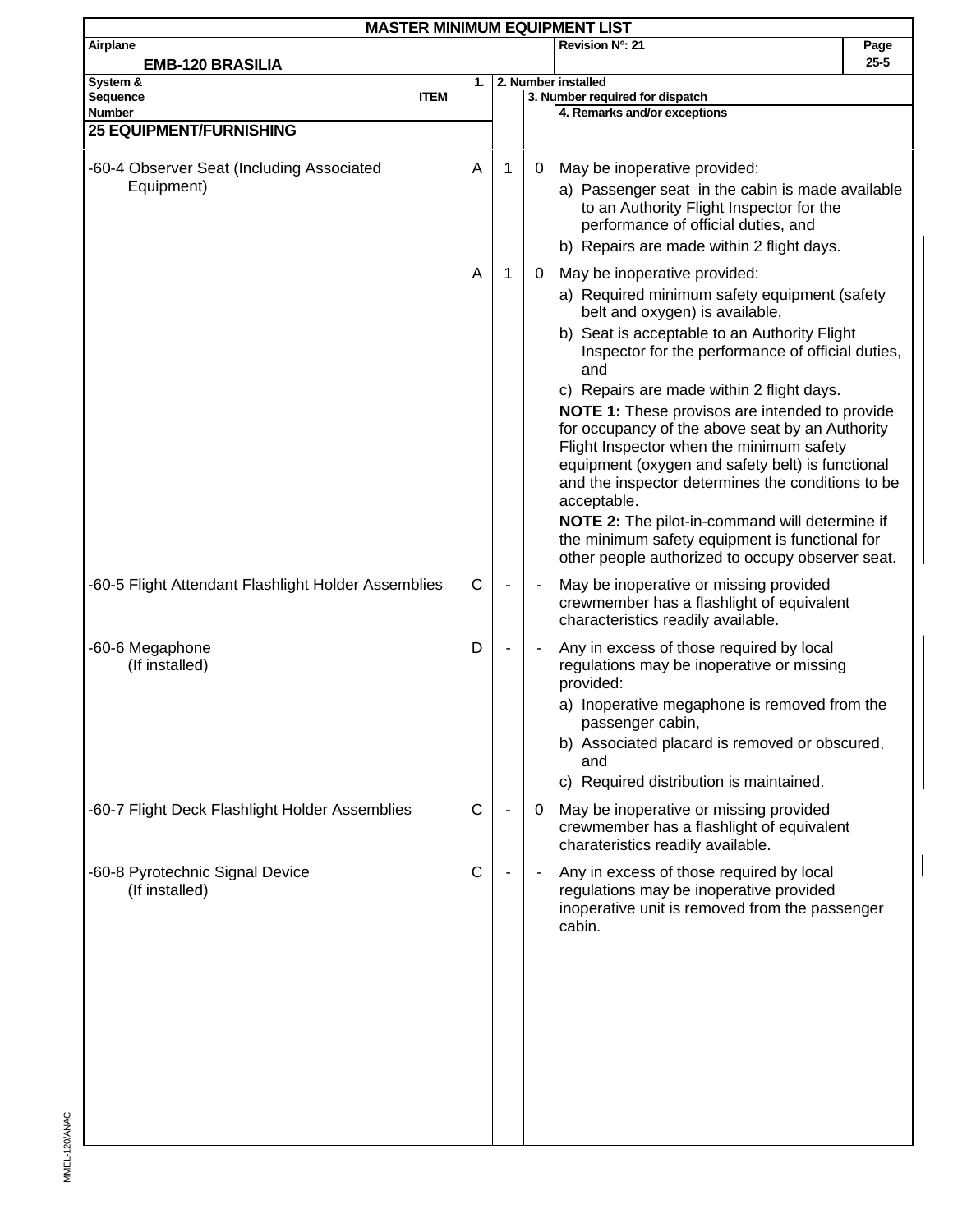# MASTER MINIMUM EQUIPMENT LIST

| Airplane | Revision Nº: 21 | Page |
|---|---|---|
| EMB-120 BRASILIA | | 25-5 |

| System & Sequence Number ITEM | 1. | 2. Number installed | 3. Number required for dispatch | 4. Remarks and/or exceptions |
|---|---|---|---|---|
| **25 EQUIPMENT/FURNISHING** | | | | |
| -60-4 Observer Seat (Including Associated Equipment) | A | 1 | 0 | May be inoperative provided:<br>a) Passenger seat in the cabin is made available to an Authority Flight Inspector for the performance of official duties, and<br>b) Repairs are made within 2 flight days. |
| | A | 1 | 0 | May be inoperative provided:<br>a) Required minimum safety equipment (safety belt and oxygen) is available,<br>b) Seat is acceptable to an Authority Flight Inspector for the performance of official duties, and<br>c) Repairs are made within 2 flight days.<br>**NOTE 1:** These provisos are intended to provide for occupancy of the above seat by an Authority Flight Inspector when the minimum safety equipment (oxygen and safety belt) is functional and the inspector determines the conditions to be acceptable.<br>**NOTE 2:** The pilot-in-command will determine if the minimum safety equipment is functional for other people authorized to occupy observer seat. |
| -60-5 Flight Attendant Flashlight Holder Assemblies | C | - | - | May be inoperative or missing provided crewmember has a flashlight of equivalent characteristics readily available. |
| -60-6 Megaphone (If installed) | D | - | - | Any in excess of those required by local regulations may be inoperative or missing provided:<br>a) Inoperative megaphone is removed from the passenger cabin,<br>b) Associated placard is removed or obscured, and<br>c) Required distribution is maintained. |
| -60-7 Flight Deck Flashlight Holder Assemblies | C | - | 0 | May be inoperative or missing provided crewmember has a flashlight of equivalent charateristics readily available. |
| -60-8 Pyrotechnic Signal Device (If installed) | C | - | - | Any in excess of those required by local regulations may be inoperative provided inoperative unit is removed from the passenger cabin. |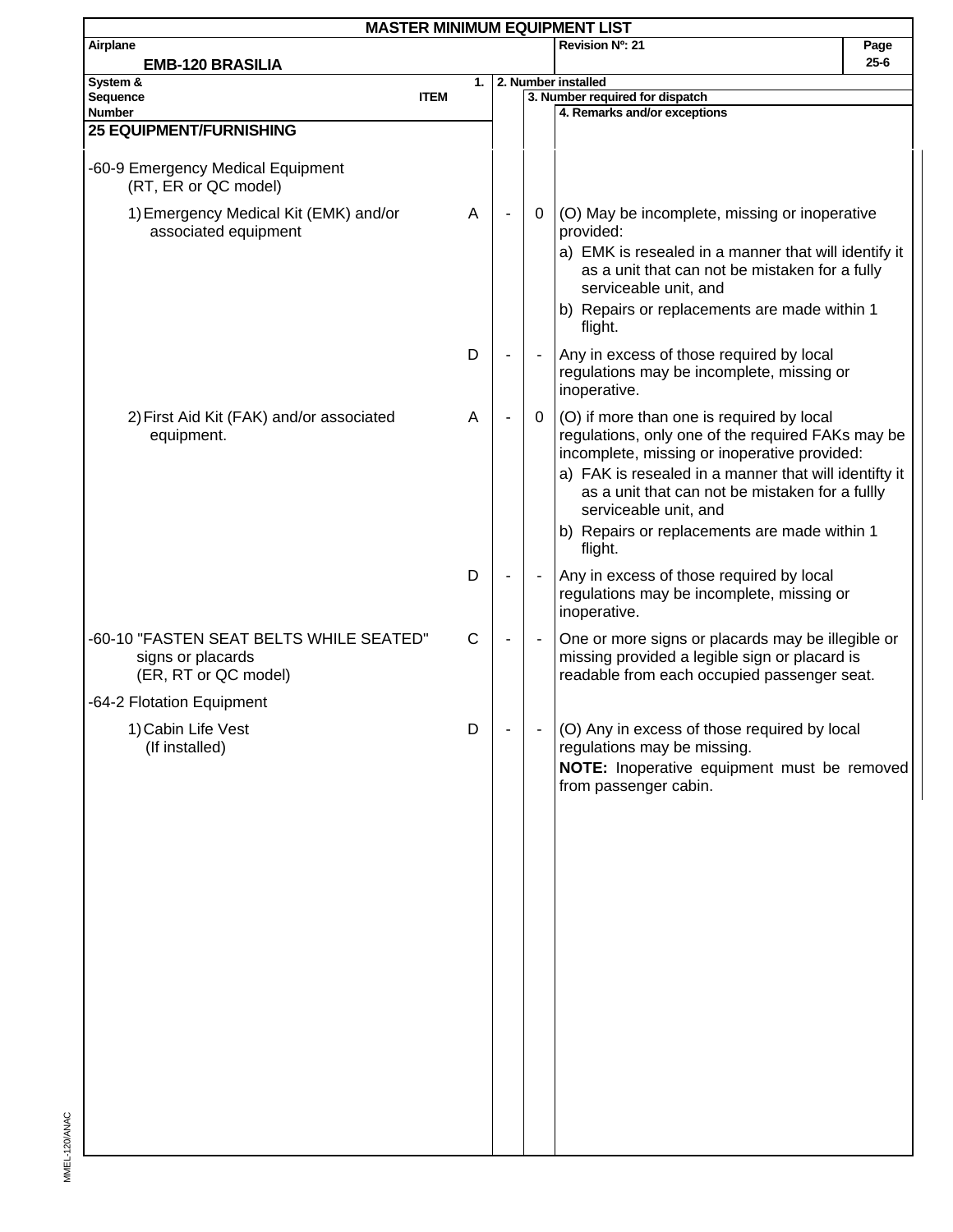# MASTER MINIMUM EQUIPMENT LIST

| Airplane | Revision Nº: 21 | Page |
|---|---|---|
| **EMB-120 BRASILIA** | | 25-6 |

| System & Sequence Number ITEM | 1. | 2. Number installed | 3. Number required for dispatch | 4. Remarks and/or exceptions |
|---|---|---|---|---|
| **25 EQUIPMENT/FURNISHING** | | | | |
| -60-9 Emergency Medical Equipment (RT, ER or QC model) | | | | |
| 1) Emergency Medical Kit (EMK) and/or associated equipment | A | - | 0 | (O) May be incomplete, missing or inoperative provided:<br>a) EMK is resealed in a manner that will identify it as a unit that can not be mistaken for a fully serviceable unit, and<br>b) Repairs or replacements are made within 1 flight. |
| | D | - | - | Any in excess of those required by local regulations may be incomplete, missing or inoperative. |
| 2) First Aid Kit (FAK) and/or associated equipment. | A | - | 0 | (O) if more than one is required by local regulations, only one of the required FAKs may be incomplete, missing or inoperative provided:<br>a) FAK is resealed in a manner that will identifty it as a unit that can not be mistaken for a fullly serviceable unit, and<br>b) Repairs or replacements are made within 1 flight. |
| | D | - | - | Any in excess of those required by local regulations may be incomplete, missing or inoperative. |
| -60-10 "FASTEN SEAT BELTS WHILE SEATED" signs or placards (ER, RT or QC model) | C | - | - | One or more signs or placards may be illegible or missing provided a legible sign or placard is readable from each occupied passenger seat. |
| -64-2 Flotation Equipment | | | | |
| 1) Cabin Life Vest (If installed) | D | - | - | (O) Any in excess of those required by local regulations may be missing.<br>**NOTE:** Inoperative equipment must be removed from passenger cabin. |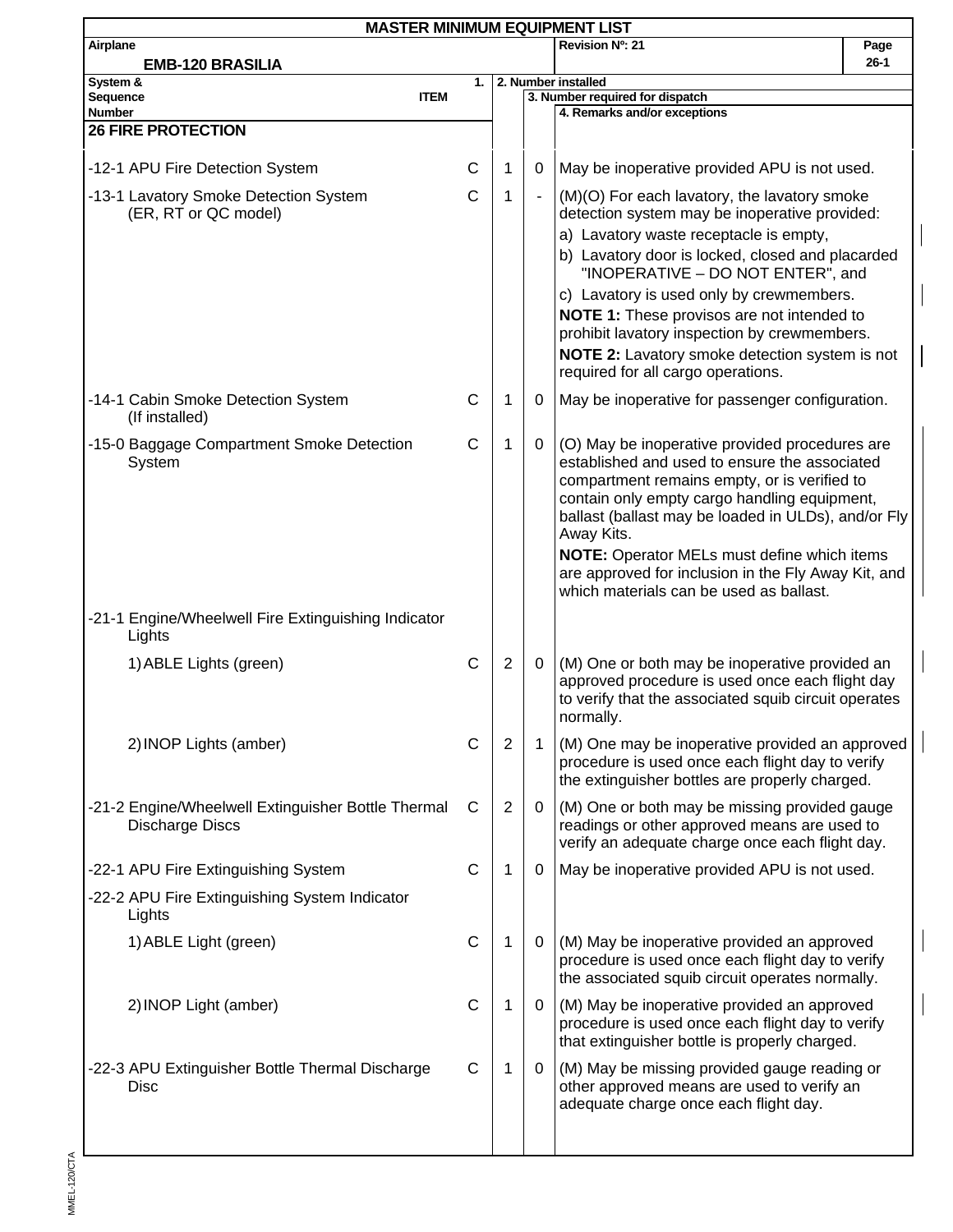# MASTER MINIMUM EQUIPMENT LIST

| Airplane | Revision Nº: 21 |
|---|---|
| EMB-120 BRASILIA | |

| System & Sequence Number ITEM | 1. | 2. Number installed | 3. Number required for dispatch | 4. Remarks and/or exceptions |
|---|---|---|---|---|
| **26 FIRE PROTECTION** | | | | |
| -12-1 APU Fire Detection System | C | 1 | 0 | May be inoperative provided APU is not used. |
| -13-1 Lavatory Smoke Detection System (ER, RT or QC model) | C | 1 | - | (M)(O) For each lavatory, the lavatory smoke detection system may be inoperative provided:<br>a) Lavatory waste receptacle is empty,<br>b) Lavatory door is locked, closed and placarded "INOPERATIVE – DO NOT ENTER", and<br>c) Lavatory is used only by crewmembers.<br>**NOTE 1:** These provisos are not intended to prohibit lavatory inspection by crewmembers.<br>**NOTE 2:** Lavatory smoke detection system is not required for all cargo operations. |
| -14-1 Cabin Smoke Detection System (If installed) | C | 1 | 0 | May be inoperative for passenger configuration. |
| -15-0 Baggage Compartment Smoke Detection System | C | 1 | 0 | (O) May be inoperative provided procedures are established and used to ensure the associated compartment remains empty, or is verified to contain only empty cargo handling equipment, ballast (ballast may be loaded in ULDs), and/or Fly Away Kits.<br>**NOTE:** Operator MELs must define which items are approved for inclusion in the Fly Away Kit, and which materials can be used as ballast. |
| -21-1 Engine/Wheelwell Fire Extinguishing Indicator Lights | | | | |
| 1) ABLE Lights (green) | C | 2 | 0 | (M) One or both may be inoperative provided an approved procedure is used once each flight day to verify that the associated squib circuit operates normally. |
| 2) INOP Lights (amber) | C | 2 | 1 | (M) One may be inoperative provided an approved procedure is used once each flight day to verify the extinguisher bottles are properly charged. |
| -21-2 Engine/Wheelwell Extinguisher Bottle Thermal Discharge Discs | C | 2 | 0 | (M) One or both may be missing provided gauge readings or other approved means are used to verify an adequate charge once each flight day. |
| -22-1 APU Fire Extinguishing System | C | 1 | 0 | May be inoperative provided APU is not used. |
| -22-2 APU Fire Extinguishing System Indicator Lights | | | | |
| 1) ABLE Light (green) | C | 1 | 0 | (M) May be inoperative provided an approved procedure is used once each flight day to verify the associated squib circuit operates normally. |
| 2) INOP Light (amber) | C | 1 | 0 | (M) May be inoperative provided an approved procedure is used once each flight day to verify that extinguisher bottle is properly charged. |
| -22-3 APU Extinguisher Bottle Thermal Discharge Disc | C | 1 | 0 | (M) May be missing provided gauge reading or other approved means are used to verify an adequate charge once each flight day. |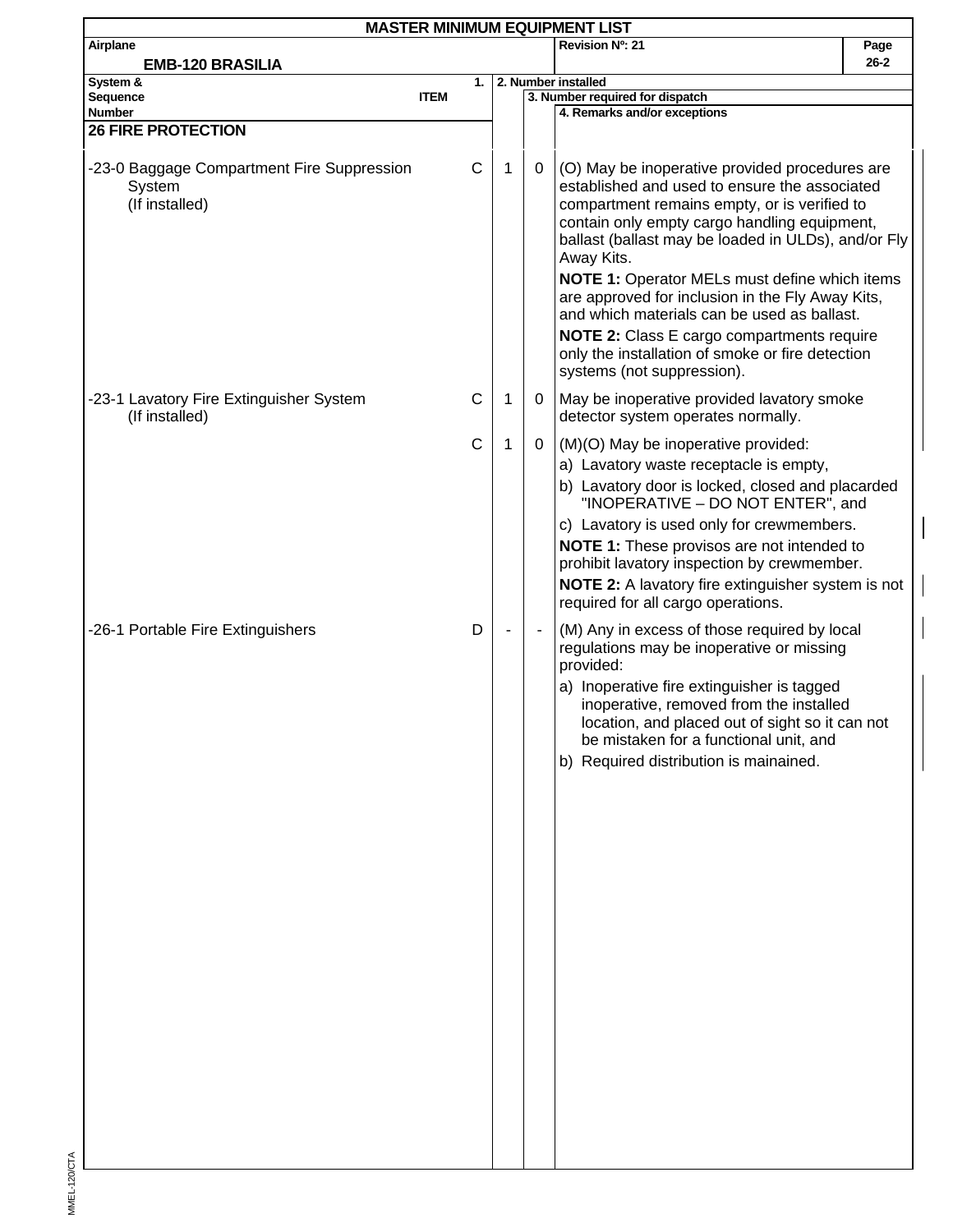# MASTER MINIMUM EQUIPMENT LIST

| Airplane | Revision Nº: 21 | Page |
|---|---|---|
| EMB-120 BRASILIA | | 26-2 |

| System & Sequence Number ITEM | 1. | 2. Number installed | 3. Number required for dispatch | 4. Remarks and/or exceptions |
|---|---|---|---|---|
| **26 FIRE PROTECTION** | | | | |
| -23-0 Baggage Compartment Fire Suppression System (If installed) | C | 1 | 0 | (O) May be inoperative provided procedures are established and used to ensure the associated compartment remains empty, or is verified to contain only empty cargo handling equipment, ballast (ballast may be loaded in ULDs), and/or Fly Away Kits.<br>**NOTE 1:** Operator MELs must define which items are approved for inclusion in the Fly Away Kits, and which materials can be used as ballast.<br>**NOTE 2:** Class E cargo compartments require only the installation of smoke or fire detection systems (not suppression). |
| -23-1 Lavatory Fire Extinguisher System (If installed) | C | 1 | 0 | May be inoperative provided lavatory smoke detector system operates normally. |
| | C | 1 | 0 | (M)(O) May be inoperative provided:<br>a) Lavatory waste receptacle is empty,<br>b) Lavatory door is locked, closed and placarded "INOPERATIVE – DO NOT ENTER", and<br>c) Lavatory is used only for crewmembers.<br>**NOTE 1:** These provisos are not intended to prohibit lavatory inspection by crewmember.<br>**NOTE 2:** A lavatory fire extinguisher system is not required for all cargo operations. |
| -26-1 Portable Fire Extinguishers | D | - | - | (M) Any in excess of those required by local regulations may be inoperative or missing provided:<br>a) Inoperative fire extinguisher is tagged inoperative, removed from the installed location, and placed out of sight so it can not be mistaken for a functional unit, and<br>b) Required distribution is mainained. |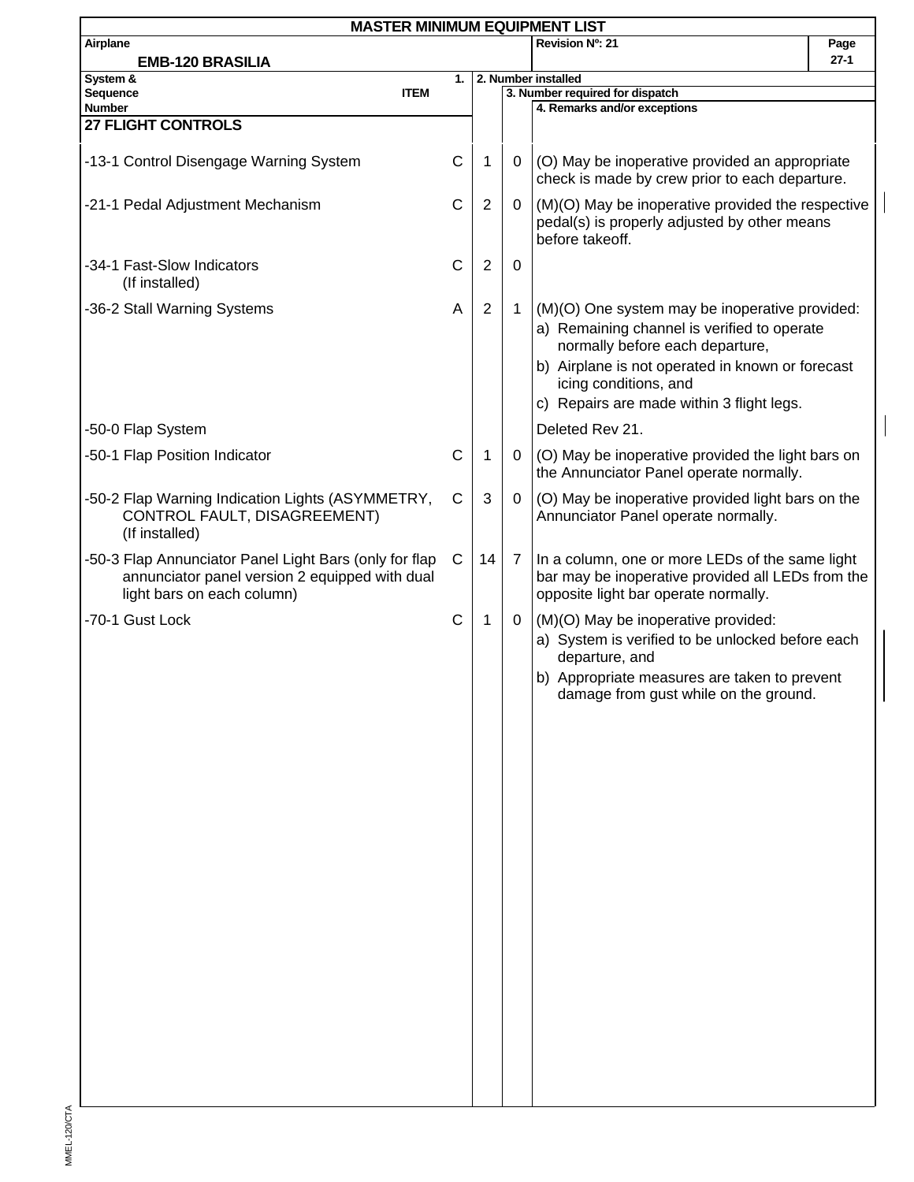# MASTER MINIMUM EQUIPMENT LIST

| Airplane | Revision Nº: 21 | Page |
|---|---|---|
| EMB-120 BRASILIA | | 27-1 |

| System & Sequence Number ITEM | 1. | 2. Number installed | 3. Number required for dispatch | 4. Remarks and/or exceptions |
|---|---|---|---|---|
| **27 FLIGHT CONTROLS** | | | | |
| -13-1 Control Disengage Warning System | C | 1 | 0 | (O) May be inoperative provided an appropriate check is made by crew prior to each departure. |
| -21-1 Pedal Adjustment Mechanism | C | 2 | 0 | (M)(O) May be inoperative provided the respective pedal(s) is properly adjusted by other means before takeoff. |
| -34-1 Fast-Slow Indicators (If installed) | C | 2 | 0 | |
| -36-2 Stall Warning Systems | A | 2 | 1 | (M)(O) One system may be inoperative provided:<br>a) Remaining channel is verified to operate normally before each departure,<br>b) Airplane is not operated in known or forecast icing conditions, and<br>c) Repairs are made within 3 flight legs. |
| -50-0 Flap System | | | | Deleted Rev 21. |
| -50-1 Flap Position Indicator | C | 1 | 0 | (O) May be inoperative provided the light bars on the Annunciator Panel operate normally. |
| -50-2 Flap Warning Indication Lights (ASYMMETRY, CONTROL FAULT, DISAGREEMENT) (If installed) | C | 3 | 0 | (O) May be inoperative provided light bars on the Annunciator Panel operate normally. |
| -50-3 Flap Annunciator Panel Light Bars (only for flap annunciator panel version 2 equipped with dual light bars on each column) | C | 14 | 7 | In a column, one or more LEDs of the same light bar may be inoperative provided all LEDs from the opposite light bar operate normally. |
| -70-1 Gust Lock | C | 1 | 0 | (M)(O) May be inoperative provided:<br>a) System is verified to be unlocked before each departure, and<br>b) Appropriate measures are taken to prevent damage from gust while on the ground. |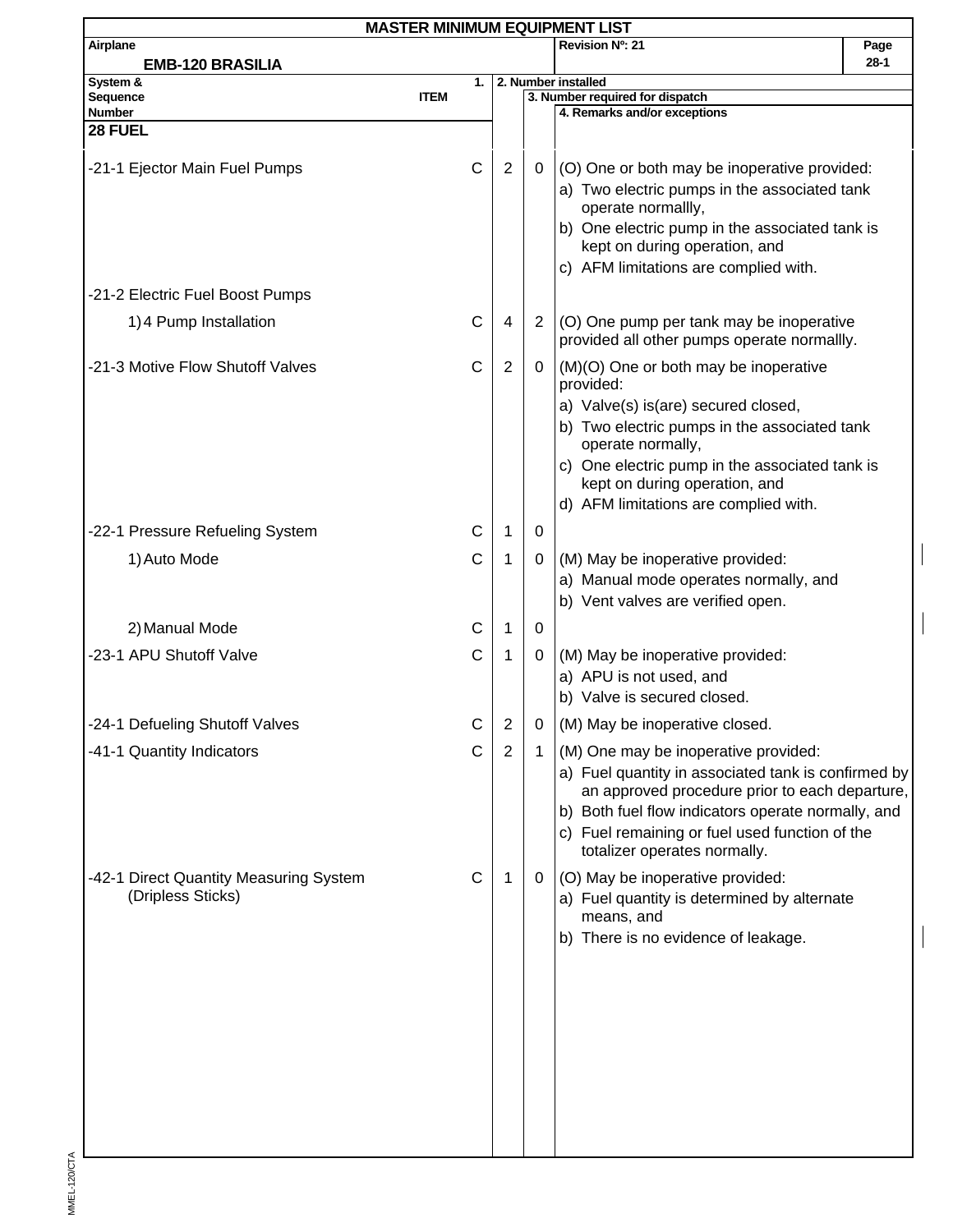# MASTER MINIMUM EQUIPMENT LIST

**Airplane:** EMB-120 BRASILIA
**Revision Nº:** 21

| System & Sequence Number / ITEM | 1. | 2. Number installed | 3. Number required for dispatch | 4. Remarks and/or exceptions |
|---|---|---|---|---|
| **28 FUEL** | | | | |
| -21-1 Ejector Main Fuel Pumps | C | 2 | 0 | (O) One or both may be inoperative provided:<br>a) Two electric pumps in the associated tank operate normallly,<br>b) One electric pump in the associated tank is kept on during operation, and<br>c) AFM limitations are complied with. |
| -21-2 Electric Fuel Boost Pumps | | | | |
| 1) 4 Pump Installation | C | 4 | 2 | (O) One pump per tank may be inoperative provided all other pumps operate normallly. |
| -21-3 Motive Flow Shutoff Valves | C | 2 | 0 | (M)(O) One or both may be inoperative provided:<br>a) Valve(s) is(are) secured closed,<br>b) Two electric pumps in the associated tank operate normally,<br>c) One electric pump in the associated tank is kept on during operation, and<br>d) AFM limitations are complied with. |
| -22-1 Pressure Refueling System | C | 1 | 0 | |
| 1) Auto Mode | C | 1 | 0 | (M) May be inoperative provided:<br>a) Manual mode operates normally, and<br>b) Vent valves are verified open. |
| 2) Manual Mode | C | 1 | 0 | |
| -23-1 APU Shutoff Valve | C | 1 | 0 | (M) May be inoperative provided:<br>a) APU is not used, and<br>b) Valve is secured closed. |
| -24-1 Defueling Shutoff Valves | C | 2 | 0 | (M) May be inoperative closed. |
| -41-1 Quantity Indicators | C | 2 | 1 | (M) One may be inoperative provided:<br>a) Fuel quantity in associated tank is confirmed by an approved procedure prior to each departure,<br>b) Both fuel flow indicators operate normally, and<br>c) Fuel remaining or fuel used function of the totalizer operates normally. |
| -42-1 Direct Quantity Measuring System (Dripless Sticks) | C | 1 | 0 | (O) May be inoperative provided:<br>a) Fuel quantity is determined by alternate means, and<br>b) There is no evidence of leakage. |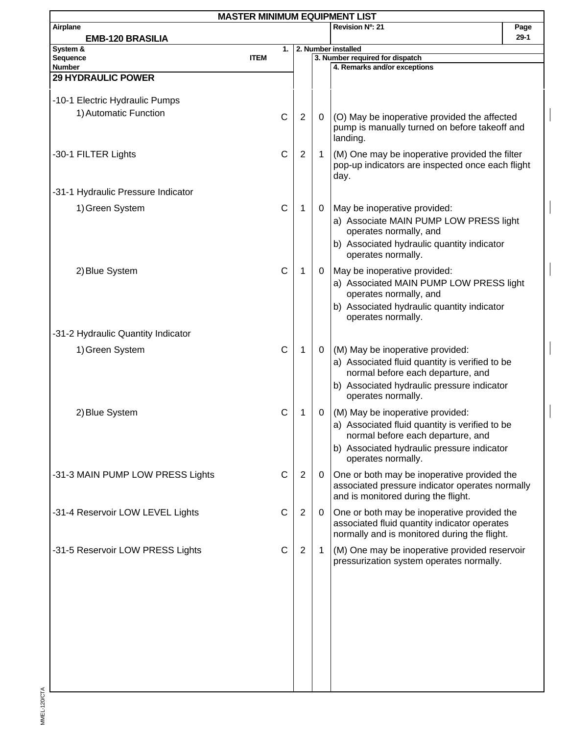# MASTER MINIMUM EQUIPMENT LIST

| Airplane | Revision Nº: 21 | Page |
|---|---|---|
| EMB-120 BRASILIA | | 29-1 |

| System & Sequence Number / ITEM | 1. | 2. Number installed | 3. Number required for dispatch | 4. Remarks and/or exceptions |
|---|---|---|---|---|
| **29 HYDRAULIC POWER** | | | | |
| -10-1 Electric Hydraulic Pumps | | | | |
| 1) Automatic Function | C | 2 | 0 | (O) May be inoperative provided the affected pump is manually turned on before takeoff and landing. |
| -30-1 FILTER Lights | C | 2 | 1 | (M) One may be inoperative provided the filter pop-up indicators are inspected once each flight day. |
| -31-1 Hydraulic Pressure Indicator | | | | |
| 1) Green System | C | 1 | 0 | May be inoperative provided:<br>a) Associate MAIN PUMP LOW PRESS light operates normally, and<br>b) Associated hydraulic quantity indicator operates normally. |
| 2) Blue System | C | 1 | 0 | May be inoperative provided:<br>a) Associated MAIN PUMP LOW PRESS light operates normally, and<br>b) Associated hydraulic quantity indicator operates normally. |
| -31-2 Hydraulic Quantity Indicator | | | | |
| 1) Green System | C | 1 | 0 | (M) May be inoperative provided:<br>a) Associated fluid quantity is verified to be normal before each departure, and<br>b) Associated hydraulic pressure indicator operates normally. |
| 2) Blue System | C | 1 | 0 | (M) May be inoperative provided:<br>a) Associated fluid quantity is verified to be normal before each departure, and<br>b) Associated hydraulic pressure indicator operates normally. |
| -31-3 MAIN PUMP LOW PRESS Lights | C | 2 | 0 | One or both may be inoperative provided the associated pressure indicator operates normally and is monitored during the flight. |
| -31-4 Reservoir LOW LEVEL Lights | C | 2 | 0 | One or both may be inoperative provided the associated fluid quantity indicator operates normally and is monitored during the flight. |
| -31-5 Reservoir LOW PRESS Lights | C | 2 | 1 | (M) One may be inoperative provided reservoir pressurization system operates normally. |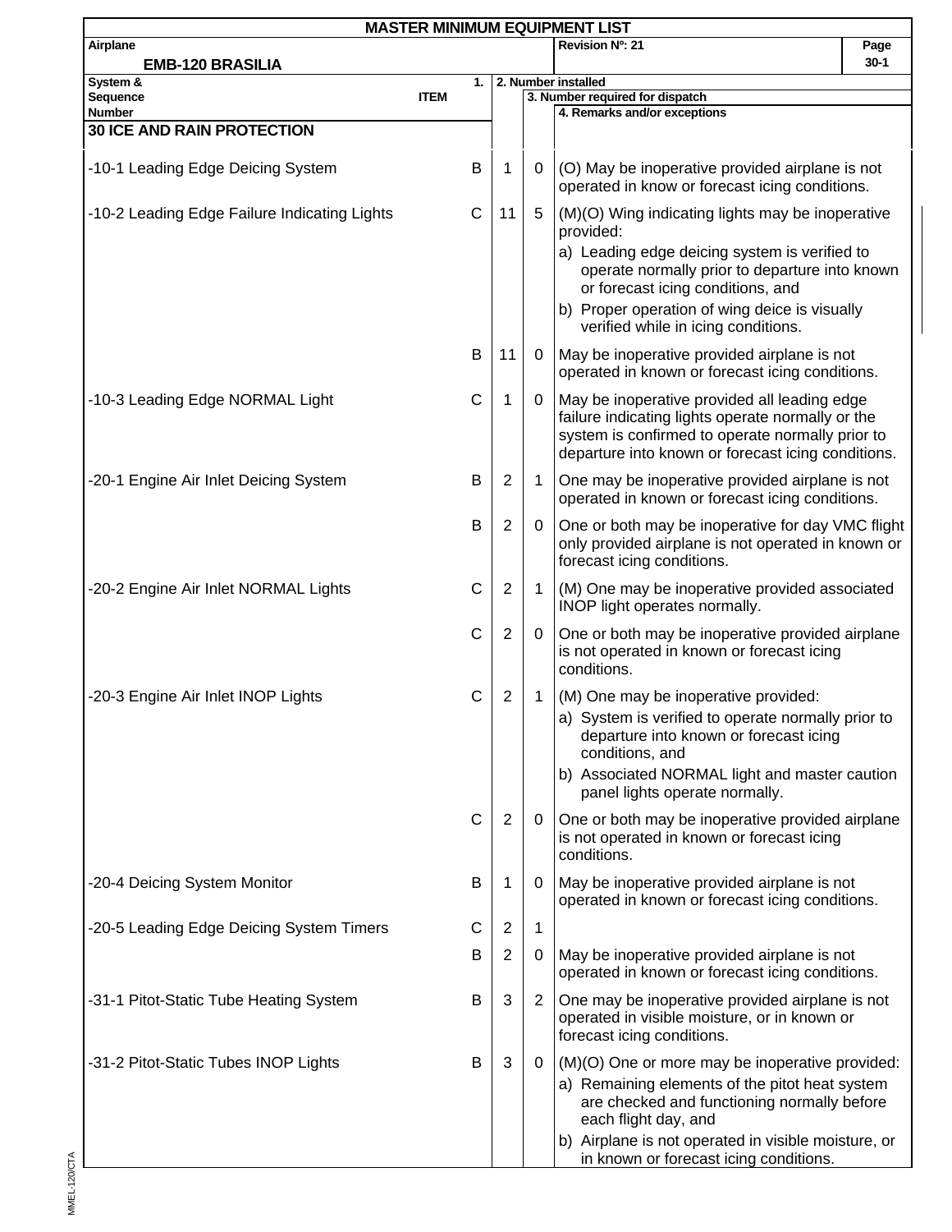# MASTER MINIMUM EQUIPMENT LIST

| Airplane | Revision Nº: 21 |
|---|---|
| EMB-120 BRASILIA | |

| System & Sequence Number ITEM | 1. | 2. Number installed | 3. Number required for dispatch | 4. Remarks and/or exceptions |
|---|---|---|---|---|
| **30 ICE AND RAIN PROTECTION** | | | | |
| -10-1 Leading Edge Deicing System | B | 1 | 0 | (O) May be inoperative provided airplane is not operated in know or forecast icing conditions. |
| -10-2 Leading Edge Failure Indicating Lights | C | 11 | 5 | (M)(O) Wing indicating lights may be inoperative provided:<br>a) Leading edge deicing system is verified to operate normally prior to departure into known or forecast icing conditions, and<br>b) Proper operation of wing deice is visually verified while in icing conditions. |
| | B | 11 | 0 | May be inoperative provided airplane is not operated in known or forecast icing conditions. |
| -10-3 Leading Edge NORMAL Light | C | 1 | 0 | May be inoperative provided all leading edge failure indicating lights operate normally or the system is confirmed to operate normally prior to departure into known or forecast icing conditions. |
| -20-1 Engine Air Inlet Deicing System | B | 2 | 1 | One may be inoperative provided airplane is not operated in known or forecast icing conditions. |
| | B | 2 | 0 | One or both may be inoperative for day VMC flight only provided airplane is not operated in known or forecast icing conditions. |
| -20-2 Engine Air Inlet NORMAL Lights | C | 2 | 1 | (M) One may be inoperative provided associated INOP light operates normally. |
| | C | 2 | 0 | One or both may be inoperative provided airplane is not operated in known or forecast icing conditions. |
| -20-3 Engine Air Inlet INOP Lights | C | 2 | 1 | (M) One may be inoperative provided:<br>a) System is verified to operate normally prior to departure into known or forecast icing conditions, and<br>b) Associated NORMAL light and master caution panel lights operate normally. |
| | C | 2 | 0 | One or both may be inoperative provided airplane is not operated in known or forecast icing conditions. |
| -20-4 Deicing System Monitor | B | 1 | 0 | May be inoperative provided airplane is not operated in known or forecast icing conditions. |
| -20-5 Leading Edge Deicing System Timers | C | 2 | 1 | |
| | B | 2 | 0 | May be inoperative provided airplane is not operated in known or forecast icing conditions. |
| -31-1 Pitot-Static Tube Heating System | B | 3 | 2 | One may be inoperative provided airplane is not operated in visible moisture, or in known or forecast icing conditions. |
| -31-2 Pitot-Static Tubes INOP Lights | B | 3 | 0 | (M)(O) One or more may be inoperative provided:<br>a) Remaining elements of the pitot heat system are checked and functioning normally before each flight day, and<br>b) Airplane is not operated in visible moisture, or in known or forecast icing conditions. |

MMEL-120/CTA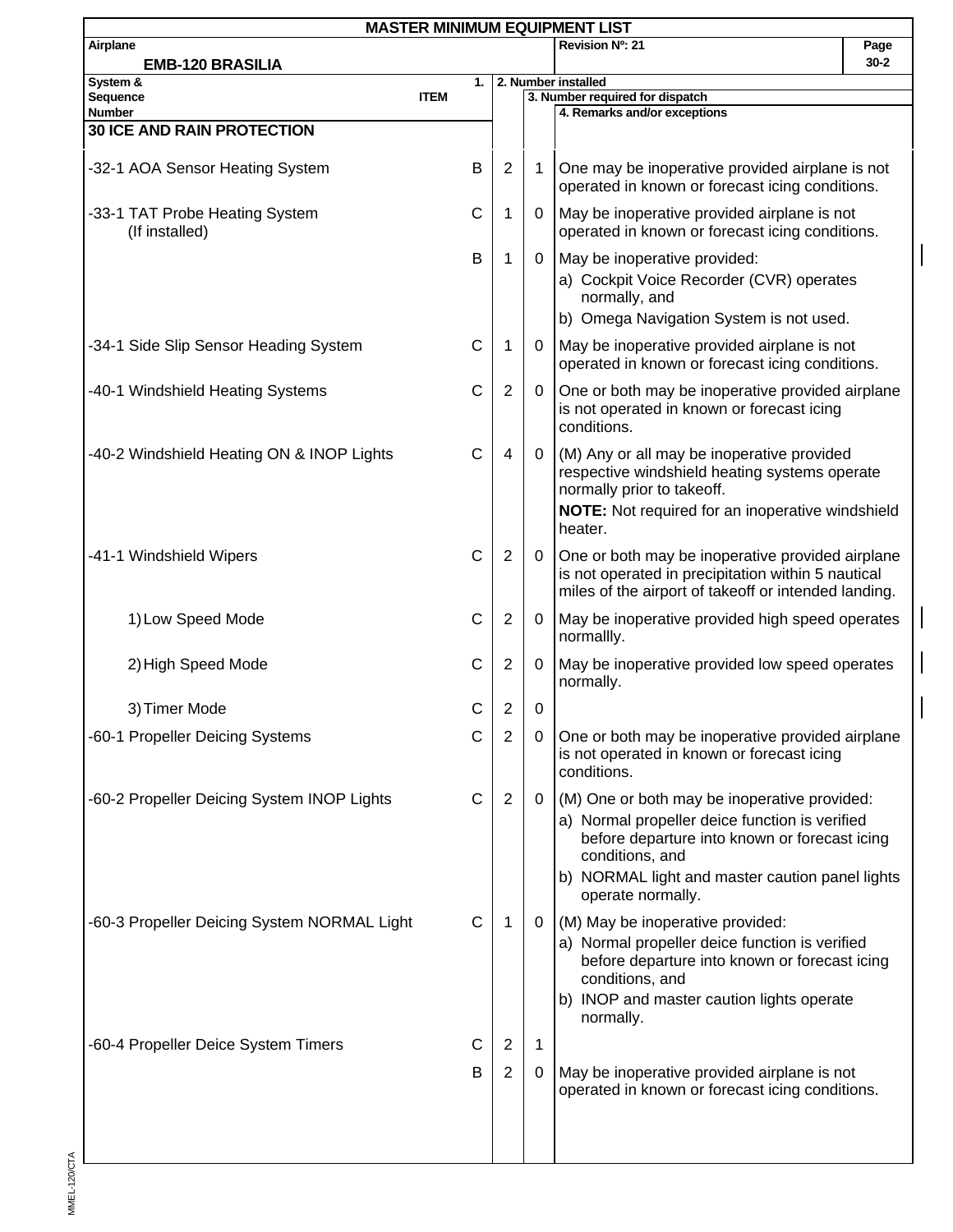# MASTER MINIMUM EQUIPMENT LIST

**Airplane:** EMB-120 BRASILIA | **Revision Nº: 21**

## 30 ICE AND RAIN PROTECTION

| System & Sequence Number / 1. ITEM | | 2. Number installed | 3. Number required for dispatch | 4. Remarks and/or exceptions |
|---|---|---|---|---|
| -32-1 AOA Sensor Heating System | B | 2 | 1 | One may be inoperative provided airplane is not operated in known or forecast icing conditions. |
| -33-1 TAT Probe Heating System (If installed) | C | 1 | 0 | May be inoperative provided airplane is not operated in known or forecast icing conditions. |
| | B | 1 | 0 | May be inoperative provided: a) Cockpit Voice Recorder (CVR) operates normally, and b) Omega Navigation System is not used. |
| -34-1 Side Slip Sensor Heading System | C | 1 | 0 | May be inoperative provided airplane is not operated in known or forecast icing conditions. |
| -40-1 Windshield Heating Systems | C | 2 | 0 | One or both may be inoperative provided airplane is not operated in known or forecast icing conditions. |
| -40-2 Windshield Heating ON & INOP Lights | C | 4 | 0 | (M) Any or all may be inoperative provided respective windshield heating systems operate normally prior to takeoff. **NOTE:** Not required for an inoperative windshield heater. |
| -41-1 Windshield Wipers | C | 2 | 0 | One or both may be inoperative provided airplane is not operated in precipitation within 5 nautical miles of the airport of takeoff or intended landing. |
| 1) Low Speed Mode | C | 2 | 0 | May be inoperative provided high speed operates normallly. |
| 2) High Speed Mode | C | 2 | 0 | May be inoperative provided low speed operates normally. |
| 3) Timer Mode | C | 2 | 0 | |
| -60-1 Propeller Deicing Systems | C | 2 | 0 | One or both may be inoperative provided airplane is not operated in known or forecast icing conditions. |
| -60-2 Propeller Deicing System INOP Lights | C | 2 | 0 | (M) One or both may be inoperative provided: a) Normal propeller deice function is verified before departure into known or forecast icing conditions, and b) NORMAL light and master caution panel lights operate normally. |
| -60-3 Propeller Deicing System NORMAL Light | C | 1 | 0 | (M) May be inoperative provided: a) Normal propeller deice function is verified before departure into known or forecast icing conditions, and b) INOP and master caution lights operate normally. |
| -60-4 Propeller Deice System Timers | C | 2 | 1 | |
| | B | 2 | 0 | May be inoperative provided airplane is not operated in known or forecast icing conditions. |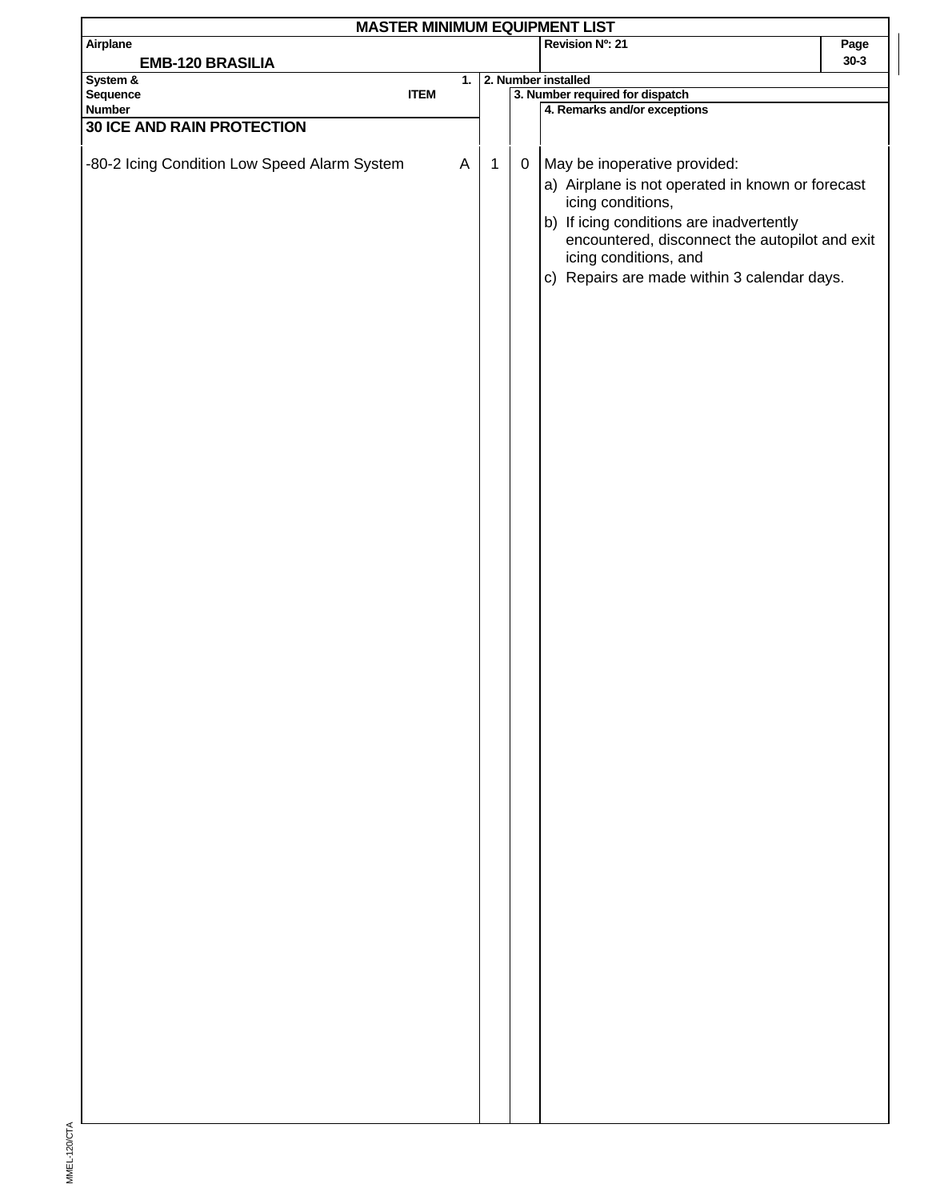# MASTER MINIMUM EQUIPMENT LIST

| Airplane | Revision Nº: 21 | Page |
|---|---|---|
| EMB-120 BRASILIA | | 30-3 |

| System & Sequence Number — 1. ITEM | 2. Number installed | 3. Number required for dispatch | 4. Remarks and/or exceptions |
|---|---|---|---|
| **30 ICE AND RAIN PROTECTION** | | | |
| -80-2 Icing Condition Low Speed Alarm System — A | 1 | 0 | May be inoperative provided:<br>a) Airplane is not operated in known or forecast icing conditions,<br>b) If icing conditions are inadvertently encountered, disconnect the autopilot and exit icing conditions, and<br>c) Repairs are made within 3 calendar days. |

MMEL-120/CTA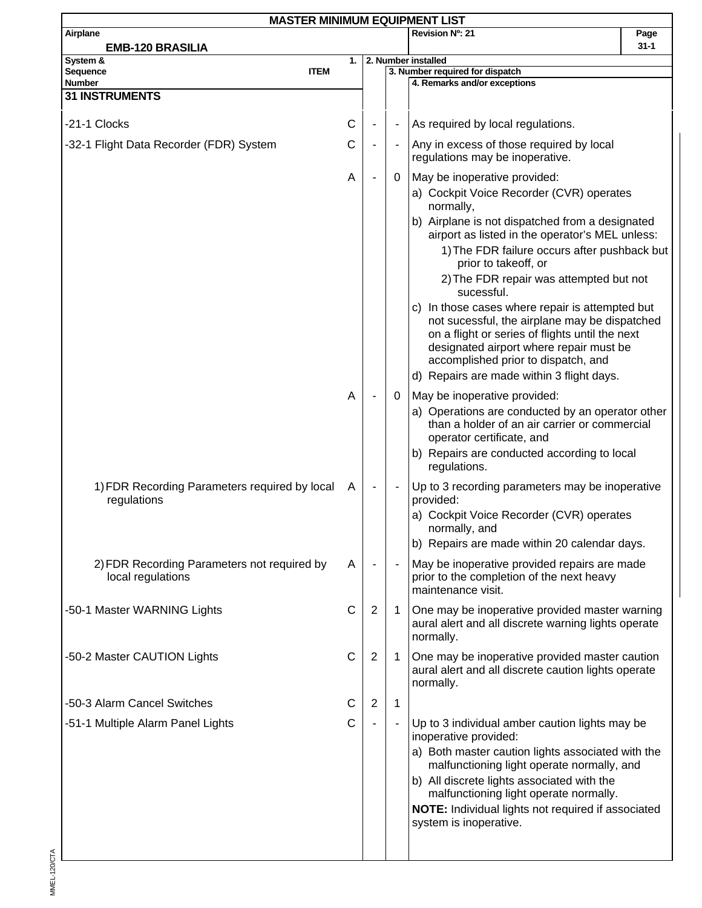# MASTER MINIMUM EQUIPMENT LIST

**Airplane:** EMB-120 BRASILIA

**Revision Nº: 21**

| System & Sequence Number / ITEM | 1. | 2. Number installed | 3. Number required for dispatch | 4. Remarks and/or exceptions |
|---|---|---|---|---|
| **31 INSTRUMENTS** | | | | |
| -21-1 Clocks | C | - | - | As required by local regulations. |
| -32-1 Flight Data Recorder (FDR) System | C | - | - | Any in excess of those required by local regulations may be inoperative. |
| | A | - | 0 | May be inoperative provided:<br>a) Cockpit Voice Recorder (CVR) operates normally,<br>b) Airplane is not dispatched from a designated airport as listed in the operator's MEL unless:<br>1) The FDR failure occurs after pushback but prior to takeoff, or<br>2) The FDR repair was attempted but not sucessful.<br>c) In those cases where repair is attempted but not sucessful, the airplane may be dispatched on a flight or series of flights until the next designated airport where repair must be accomplished prior to dispatch, and<br>d) Repairs are made within 3 flight days. |
| | A | - | 0 | May be inoperative provided:<br>a) Operations are conducted by an operator other than a holder of an air carrier or commercial operator certificate, and<br>b) Repairs are conducted according to local regulations. |
| 1) FDR Recording Parameters required by local regulations | A | - | - | Up to 3 recording parameters may be inoperative provided:<br>a) Cockpit Voice Recorder (CVR) operates normally, and<br>b) Repairs are made within 20 calendar days. |
| 2) FDR Recording Parameters not required by local regulations | A | - | - | May be inoperative provided repairs are made prior to the completion of the next heavy maintenance visit. |
| -50-1 Master WARNING Lights | C | 2 | 1 | One may be inoperative provided master warning aural alert and all discrete warning lights operate normally. |
| -50-2 Master CAUTION Lights | C | 2 | 1 | One may be inoperative provided master caution aural alert and all discrete caution lights operate normally. |
| -50-3 Alarm Cancel Switches | C | 2 | 1 | |
| -51-1 Multiple Alarm Panel Lights | C | - | - | Up to 3 individual amber caution lights may be inoperative provided:<br>a) Both master caution lights associated with the malfunctioning light operate normally, and<br>b) All discrete lights associated with the malfunctioning light operate normally.<br>**NOTE:** Individual lights not required if associated system is inoperative. |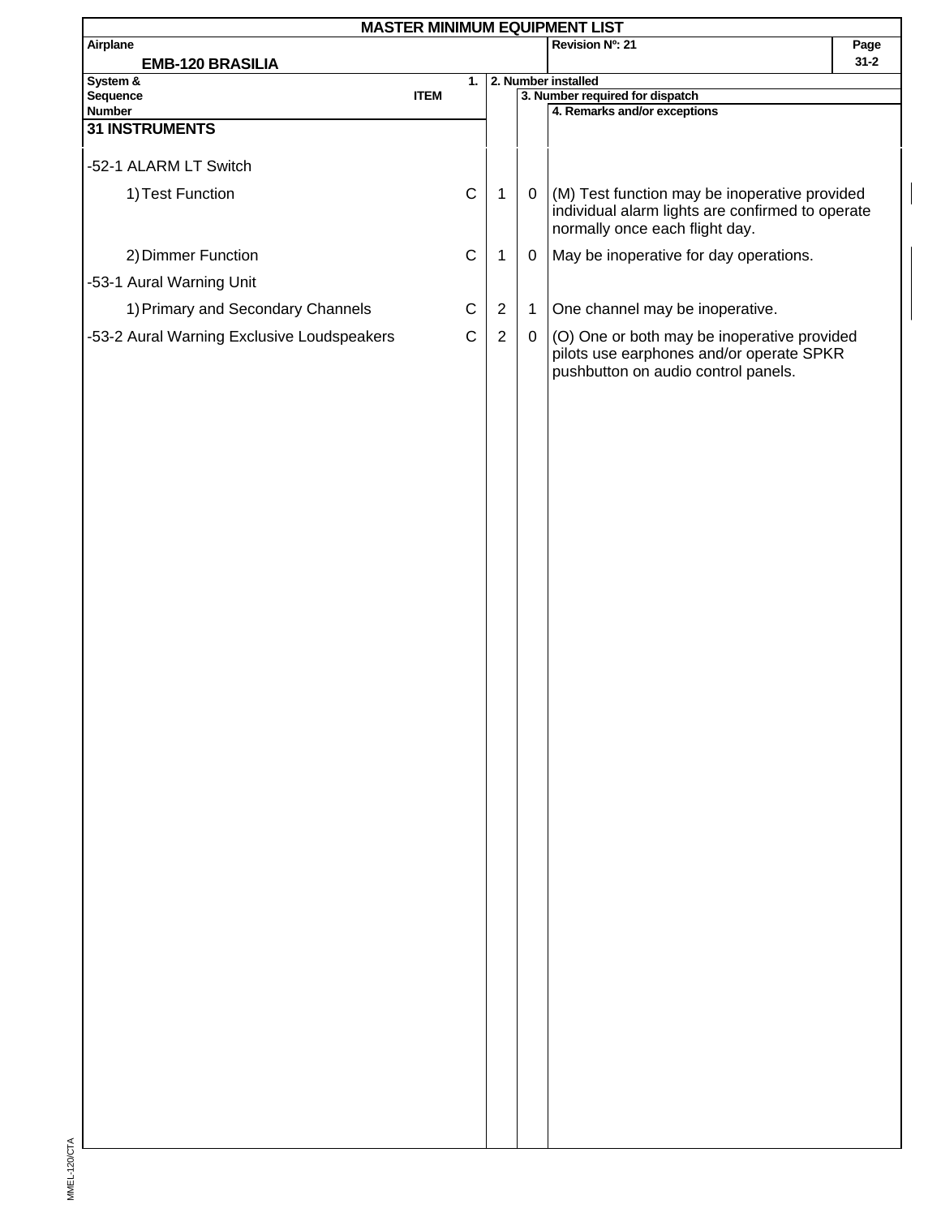**MASTER MINIMUM EQUIPMENT LIST**

| Airplane | Revision Nº: 21 | Page |
|---|---|---|
| EMB-120 BRASILIA | | 31-2 |

| System & Sequence Number / ITEM | 1. | 2. Number installed | 3. Number required for dispatch | 4. Remarks and/or exceptions |
|---|---|---|---|---|
| **31 INSTRUMENTS** | | | | |
| -52-1 ALARM LT Switch | | | | |
| 1) Test Function | C | 1 | 0 | (M) Test function may be inoperative provided individual alarm lights are confirmed to operate normally once each flight day. |
| 2) Dimmer Function | C | 1 | 0 | May be inoperative for day operations. |
| -53-1 Aural Warning Unit | | | | |
| 1) Primary and Secondary Channels | C | 2 | 1 | One channel may be inoperative. |
| -53-2 Aural Warning Exclusive Loudspeakers | C | 2 | 0 | (O) One or both may be inoperative provided pilots use earphones and/or operate SPKR pushbutton on audio control panels. |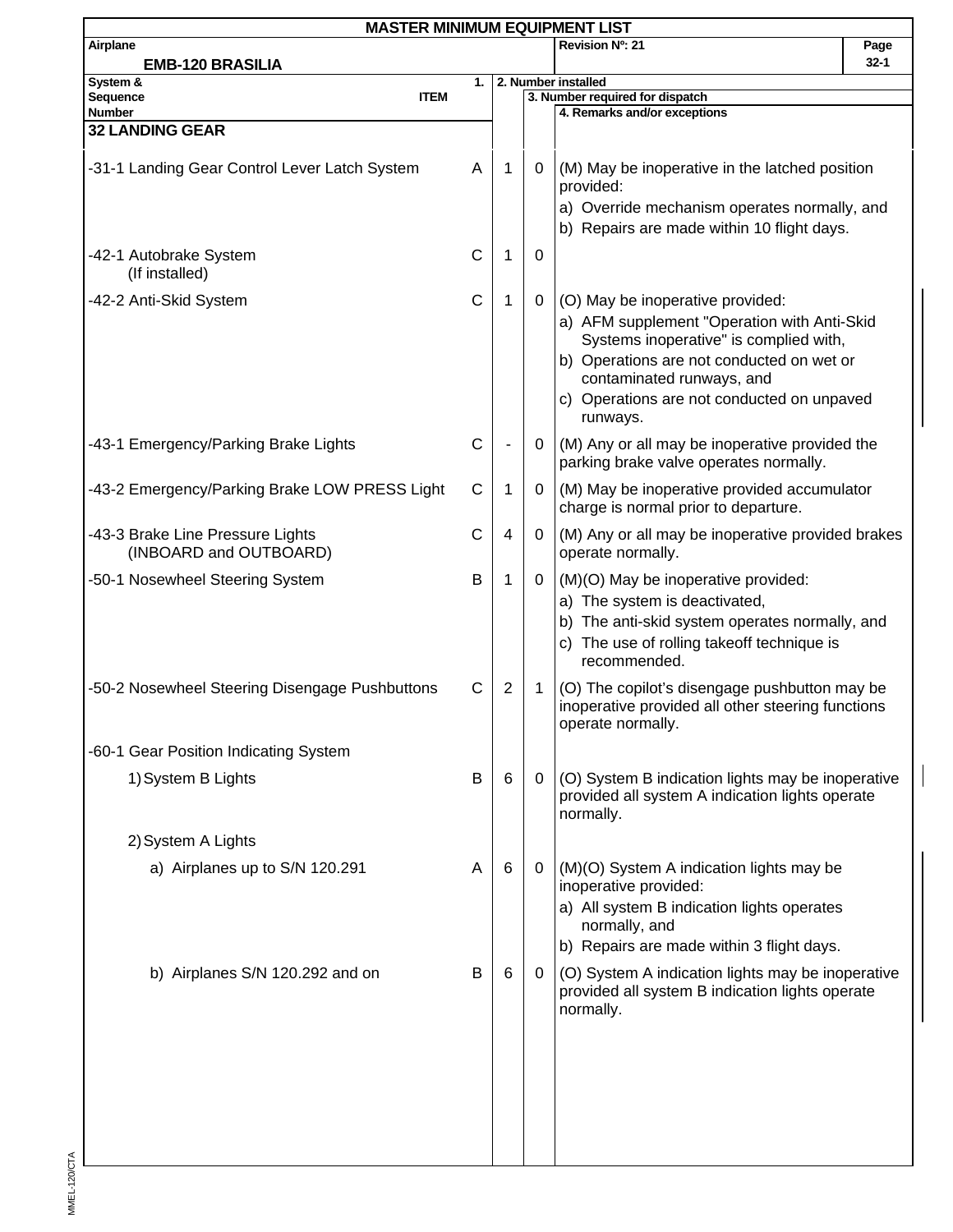# MASTER MINIMUM EQUIPMENT LIST

**Airplane:** EMB-120 BRASILIA
**Revision Nº: 21**

| System & Sequence Number ITEM | 1. | 2. Number installed | 3. Number required for dispatch | 4. Remarks and/or exceptions |
|---|---|---|---|---|
| **32 LANDING GEAR** | | | | |
| -31-1 Landing Gear Control Lever Latch System | A | 1 | 0 | (M) May be inoperative in the latched position provided:<br>a) Override mechanism operates normally, and<br>b) Repairs are made within 10 flight days. |
| -42-1 Autobrake System (If installed) | C | 1 | 0 | |
| -42-2 Anti-Skid System | C | 1 | 0 | (O) May be inoperative provided:<br>a) AFM supplement "Operation with Anti-Skid Systems inoperative" is complied with,<br>b) Operations are not conducted on wet or contaminated runways, and<br>c) Operations are not conducted on unpaved runways. |
| -43-1 Emergency/Parking Brake Lights | C | - | 0 | (M) Any or all may be inoperative provided the parking brake valve operates normally. |
| -43-2 Emergency/Parking Brake LOW PRESS Light | C | 1 | 0 | (M) May be inoperative provided accumulator charge is normal prior to departure. |
| -43-3 Brake Line Pressure Lights (INBOARD and OUTBOARD) | C | 4 | 0 | (M) Any or all may be inoperative provided brakes operate normally. |
| -50-1 Nosewheel Steering System | B | 1 | 0 | (M)(O) May be inoperative provided:<br>a) The system is deactivated,<br>b) The anti-skid system operates normally, and<br>c) The use of rolling takeoff technique is recommended. |
| -50-2 Nosewheel Steering Disengage Pushbuttons | C | 2 | 1 | (O) The copilot's disengage pushbutton may be inoperative provided all other steering functions operate normally. |
| -60-1 Gear Position Indicating System | | | | |
| 1) System B Lights | B | 6 | 0 | (O) System B indication lights may be inoperative provided all system A indication lights operate normally. |
| 2) System A Lights | | | | |
| a) Airplanes up to S/N 120.291 | A | 6 | 0 | (M)(O) System A indication lights may be inoperative provided:<br>a) All system B indication lights operates normally, and<br>b) Repairs are made within 3 flight days. |
| b) Airplanes S/N 120.292 and on | B | 6 | 0 | (O) System A indication lights may be inoperative provided all system B indication lights operate normally. |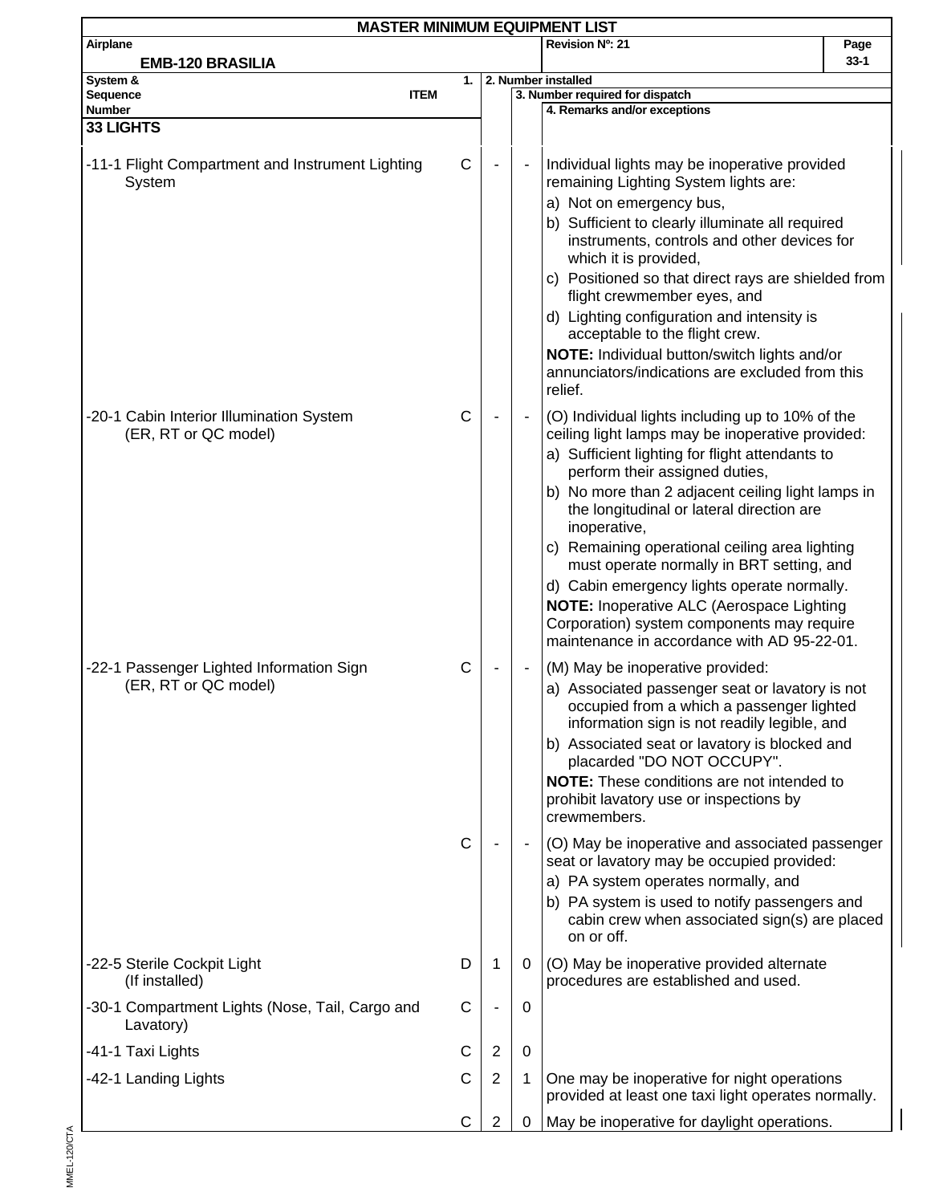**MASTER MINIMUM EQUIPMENT LIST**

| Airplane | Revision Nº: 21 |
|---|---|
| EMB-120 BRASILIA | |

| System & Sequence Number ITEM | 1. | 2. Number installed | 3. Number required for dispatch | 4. Remarks and/or exceptions |
|---|---|---|---|---|
| **33 LIGHTS** | | | | |
| -11-1 Flight Compartment and Instrument Lighting System | C | - | - | Individual lights may be inoperative provided remaining Lighting System lights are:<br>a) Not on emergency bus,<br>b) Sufficient to clearly illuminate all required instruments, controls and other devices for which it is provided,<br>c) Positioned so that direct rays are shielded from flight crewmember eyes, and<br>d) Lighting configuration and intensity is acceptable to the flight crew.<br>**NOTE:** Individual button/switch lights and/or annunciators/indications are excluded from this relief. |
| -20-1 Cabin Interior Illumination System (ER, RT or QC model) | C | - | - | (O) Individual lights including up to 10% of the ceiling light lamps may be inoperative provided:<br>a) Sufficient lighting for flight attendants to perform their assigned duties,<br>b) No more than 2 adjacent ceiling light lamps in the longitudinal or lateral direction are inoperative,<br>c) Remaining operational ceiling area lighting must operate normally in BRT setting, and<br>d) Cabin emergency lights operate normally.<br>**NOTE:** Inoperative ALC (Aerospace Lighting Corporation) system components may require maintenance in accordance with AD 95-22-01. |
| -22-1 Passenger Lighted Information Sign (ER, RT or QC model) | C | - | - | (M) May be inoperative provided:<br>a) Associated passenger seat or lavatory is not occupied from a which a passenger lighted information sign is not readily legible, and<br>b) Associated seat or lavatory is blocked and placarded "DO NOT OCCUPY".<br>**NOTE:** These conditions are not intended to prohibit lavatory use or inspections by crewmembers. |
| | C | - | - | (O) May be inoperative and associated passenger seat or lavatory may be occupied provided:<br>a) PA system operates normally, and<br>b) PA system is used to notify passengers and cabin crew when associated sign(s) are placed on or off. |
| -22-5 Sterile Cockpit Light (If installed) | D | 1 | 0 | (O) May be inoperative provided alternate procedures are established and used. |
| -30-1 Compartment Lights (Nose, Tail, Cargo and Lavatory) | C | - | 0 | |
| -41-1 Taxi Lights | C | 2 | 0 | |
| -42-1 Landing Lights | C | 2 | 1 | One may be inoperative for night operations provided at least one taxi light operates normally. |
| | C | 2 | 0 | May be inoperative for daylight operations. |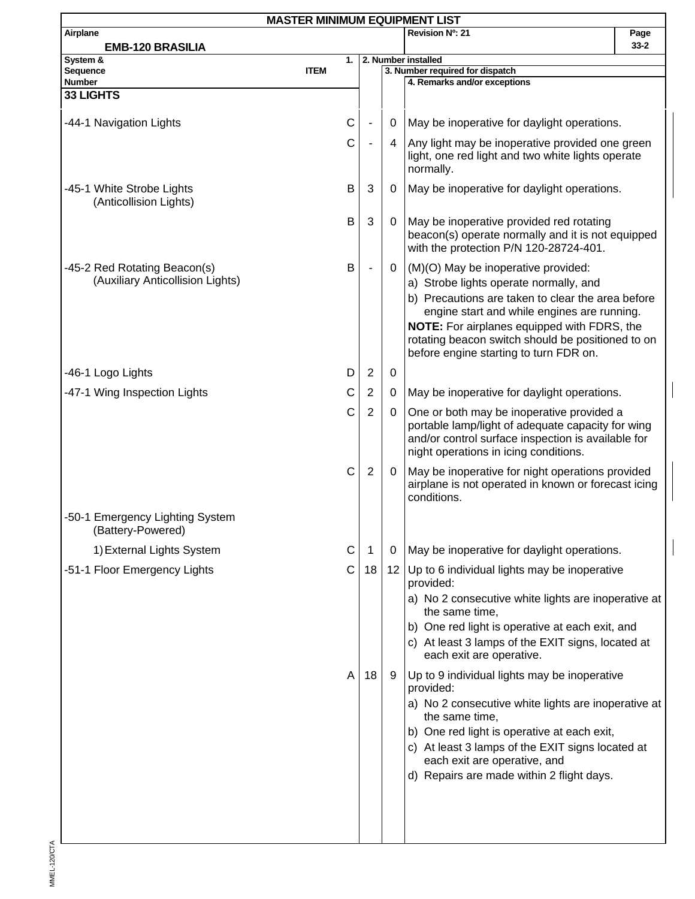# MASTER MINIMUM EQUIPMENT LIST

| Airplane | Revision Nº: 21 | Page |
|---|---|---|
| EMB-120 BRASILIA | | 33-2 |

| System & Sequence Number ITEM | 1. | 2. Number installed | 3. Number required for dispatch | 4. Remarks and/or exceptions |
|---|---|---|---|---|
| **33 LIGHTS** | | | | |
| -44-1 Navigation Lights | C | - | 0 | May be inoperative for daylight operations. |
| | C | - | 4 | Any light may be inoperative provided one green light, one red light and two white lights operate normally. |
| -45-1 White Strobe Lights (Anticollision Lights) | B | 3 | 0 | May be inoperative for daylight operations. |
| | B | 3 | 0 | May be inoperative provided red rotating beacon(s) operate normally and it is not equipped with the protection P/N 120-28724-401. |
| -45-2 Red Rotating Beacon(s) (Auxiliary Anticollision Lights) | B | - | 0 | (M)(O) May be inoperative provided:<br>a) Strobe lights operate normally, and<br>b) Precautions are taken to clear the area before engine start and while engines are running.<br>**NOTE:** For airplanes equipped with FDRS, the rotating beacon switch should be positioned to on before engine starting to turn FDR on. |
| -46-1 Logo Lights | D | 2 | 0 | |
| -47-1 Wing Inspection Lights | C | 2 | 0 | May be inoperative for daylight operations. |
| | C | 2 | 0 | One or both may be inoperative provided a portable lamp/light of adequate capacity for wing and/or control surface inspection is available for night operations in icing conditions. |
| | C | 2 | 0 | May be inoperative for night operations provided airplane is not operated in known or forecast icing conditions. |
| -50-1 Emergency Lighting System (Battery-Powered) | | | | |
| 1) External Lights System | C | 1 | 0 | May be inoperative for daylight operations. |
| -51-1 Floor Emergency Lights | C | 18 | 12 | Up to 6 individual lights may be inoperative provided:<br>a) No 2 consecutive white lights are inoperative at the same time,<br>b) One red light is operative at each exit, and<br>c) At least 3 lamps of the EXIT signs, located at each exit are operative. |
| | A | 18 | 9 | Up to 9 individual lights may be inoperative provided:<br>a) No 2 consecutive white lights are inoperative at the same time,<br>b) One red light is operative at each exit,<br>c) At least 3 lamps of the EXIT signs located at each exit are operative, and<br>d) Repairs are made within 2 flight days. |

MMEL-120/CTA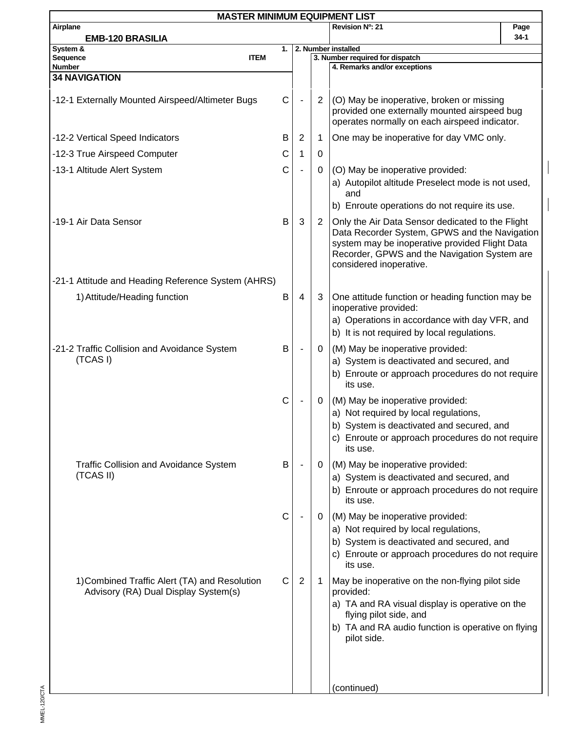# MASTER MINIMUM EQUIPMENT LIST

| Airplane | Revision Nº: 21 | Page |
|---|---|---|
| EMB-120 BRASILIA | | 34-1 |

| System & Sequence Number ITEM | 1. | 2. Number installed | 3. Number required for dispatch | 4. Remarks and/or exceptions |
|---|---|---|---|---|
| **34 NAVIGATION** | | | | |
| -12-1 Externally Mounted Airspeed/Altimeter Bugs | C | - | 2 | (O) May be inoperative, broken or missing provided one externally mounted airspeed bug operates normally on each airspeed indicator. |
| -12-2 Vertical Speed Indicators | B | 2 | 1 | One may be inoperative for day VMC only. |
| -12-3 True Airspeed Computer | C | 1 | 0 | |
| -13-1 Altitude Alert System | C | - | 0 | (O) May be inoperative provided:<br>a) Autopilot altitude Preselect mode is not used, and<br>b) Enroute operations do not require its use. |
| -19-1 Air Data Sensor | B | 3 | 2 | Only the Air Data Sensor dedicated to the Flight Data Recorder System, GPWS and the Navigation system may be inoperative provided Flight Data Recorder, GPWS and the Navigation System are considered inoperative. |
| -21-1 Attitude and Heading Reference System (AHRS) | | | | |
| 1) Attitude/Heading function | B | 4 | 3 | One attitude function or heading function may be inoperative provided:<br>a) Operations in accordance with day VFR, and<br>b) It is not required by local regulations. |
| -21-2 Traffic Collision and Avoidance System (TCAS I) | B | - | 0 | (M) May be inoperative provided:<br>a) System is deactivated and secured, and<br>b) Enroute or approach procedures do not require its use. |
| | C | - | 0 | (M) May be inoperative provided:<br>a) Not required by local regulations,<br>b) System is deactivated and secured, and<br>c) Enroute or approach procedures do not require its use. |
| Traffic Collision and Avoidance System (TCAS II) | B | - | 0 | (M) May be inoperative provided:<br>a) System is deactivated and secured, and<br>b) Enroute or approach procedures do not require its use. |
| | C | - | 0 | (M) May be inoperative provided:<br>a) Not required by local regulations,<br>b) System is deactivated and secured, and<br>c) Enroute or approach procedures do not require its use. |
| 1) Combined Traffic Alert (TA) and Resolution Advisory (RA) Dual Display System(s) | C | 2 | 1 | May be inoperative on the non-flying pilot side provided:<br>a) TA and RA visual display is operative on the flying pilot side, and<br>b) TA and RA audio function is operative on flying pilot side. |
| | | | | (continued) |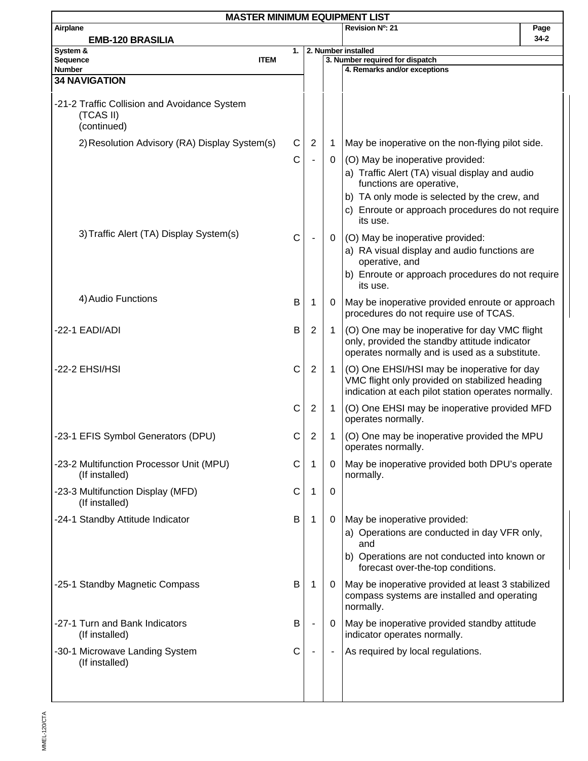# MASTER MINIMUM EQUIPMENT LIST

| Airplane | Revision Nº: 21 | Page |
|---|---|---|
| EMB-120 BRASILIA | | 34-2 |

| System & Sequence Number ITEM | 1. | 2. Number installed | 3. Number required for dispatch | 4. Remarks and/or exceptions |
|---|---|---|---|---|
| **34 NAVIGATION** | | | | |
| -21-2 Traffic Collision and Avoidance System (TCAS II) (continued) | | | | |
| 2) Resolution Advisory (RA) Display System(s) | C | 2 | 1 | May be inoperative on the non-flying pilot side. |
| | C | - | 0 | (O) May be inoperative provided:<br>a) Traffic Alert (TA) visual display and audio functions are operative,<br>b) TA only mode is selected by the crew, and<br>c) Enroute or approach procedures do not require its use. |
| 3) Traffic Alert (TA) Display System(s) | C | - | 0 | (O) May be inoperative provided:<br>a) RA visual display and audio functions are operative, and<br>b) Enroute or approach procedures do not require its use. |
| 4) Audio Functions | B | 1 | 0 | May be inoperative provided enroute or approach procedures do not require use of TCAS. |
| -22-1 EADI/ADI | B | 2 | 1 | (O) One may be inoperative for day VMC flight only, provided the standby attitude indicator operates normally and is used as a substitute. |
| -22-2 EHSI/HSI | C | 2 | 1 | (O) One EHSI/HSI may be inoperative for day VMC flight only provided on stabilized heading indication at each pilot station operates normally. |
| | C | 2 | 1 | (O) One EHSI may be inoperative provided MFD operates normally. |
| -23-1 EFIS Symbol Generators (DPU) | C | 2 | 1 | (O) One may be inoperative provided the MPU operates normally. |
| -23-2 Multifunction Processor Unit (MPU) (If installed) | C | 1 | 0 | May be inoperative provided both DPU's operate normally. |
| -23-3 Multifunction Display (MFD) (If installed) | C | 1 | 0 | |
| -24-1 Standby Attitude Indicator | B | 1 | 0 | May be inoperative provided:<br>a) Operations are conducted in day VFR only, and<br>b) Operations are not conducted into known or forecast over-the-top conditions. |
| -25-1 Standby Magnetic Compass | B | 1 | 0 | May be inoperative provided at least 3 stabilized compass systems are installed and operating normally. |
| -27-1 Turn and Bank Indicators (If installed) | B | - | 0 | May be inoperative provided standby attitude indicator operates normally. |
| -30-1 Microwave Landing System (If installed) | C | - | - | As required by local regulations. |

MMEL-120/CTA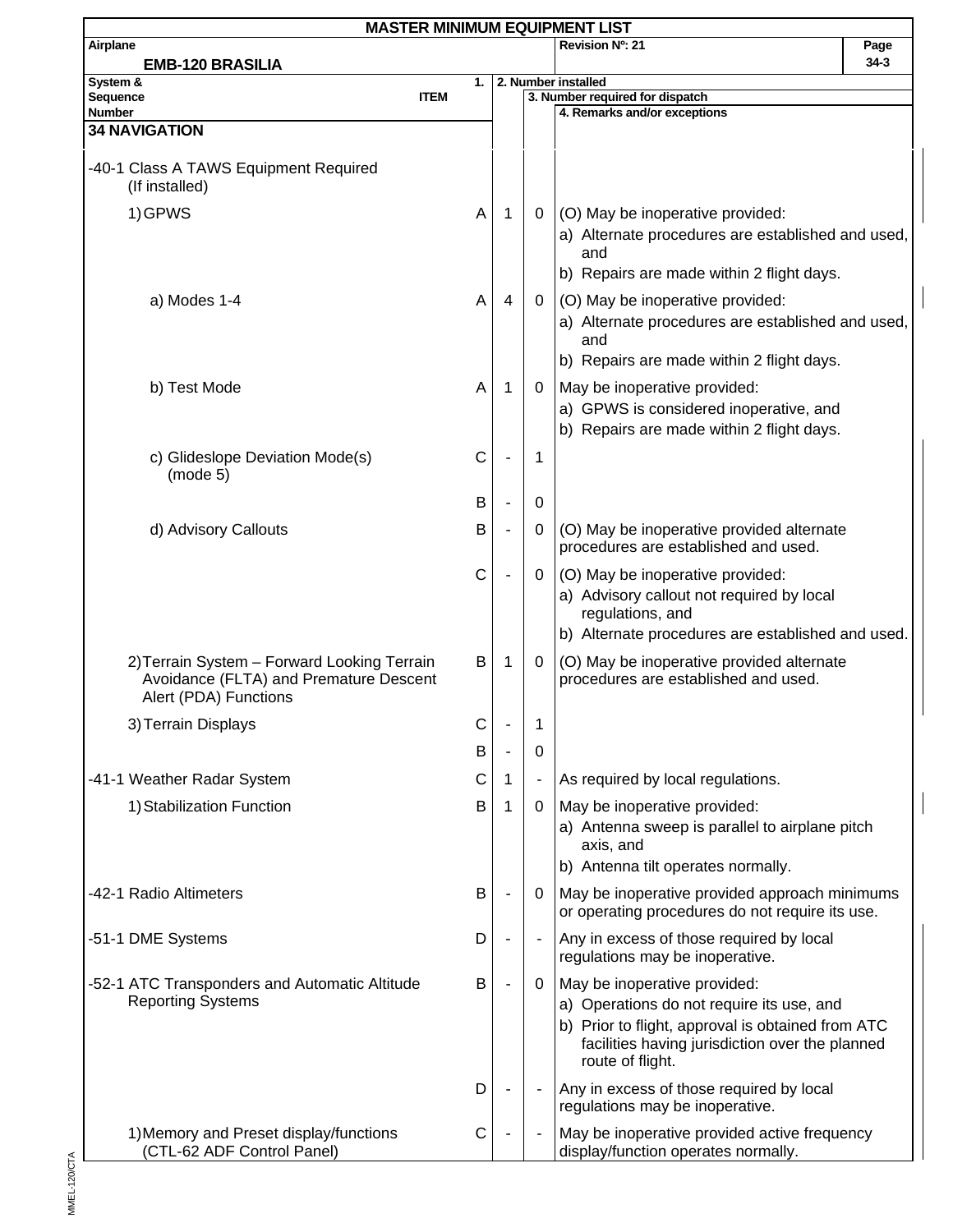# MASTER MINIMUM EQUIPMENT LIST

| Airplane | Revision Nº: 21 | Page |
|---|---|---|
| EMB-120 BRASILIA | | 34-3 |

| System & Sequence Number / ITEM | 1. | 2. Number installed | 3. Number required for dispatch | 4. Remarks and/or exceptions |
|---|---|---|---|---|
| **34 NAVIGATION** | | | | |
| -40-1 Class A TAWS Equipment Required (If installed) | | | | |
| 1) GPWS | A | 1 | 0 | (O) May be inoperative provided:<br>a) Alternate procedures are established and used, and<br>b) Repairs are made within 2 flight days. |
| a) Modes 1-4 | A | 4 | 0 | (O) May be inoperative provided:<br>a) Alternate procedures are established and used, and<br>b) Repairs are made within 2 flight days. |
| b) Test Mode | A | 1 | 0 | May be inoperative provided:<br>a) GPWS is considered inoperative, and<br>b) Repairs are made within 2 flight days. |
| c) Glideslope Deviation Mode(s) (mode 5) | C | - | 1 | |
| | B | - | 0 | |
| d) Advisory Callouts | B | - | 0 | (O) May be inoperative provided alternate procedures are established and used. |
| | C | - | 0 | (O) May be inoperative provided:<br>a) Advisory callout not required by local regulations, and<br>b) Alternate procedures are established and used. |
| 2) Terrain System – Forward Looking Terrain Avoidance (FLTA) and Premature Descent Alert (PDA) Functions | B | 1 | 0 | (O) May be inoperative provided alternate procedures are established and used. |
| 3) Terrain Displays | C | - | 1 | |
| | B | - | 0 | |
| -41-1 Weather Radar System | C | 1 | - | As required by local regulations. |
| 1) Stabilization Function | B | 1 | 0 | May be inoperative provided:<br>a) Antenna sweep is parallel to airplane pitch axis, and<br>b) Antenna tilt operates normally. |
| -42-1 Radio Altimeters | B | - | 0 | May be inoperative provided approach minimums or operating procedures do not require its use. |
| -51-1 DME Systems | D | - | - | Any in excess of those required by local regulations may be inoperative. |
| -52-1 ATC Transponders and Automatic Altitude Reporting Systems | B | - | 0 | May be inoperative provided:<br>a) Operations do not require its use, and<br>b) Prior to flight, approval is obtained from ATC facilities having jurisdiction over the planned route of flight. |
| | D | - | - | Any in excess of those required by local regulations may be inoperative. |
| 1) Memory and Preset display/functions (CTL-62 ADF Control Panel) | C | - | - | May be inoperative provided active frequency display/function operates normally. |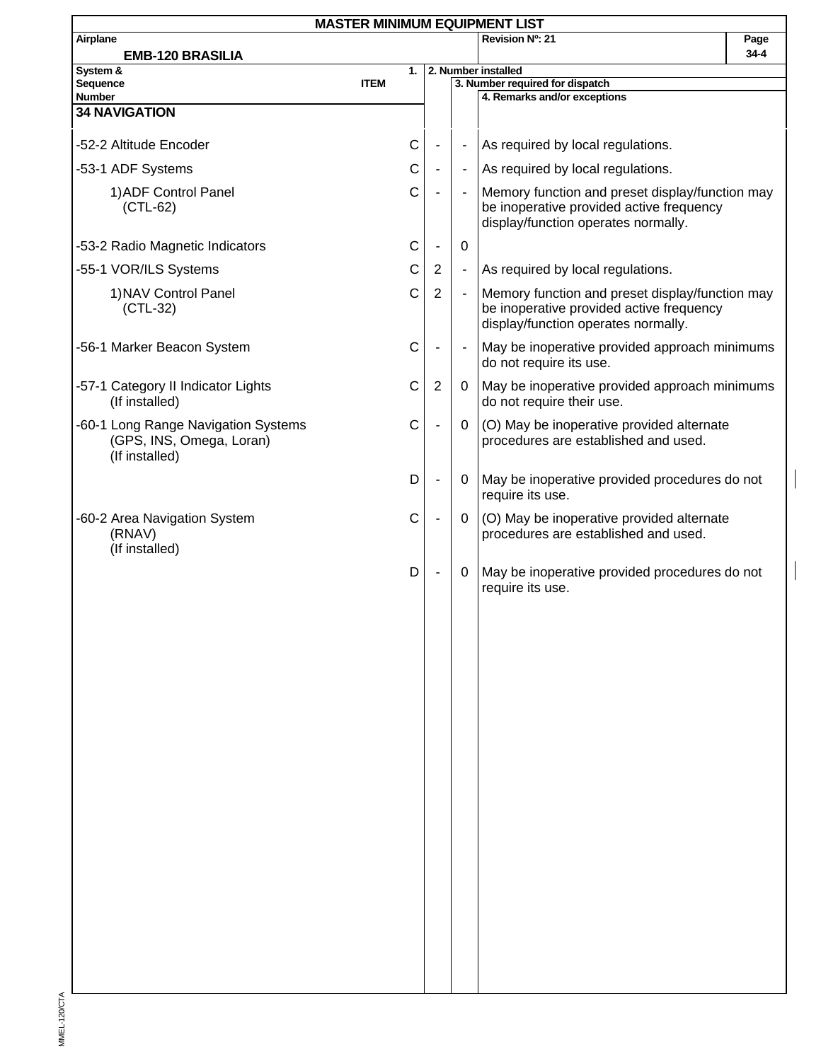# MASTER MINIMUM EQUIPMENT LIST

**Airplane:** EMB-120 BRASILIA

**Revision Nº:** 21

| System & Sequence Number ITEM | 1. | 2. Number installed | 3. Number required for dispatch | 4. Remarks and/or exceptions |
|---|---|---|---|---|
| **34 NAVIGATION** | | | | |
| -52-2 Altitude Encoder | C | - | - | As required by local regulations. |
| -53-1 ADF Systems | C | - | - | As required by local regulations. |
| 1) ADF Control Panel (CTL-62) | C | - | - | Memory function and preset display/function may be inoperative provided active frequency display/function operates normally. |
| -53-2 Radio Magnetic Indicators | C | - | 0 | |
| -55-1 VOR/ILS Systems | C | 2 | - | As required by local regulations. |
| 1) NAV Control Panel (CTL-32) | C | 2 | - | Memory function and preset display/function may be inoperative provided active frequency display/function operates normally. |
| -56-1 Marker Beacon System | C | - | - | May be inoperative provided approach minimums do not require its use. |
| -57-1 Category II Indicator Lights (If installed) | C | 2 | 0 | May be inoperative provided approach minimums do not require their use. |
| -60-1 Long Range Navigation Systems (GPS, INS, Omega, Loran) (If installed) | C | - | 0 | (O) May be inoperative provided alternate procedures are established and used. |
| | D | - | 0 | May be inoperative provided procedures do not require its use. |
| -60-2 Area Navigation System (RNAV) (If installed) | C | - | 0 | (O) May be inoperative provided alternate procedures are established and used. |
| | D | - | 0 | May be inoperative provided procedures do not require its use. |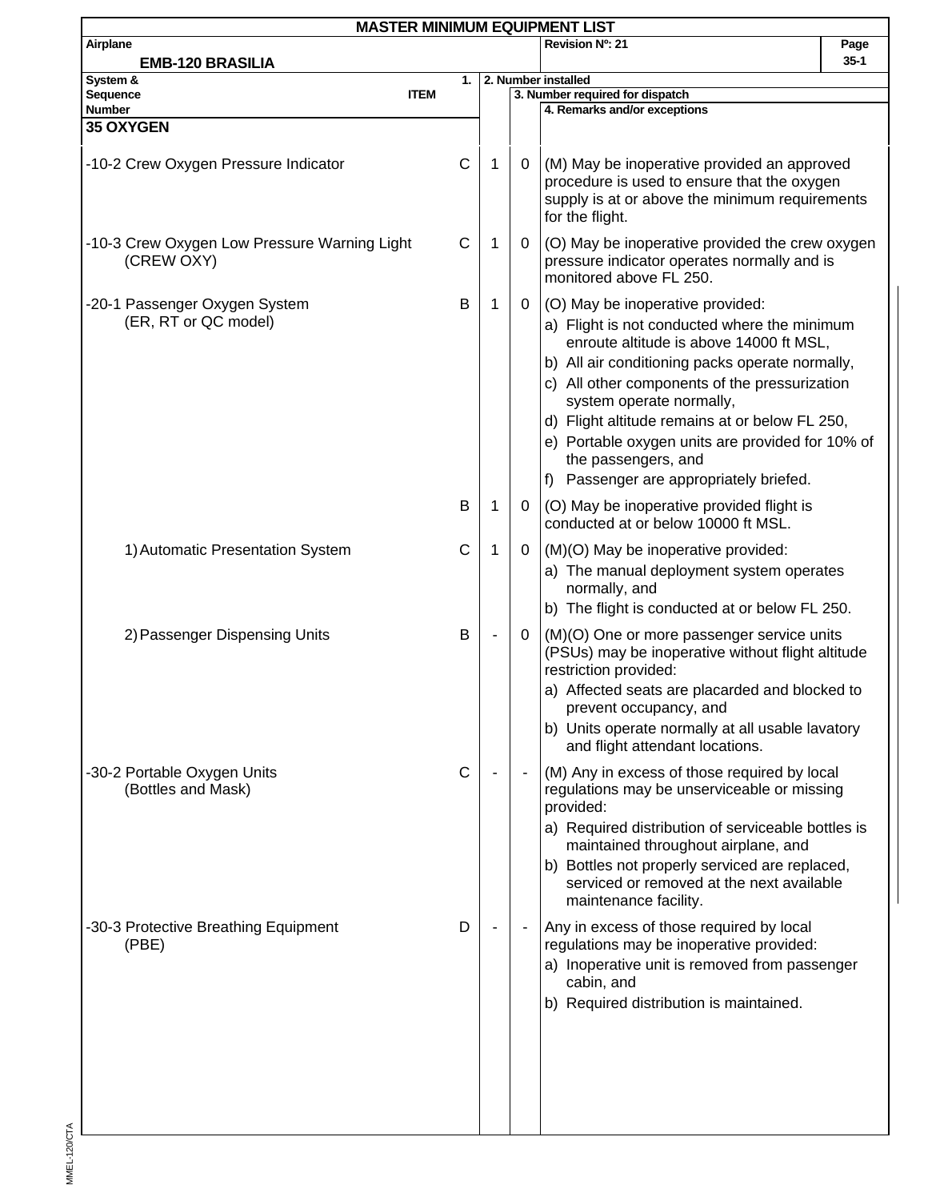# MASTER MINIMUM EQUIPMENT LIST

| Airplane | Revision Nº: 21 |
|---|---|
| EMB-120 BRASILIA | |

| System & Sequence Number / ITEM | 1. | 2. Number installed | 3. Number required for dispatch | 4. Remarks and/or exceptions |
|---|---|---|---|---|
| **35 OXYGEN** | | | | |
| -10-2 Crew Oxygen Pressure Indicator | C | 1 | 0 | (M) May be inoperative provided an approved procedure is used to ensure that the oxygen supply is at or above the minimum requirements for the flight. |
| -10-3 Crew Oxygen Low Pressure Warning Light (CREW OXY) | C | 1 | 0 | (O) May be inoperative provided the crew oxygen pressure indicator operates normally and is monitored above FL 250. |
| -20-1 Passenger Oxygen System (ER, RT or QC model) | B | 1 | 0 | (O) May be inoperative provided:<br>a) Flight is not conducted where the minimum enroute altitude is above 14000 ft MSL,<br>b) All air conditioning packs operate normally,<br>c) All other components of the pressurization system operate normally,<br>d) Flight altitude remains at or below FL 250,<br>e) Portable oxygen units are provided for 10% of the passengers, and<br>f) Passenger are appropriately briefed. |
| | B | 1 | 0 | (O) May be inoperative provided flight is conducted at or below 10000 ft MSL. |
| 1) Automatic Presentation System | C | 1 | 0 | (M)(O) May be inoperative provided:<br>a) The manual deployment system operates normally, and<br>b) The flight is conducted at or below FL 250. |
| 2) Passenger Dispensing Units | B | - | 0 | (M)(O) One or more passenger service units (PSUs) may be inoperative without flight altitude restriction provided:<br>a) Affected seats are placarded and blocked to prevent occupancy, and<br>b) Units operate normally at all usable lavatory and flight attendant locations. |
| -30-2 Portable Oxygen Units (Bottles and Mask) | C | - | - | (M) Any in excess of those required by local regulations may be unserviceable or missing provided:<br>a) Required distribution of serviceable bottles is maintained throughout airplane, and<br>b) Bottles not properly serviced are replaced, serviced or removed at the next available maintenance facility. |
| -30-3 Protective Breathing Equipment (PBE) | D | - | - | Any in excess of those required by local regulations may be inoperative provided:<br>a) Inoperative unit is removed from passenger cabin, and<br>b) Required distribution is maintained. |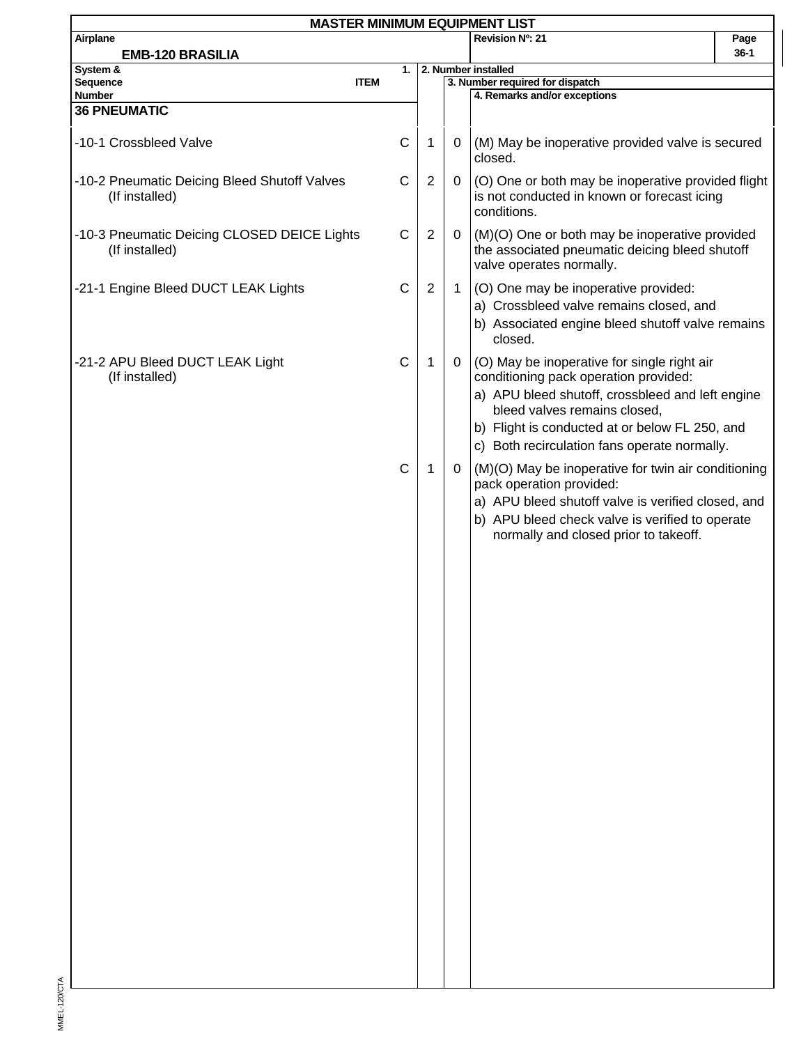# MASTER MINIMUM EQUIPMENT LIST

| Airplane | Revision Nº: 21 | Page |
|---|---|---|
| EMB-120 BRASILIA | | 36-1 |

| System & Sequence Number / ITEM | 1. | 2. Number installed | 3. Number required for dispatch | 4. Remarks and/or exceptions |
|---|---|---|---|---|
| **36 PNEUMATIC** | | | | |
| -10-1 Crossbleed Valve | C | 1 | 0 | (M) May be inoperative provided valve is secured closed. |
| -10-2 Pneumatic Deicing Bleed Shutoff Valves (If installed) | C | 2 | 0 | (O) One or both may be inoperative provided flight is not conducted in known or forecast icing conditions. |
| -10-3 Pneumatic Deicing CLOSED DEICE Lights (If installed) | C | 2 | 0 | (M)(O) One or both may be inoperative provided the associated pneumatic deicing bleed shutoff valve operates normally. |
| -21-1 Engine Bleed DUCT LEAK Lights | C | 2 | 1 | (O) One may be inoperative provided:<br>a) Crossbleed valve remains closed, and<br>b) Associated engine bleed shutoff valve remains closed. |
| -21-2 APU Bleed DUCT LEAK Light (If installed) | C | 1 | 0 | (O) May be inoperative for single right air conditioning pack operation provided:<br>a) APU bleed shutoff, crossbleed and left engine bleed valves remains closed,<br>b) Flight is conducted at or below FL 250, and<br>c) Both recirculation fans operate normally. |
| | C | 1 | 0 | (M)(O) May be inoperative for twin air conditioning pack operation provided:<br>a) APU bleed shutoff valve is verified closed, and<br>b) APU bleed check valve is verified to operate normally and closed prior to takeoff. |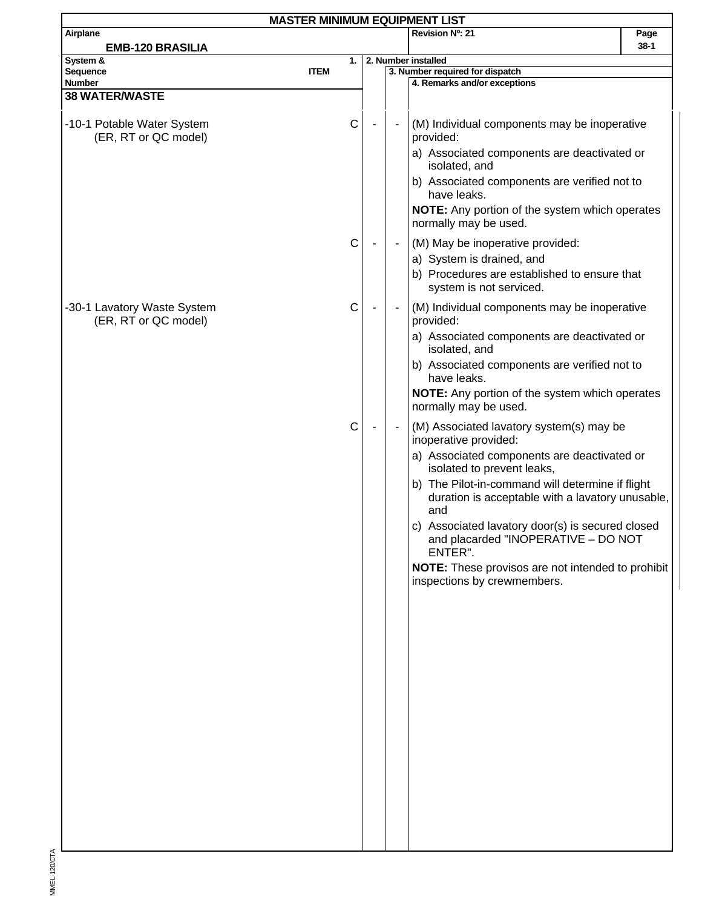**MASTER MINIMUM EQUIPMENT LIST**

| Airplane | Revision Nº: 21 | Page |
|---|---|---|
| **EMB-120 BRASILIA** | | 38-1 |

| System & Sequence Number ITEM | 1. | 2. Number installed | 3. Number required for dispatch | 4. Remarks and/or exceptions |
|---|---|---|---|---|
| **38 WATER/WASTE** | | | | |
| -10-1 Potable Water System (ER, RT or QC model) | C | - | - | (M) Individual components may be inoperative provided:<br>a) Associated components are deactivated or isolated, and<br>b) Associated components are verified not to have leaks.<br>**NOTE:** Any portion of the system which operates normally may be used. |
| | C | - | - | (M) May be inoperative provided:<br>a) System is drained, and<br>b) Procedures are established to ensure that system is not serviced. |
| -30-1 Lavatory Waste System (ER, RT or QC model) | C | - | - | (M) Individual components may be inoperative provided:<br>a) Associated components are deactivated or isolated, and<br>b) Associated components are verified not to have leaks.<br>**NOTE:** Any portion of the system which operates normally may be used. |
| | C | - | - | (M) Associated lavatory system(s) may be inoperative provided:<br>a) Associated components are deactivated or isolated to prevent leaks,<br>b) The Pilot-in-command will determine if flight duration is acceptable with a lavatory unusable, and<br>c) Associated lavatory door(s) is secured closed and placarded "INOPERATIVE – DO NOT ENTER".<br>**NOTE:** These provisos are not intended to prohibit inspections by crewmembers. |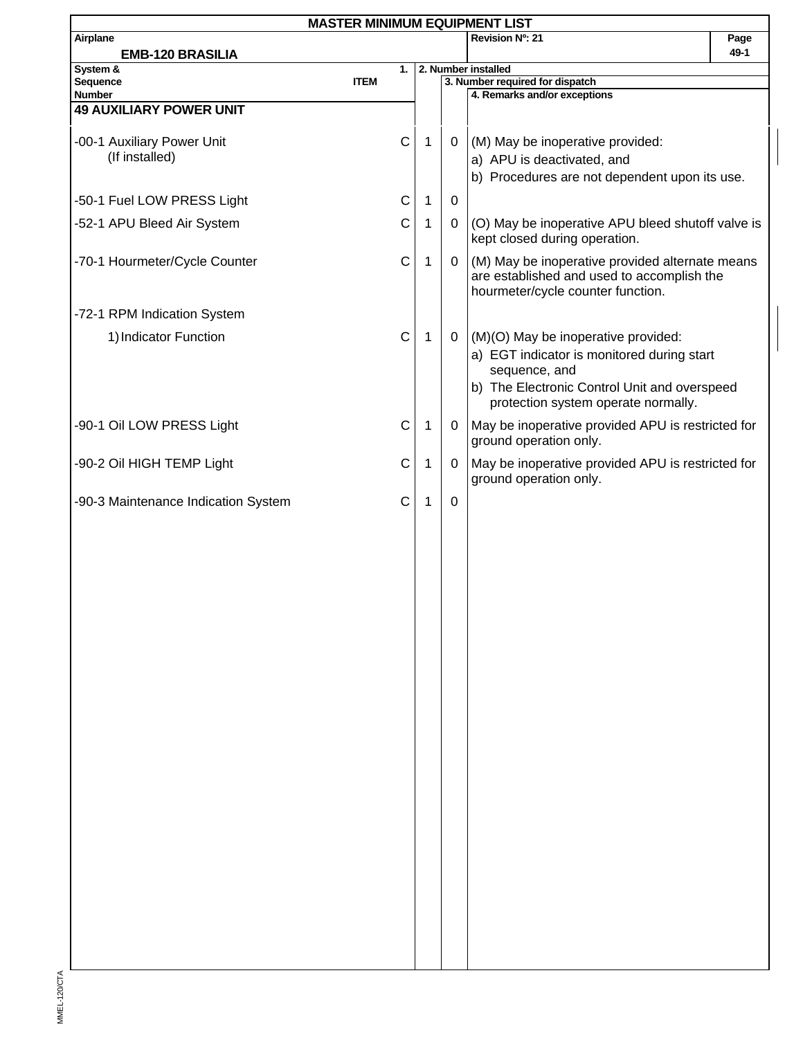## MASTER MINIMUM EQUIPMENT LIST

| Airplane | Revision Nº: 21 | Page |
|---|---|---|
| EMB-120 BRASILIA | | 49-1 |

| System & Sequence Number ITEM | 1. | 2. Number installed | 3. Number required for dispatch | 4. Remarks and/or exceptions |
|---|---|---|---|---|
| **49 AUXILIARY POWER UNIT** | | | | |
| -00-1 Auxiliary Power Unit (If installed) | C | 1 | 0 | (M) May be inoperative provided: a) APU is deactivated, and b) Procedures are not dependent upon its use. |
| -50-1 Fuel LOW PRESS Light | C | 1 | 0 | |
| -52-1 APU Bleed Air System | C | 1 | 0 | (O) May be inoperative APU bleed shutoff valve is kept closed during operation. |
| -70-1 Hourmeter/Cycle Counter | C | 1 | 0 | (M) May be inoperative provided alternate means are established and used to accomplish the hourmeter/cycle counter function. |
| -72-1 RPM Indication System | | | | |
| 1) Indicator Function | C | 1 | 0 | (M)(O) May be inoperative provided: a) EGT indicator is monitored during start sequence, and b) The Electronic Control Unit and overspeed protection system operate normally. |
| -90-1 Oil LOW PRESS Light | C | 1 | 0 | May be inoperative provided APU is restricted for ground operation only. |
| -90-2 Oil HIGH TEMP Light | C | 1 | 0 | May be inoperative provided APU is restricted for ground operation only. |
| -90-3 Maintenance Indication System | C | 1 | 0 | |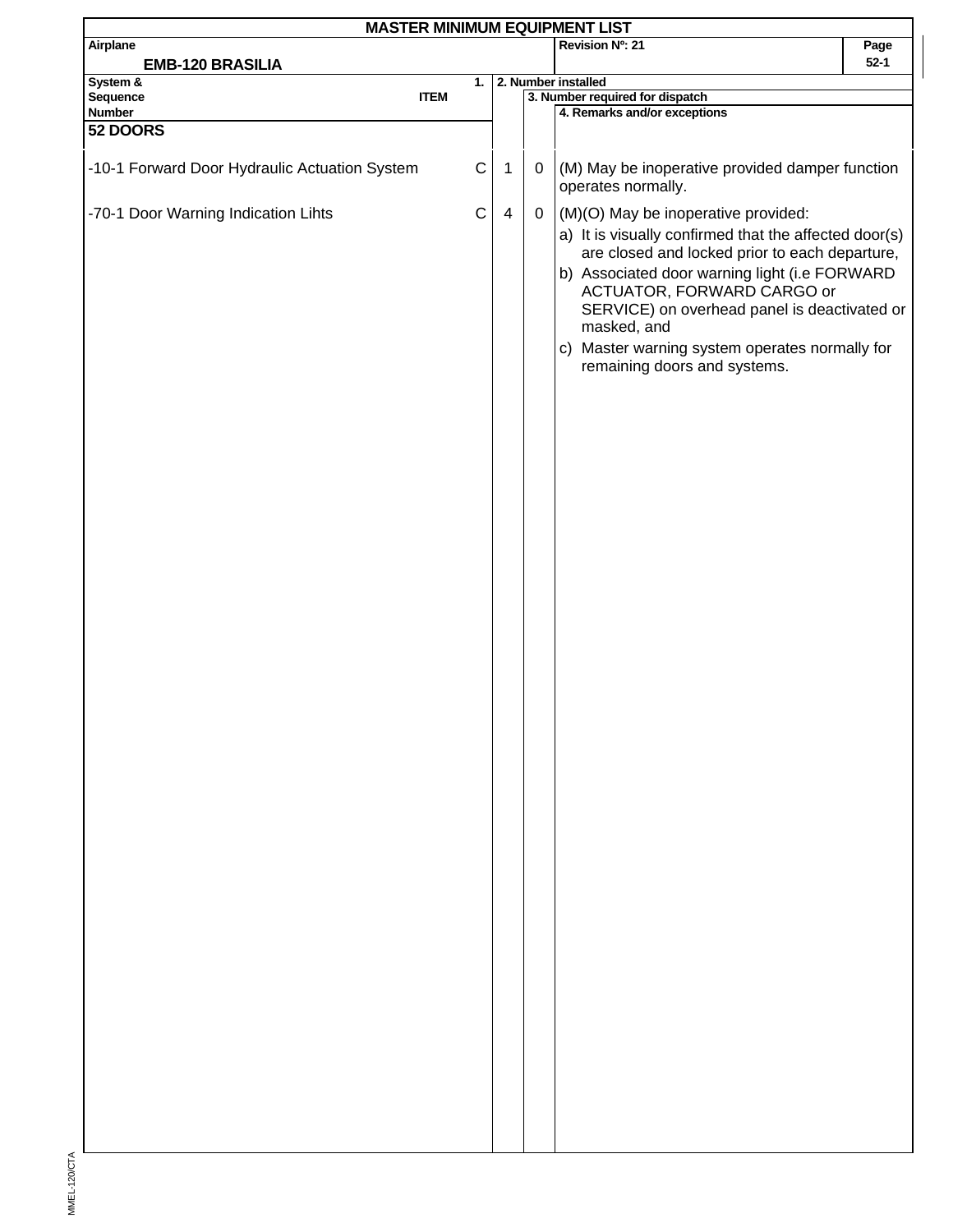# MASTER MINIMUM EQUIPMENT LIST

| Airplane | Revision Nº: 21 | Page |
|---|---|---|
| EMB-120 BRASILIA | | 52-1 |

| System & Sequence Number ITEM | 1. | 2. Number installed | 3. Number required for dispatch | 4. Remarks and/or exceptions |
|---|---|---|---|---|
| **52 DOORS** | | | | |
| -10-1 Forward Door Hydraulic Actuation System | C | 1 | 0 | (M) May be inoperative provided damper function operates normally. |
| -70-1 Door Warning Indication Lihts | C | 4 | 0 | (M)(O) May be inoperative provided:<br>a) It is visually confirmed that the affected door(s) are closed and locked prior to each departure,<br>b) Associated door warning light (i.e FORWARD ACTUATOR, FORWARD CARGO or SERVICE) on overhead panel is deactivated or masked, and<br>c) Master warning system operates normally for remaining doors and systems. |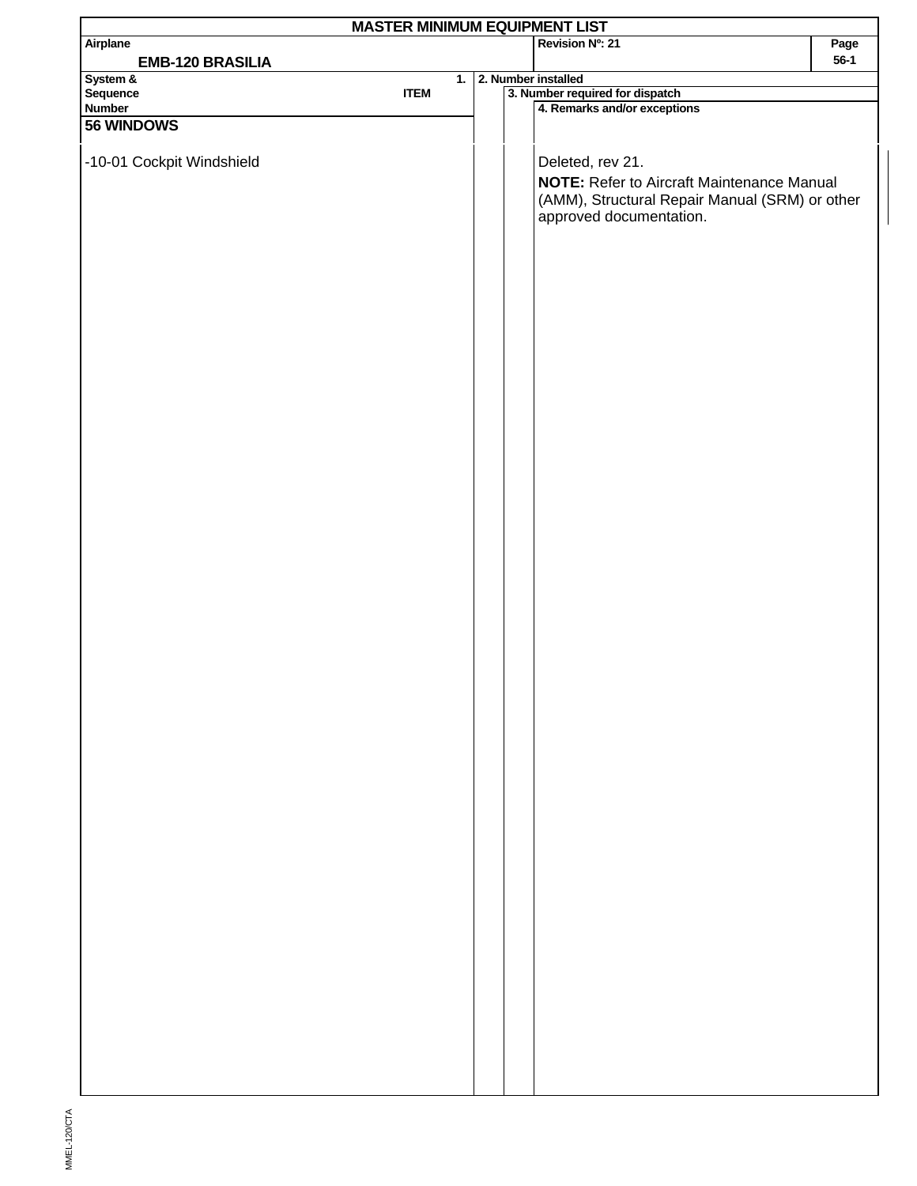# MASTER MINIMUM EQUIPMENT LIST

| Airplane | Revision Nº: 21 | Page |
|---|---|---|
| EMB-120 BRASILIA | | 56-1 |

| System & Sequence Number — 1. ITEM | 2. Number installed | 3. Number required for dispatch | 4. Remarks and/or exceptions |
|---|---|---|---|
| **56 WINDOWS** | | | |
| -10-01 Cockpit Windshield | | | Deleted, rev 21. **NOTE:** Refer to Aircraft Maintenance Manual (AMM), Structural Repair Manual (SRM) or other approved documentation. |

MMEL-120/CTA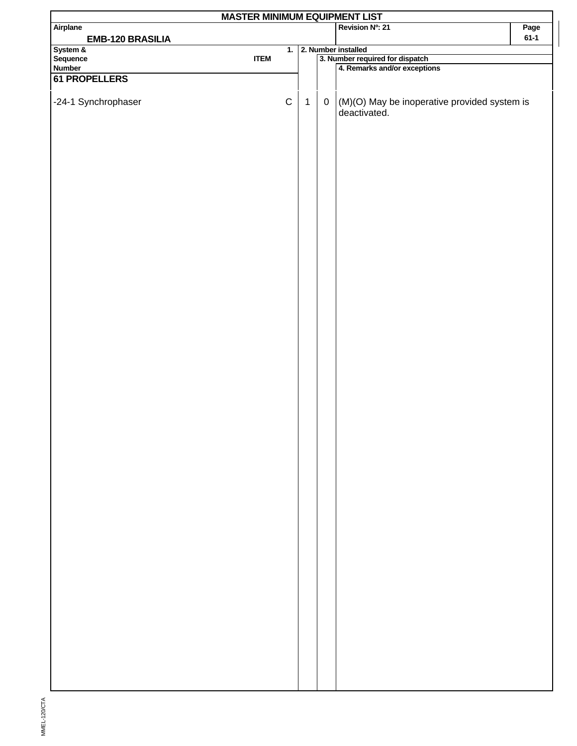# MASTER MINIMUM EQUIPMENT LIST

| Airplane | Revision Nº: 21 | Page |
|---|---|---|
| EMB-120 BRASILIA | | 61-1 |

| System & Sequence Number — 1. ITEM | | 2. Number installed | 3. Number required for dispatch | 4. Remarks and/or exceptions |
|---|---|---|---|---|
| **61 PROPELLERS** | | | | |
| -24-1 Synchrophaser | C | 1 | 0 | (M)(O) May be inoperative provided system is deactivated. |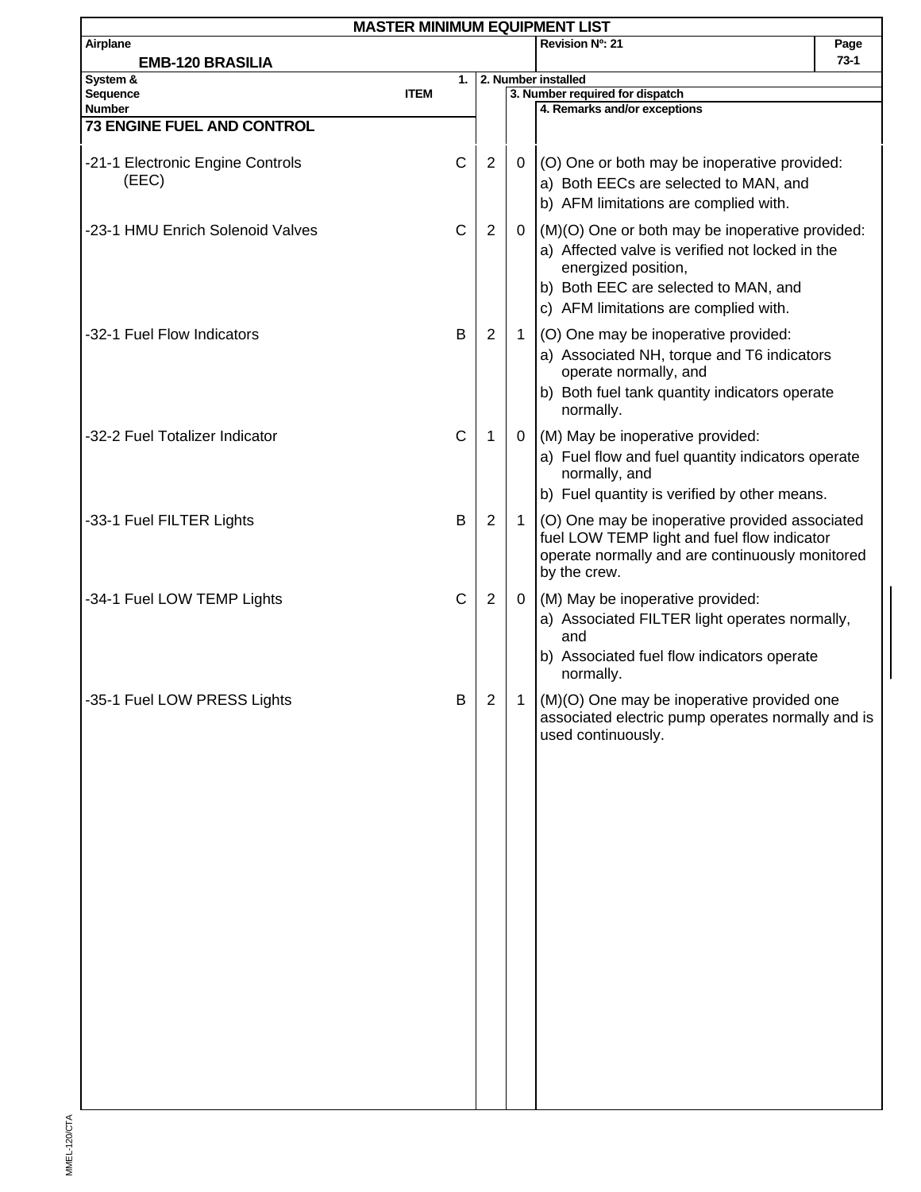## MASTER MINIMUM EQUIPMENT LIST

| Airplane | Revision Nº: 21 | Page |
|---|---|---|
| **EMB-120 BRASILIA** | | 73-1 |

| System & Sequence Number / ITEM | 1. | 2. Number installed | 3. Number required for dispatch | 4. Remarks and/or exceptions |
|---|---|---|---|---|
| **73 ENGINE FUEL AND CONTROL** | | | | |
| -21-1 Electronic Engine Controls (EEC) | C | 2 | 0 | (O) One or both may be inoperative provided:<br>a) Both EECs are selected to MAN, and<br>b) AFM limitations are complied with. |
| -23-1 HMU Enrich Solenoid Valves | C | 2 | 0 | (M)(O) One or both may be inoperative provided:<br>a) Affected valve is verified not locked in the energized position,<br>b) Both EEC are selected to MAN, and<br>c) AFM limitations are complied with. |
| -32-1 Fuel Flow Indicators | B | 2 | 1 | (O) One may be inoperative provided:<br>a) Associated NH, torque and T6 indicators operate normally, and<br>b) Both fuel tank quantity indicators operate normally. |
| -32-2 Fuel Totalizer Indicator | C | 1 | 0 | (M) May be inoperative provided:<br>a) Fuel flow and fuel quantity indicators operate normally, and<br>b) Fuel quantity is verified by other means. |
| -33-1 Fuel FILTER Lights | B | 2 | 1 | (O) One may be inoperative provided associated fuel LOW TEMP light and fuel flow indicator operate normally and are continuously monitored by the crew. |
| -34-1 Fuel LOW TEMP Lights | C | 2 | 0 | (M) May be inoperative provided:<br>a) Associated FILTER light operates normally, and<br>b) Associated fuel flow indicators operate normally. |
| -35-1 Fuel LOW PRESS Lights | B | 2 | 1 | (M)(O) One may be inoperative provided one associated electric pump operates normally and is used continuously. |

MMEL-120/CTA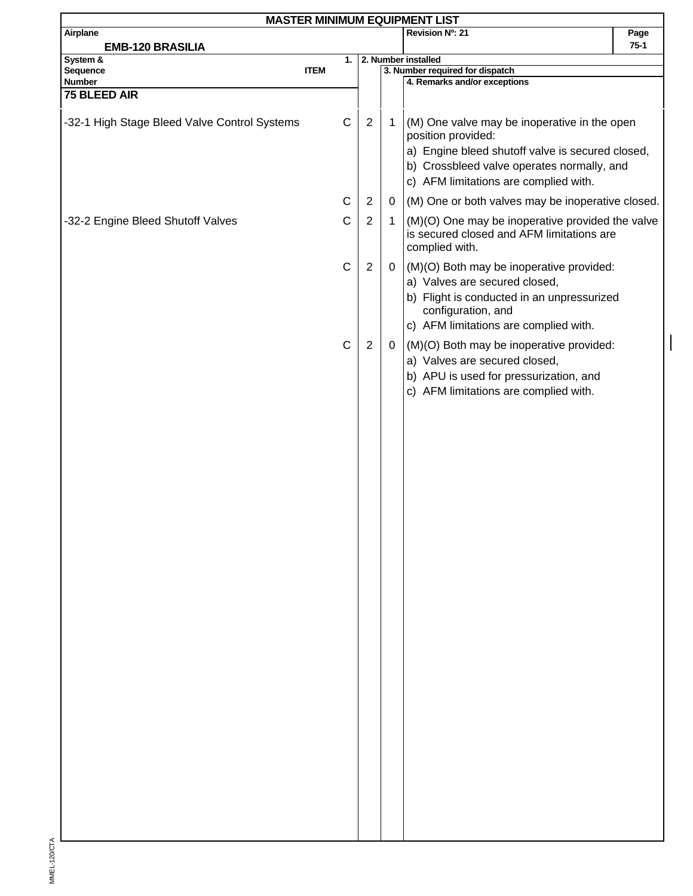# MASTER MINIMUM EQUIPMENT LIST

| Airplane | Revision Nº: 21 | Page |
|---|---|---|
| EMB-120 BRASILIA | | 75-1 |

| System & Sequence Number ITEM | 1. | 2. Number installed | 3. Number required for dispatch | 4. Remarks and/or exceptions |
|---|---|---|---|---|
| **75 BLEED AIR** | | | | |
| -32-1 High Stage Bleed Valve Control Systems | C | 2 | 1 | (M) One valve may be inoperative in the open position provided:<br>a) Engine bleed shutoff valve is secured closed,<br>b) Crossbleed valve operates normally, and<br>c) AFM limitations are complied with. |
| | C | 2 | 0 | (M) One or both valves may be inoperative closed. |
| -32-2 Engine Bleed Shutoff Valves | C | 2 | 1 | (M)(O) One may be inoperative provided the valve is secured closed and AFM limitations are complied with. |
| | C | 2 | 0 | (M)(O) Both may be inoperative provided:<br>a) Valves are secured closed,<br>b) Flight is conducted in an unpressurized configuration, and<br>c) AFM limitations are complied with. |
| | C | 2 | 0 | (M)(O) Both may be inoperative provided:<br>a) Valves are secured closed,<br>b) APU is used for pressurization, and<br>c) AFM limitations are complied with. |

MMEL-120/CTA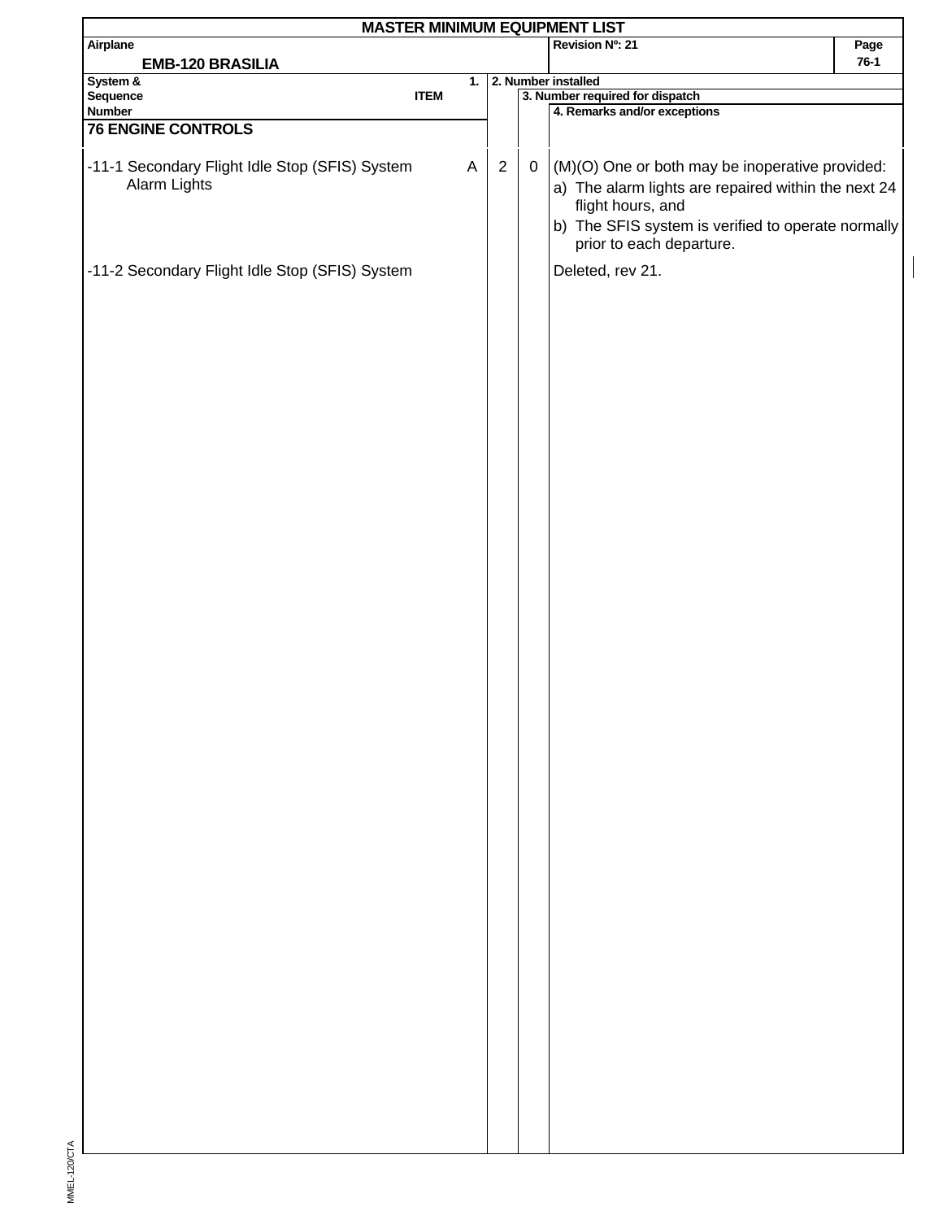# MASTER MINIMUM EQUIPMENT LIST

| Airplane | Revision Nº: 21 | Page |
|---|---|---|
| EMB-120 BRASILIA | | 76-1 |

| System & Sequence Number / 1. ITEM | | 2. Number installed | 3. Number required for dispatch | 4. Remarks and/or exceptions |
|---|---|---|---|---|
| **76 ENGINE CONTROLS** | | | | |
| -11-1 Secondary Flight Idle Stop (SFIS) System Alarm Lights | A | 2 | 0 | (M)(O) One or both may be inoperative provided:<br>a) The alarm lights are repaired within the next 24 flight hours, and<br>b) The SFIS system is verified to operate normally prior to each departure. |
| -11-2 Secondary Flight Idle Stop (SFIS) System | | | | Deleted, rev 21. |

MMEL-120/CTA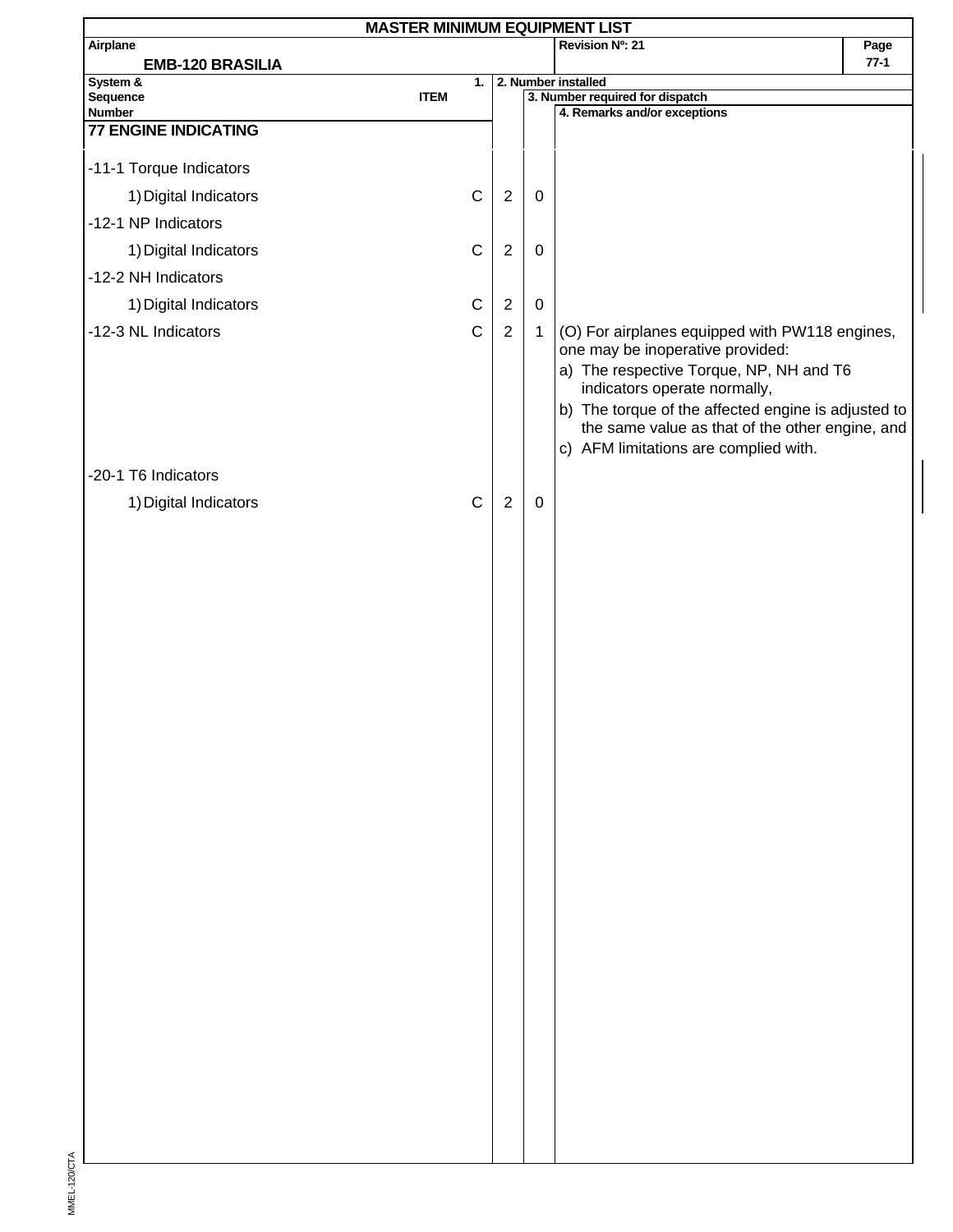# MASTER MINIMUM EQUIPMENT LIST

**Airplane:** EMB-120 BRASILIA

**Revision Nº:** 21

| System & Sequence Number / 1. ITEM | | 2. Number installed | 3. Number required for dispatch | 4. Remarks and/or exceptions |
|---|---|---|---|---|
| **77 ENGINE INDICATING** | | | | |
| -11-1 Torque Indicators | | | | |
| 1) Digital Indicators | C | 2 | 0 | |
| -12-1 NP Indicators | | | | |
| 1) Digital Indicators | C | 2 | 0 | |
| -12-2 NH Indicators | | | | |
| 1) Digital Indicators | C | 2 | 0 | |
| -12-3 NL Indicators | C | 2 | 1 | (O) For airplanes equipped with PW118 engines, one may be inoperative provided:<br>a) The respective Torque, NP, NH and T6 indicators operate normally,<br>b) The torque of the affected engine is adjusted to the same value as that of the other engine, and<br>c) AFM limitations are complied with. |
| -20-1 T6 Indicators | | | | |
| 1) Digital Indicators | C | 2 | 0 | |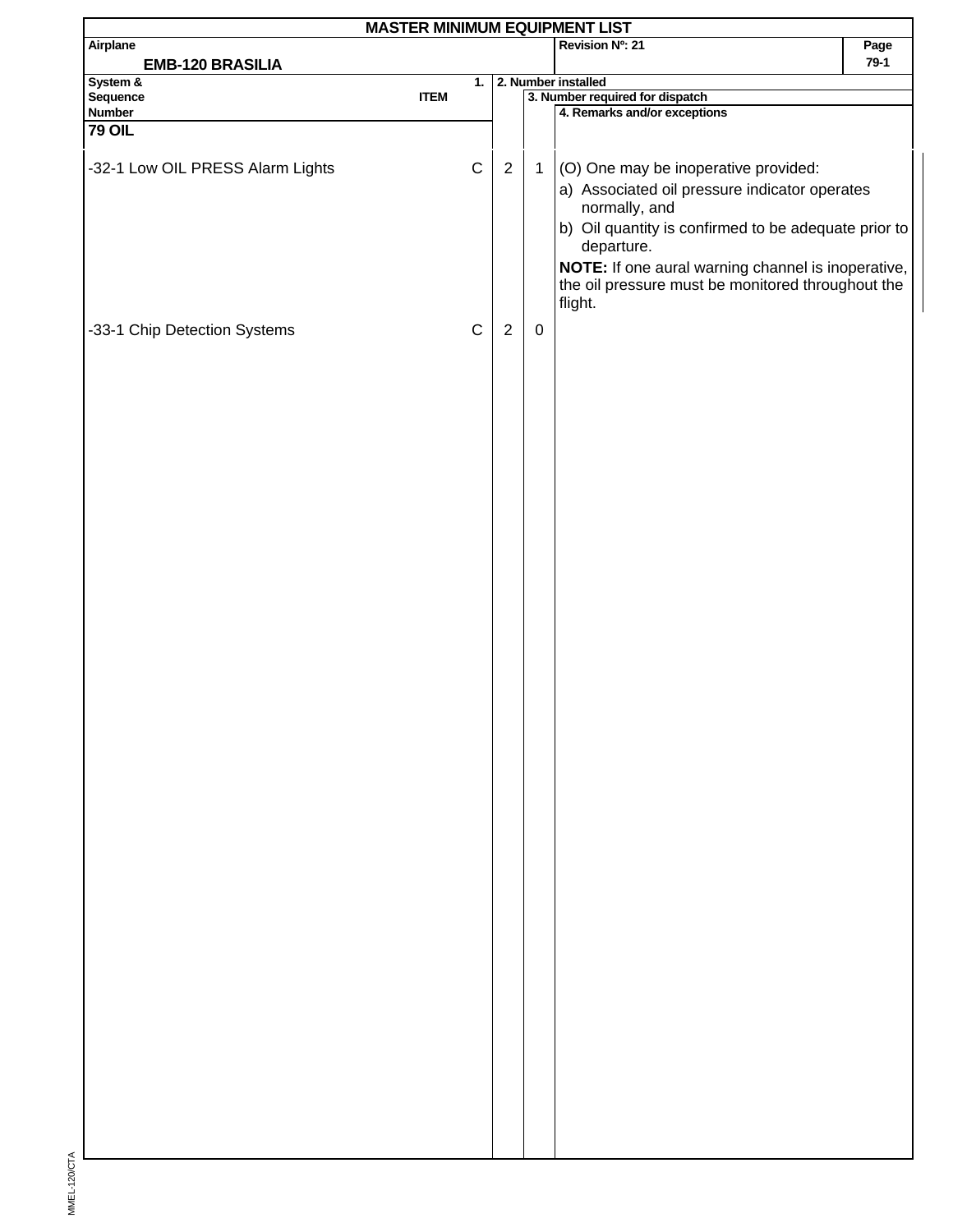# MASTER MINIMUM EQUIPMENT LIST

| Airplane | Revision Nº: 21 | Page |
|---|---|---|
| EMB-120 BRASILIA | | 79-1 |

| System & Sequence Number ITEM | 1. | 2. Number installed | 3. Number required for dispatch | 4. Remarks and/or exceptions |
|---|---|---|---|---|
| **79 OIL** | | | | |
| -32-1 Low OIL PRESS Alarm Lights | C | 2 | 1 | (O) One may be inoperative provided:<br>a) Associated oil pressure indicator operates normally, and<br>b) Oil quantity is confirmed to be adequate prior to departure.<br>**NOTE:** If one aural warning channel is inoperative, the oil pressure must be monitored throughout the flight. |
| -33-1 Chip Detection Systems | C | 2 | 0 | |

MMEL-120/CTA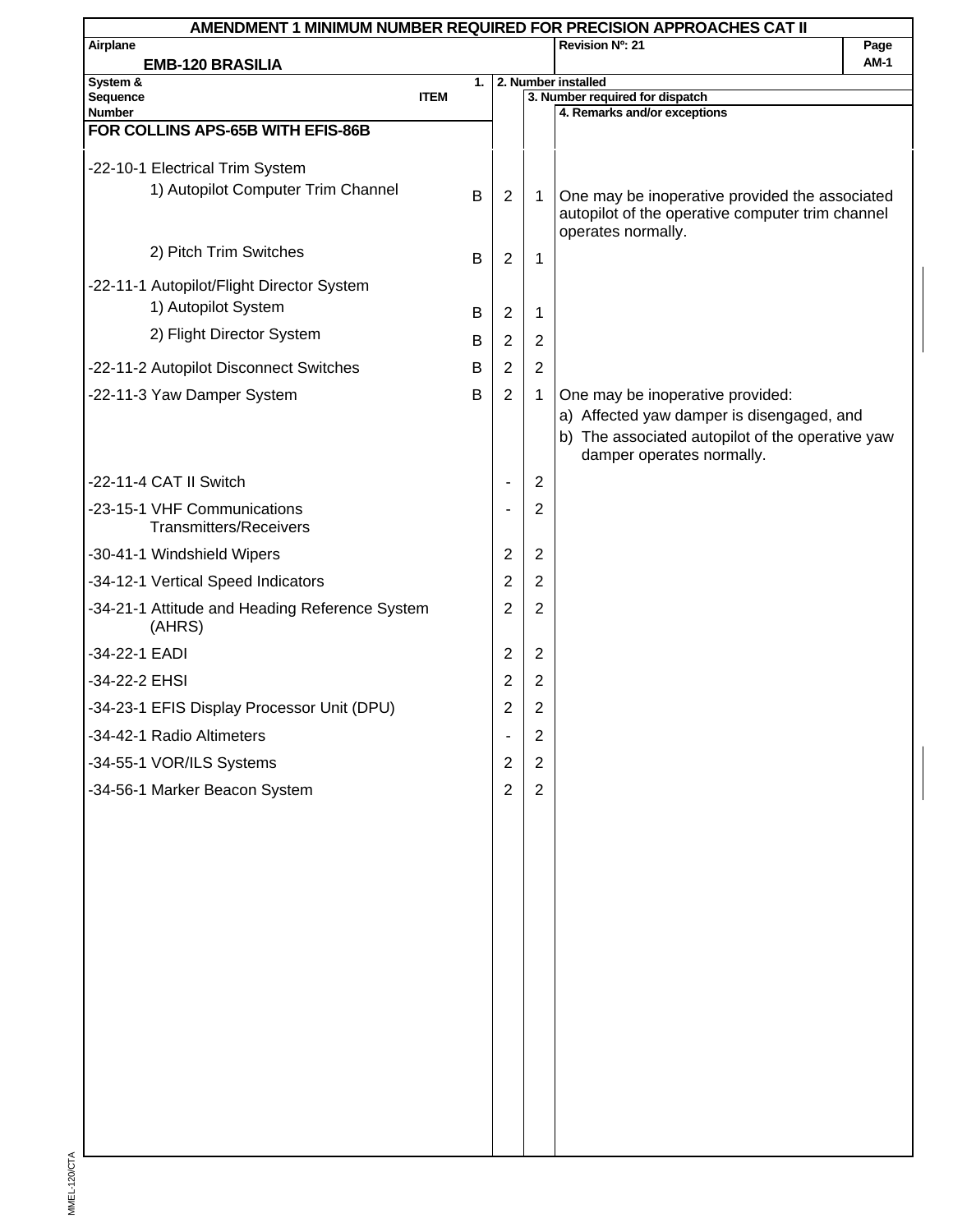# AMENDMENT 1 MINIMUM NUMBER REQUIRED FOR PRECISION APPROACHES CAT II

**Airplane:** EMB-120 BRASILIA

**Revision Nº: 21**

**Page AM-1**

| System & Sequence Number | ITEM | 1. | 2. Number installed | 3. Number required for dispatch | 4. Remarks and/or exceptions |
|---|---|---|---|---|---|
| **FOR COLLINS APS-65B WITH EFIS-86B** | | | | | |
| -22-10-1 Electrical Trim System | | | | | |
| | 1) Autopilot Computer Trim Channel | B | 2 | 1 | One may be inoperative provided the associated autopilot of the operative computer trim channel operates normally. |
| | 2) Pitch Trim Switches | B | 2 | 1 | |
| -22-11-1 Autopilot/Flight Director System | | | | | |
| | 1) Autopilot System | B | 2 | 1 | |
| | 2) Flight Director System | B | 2 | 2 | |
| -22-11-2 Autopilot Disconnect Switches | | B | 2 | 2 | |
| -22-11-3 Yaw Damper System | | B | 2 | 1 | One may be inoperative provided: a) Affected yaw damper is disengaged, and b) The associated autopilot of the operative yaw damper operates normally. |
| -22-11-4 CAT II Switch | | | - | 2 | |
| -23-15-1 VHF Communications Transmitters/Receivers | | | - | 2 | |
| -30-41-1 Windshield Wipers | | | 2 | 2 | |
| -34-12-1 Vertical Speed Indicators | | | 2 | 2 | |
| -34-21-1 Attitude and Heading Reference System (AHRS) | | | 2 | 2 | |
| -34-22-1 EADI | | | 2 | 2 | |
| -34-22-2 EHSI | | | 2 | 2 | |
| -34-23-1 EFIS Display Processor Unit (DPU) | | | 2 | 2 | |
| -34-42-1 Radio Altimeters | | | - | 2 | |
| -34-55-1 VOR/ILS Systems | | | 2 | 2 | |
| -34-56-1 Marker Beacon System | | | 2 | 2 | |